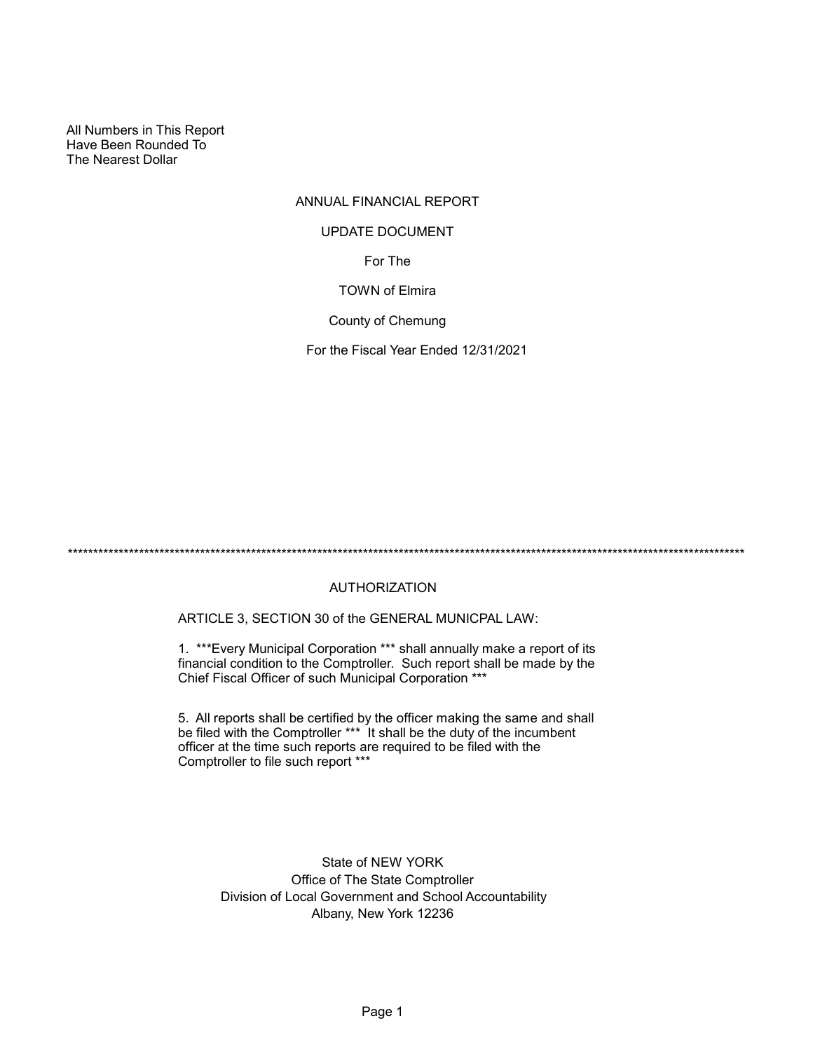All Numbers in This Report
Have Been Rounded To
The Nearest Dollar

# ANNUAL FINANCIAL REPORT

## UPDATE DOCUMENT

For The

TOWN of Elmira

County of Chemung

For the Fiscal Year Ended 12/31/2021

*******************************************************************************************************************************************

## AUTHORIZATION

ARTICLE 3, SECTION 30 of the GENERAL MUNICPAL LAW:

1. ***Every Municipal Corporation *** shall annually make a report of its financial condition to the Comptroller. Such report shall be made by the Chief Fiscal Officer of such Municipal Corporation ***

5. All reports shall be certified by the officer making the same and shall be filed with the Comptroller *** It shall be the duty of the incumbent officer at the time such reports are required to be filed with the Comptroller to file such report ***

State of NEW YORK
Office of The State Comptroller
Division of Local Government and School Accountability
Albany, New York 12236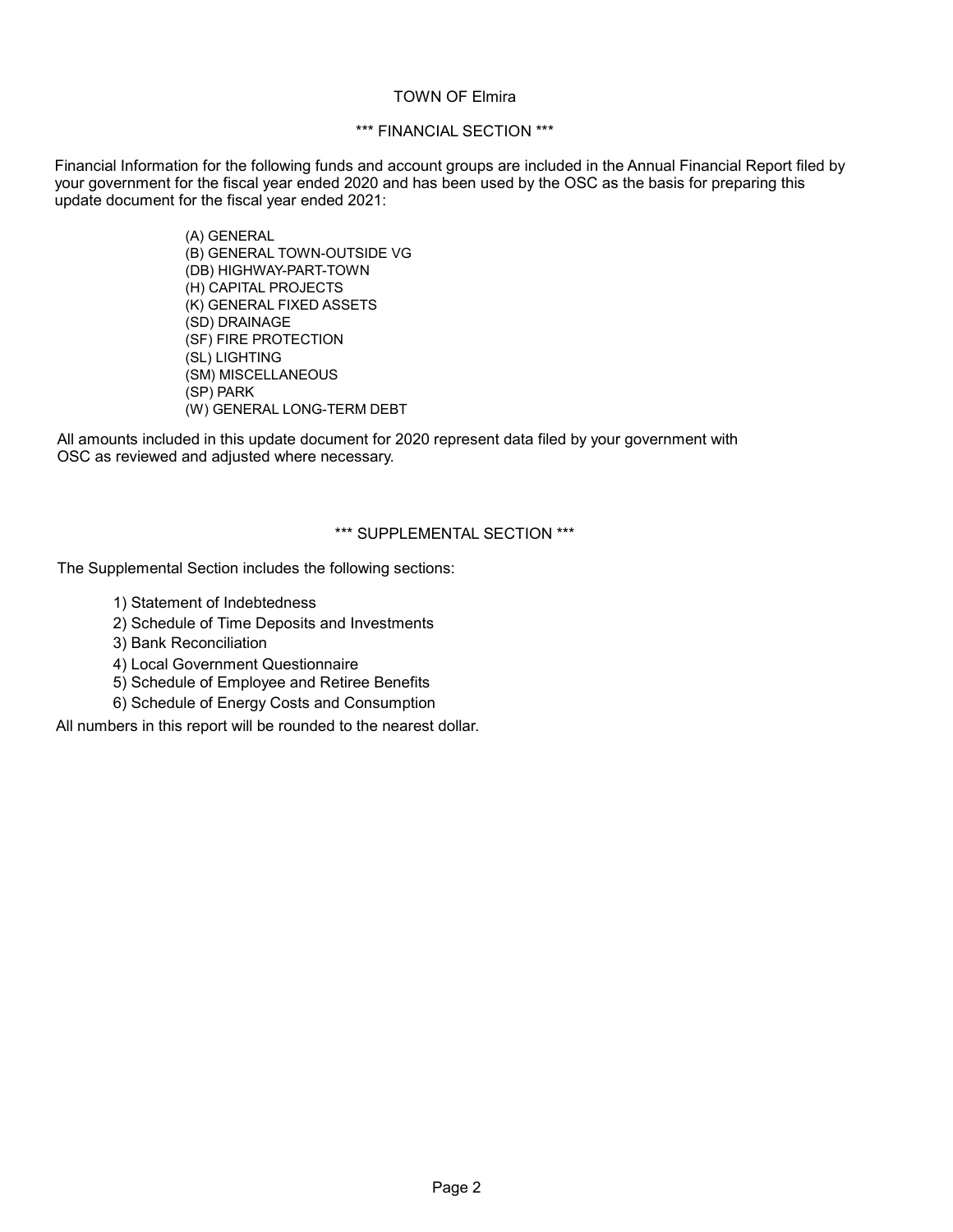# TOWN OF Elmira

## *** FINANCIAL SECTION ***

Financial Information for the following funds and account groups are included in the Annual Financial Report filed by your government for the fiscal year ended 2020 and has been used by the OSC as the basis for preparing this update document for the fiscal year ended 2021:

- (A) GENERAL
- (B) GENERAL TOWN-OUTSIDE VG
- (DB) HIGHWAY-PART-TOWN
- (H) CAPITAL PROJECTS
- (K) GENERAL FIXED ASSETS
- (SD) DRAINAGE
- (SF) FIRE PROTECTION
- (SL) LIGHTING
- (SM) MISCELLANEOUS
- (SP) PARK
- (W) GENERAL LONG-TERM DEBT

All amounts included in this update document for 2020 represent data filed by your government with OSC as reviewed and adjusted where necessary.

## *** SUPPLEMENTAL SECTION ***

The Supplemental Section includes the following sections:

1) Statement of Indebtedness
2) Schedule of Time Deposits and Investments
3) Bank Reconciliation
4) Local Government Questionnaire
5) Schedule of Employee and Retiree Benefits
6) Schedule of Energy Costs and Consumption

All numbers in this report will be rounded to the nearest dollar.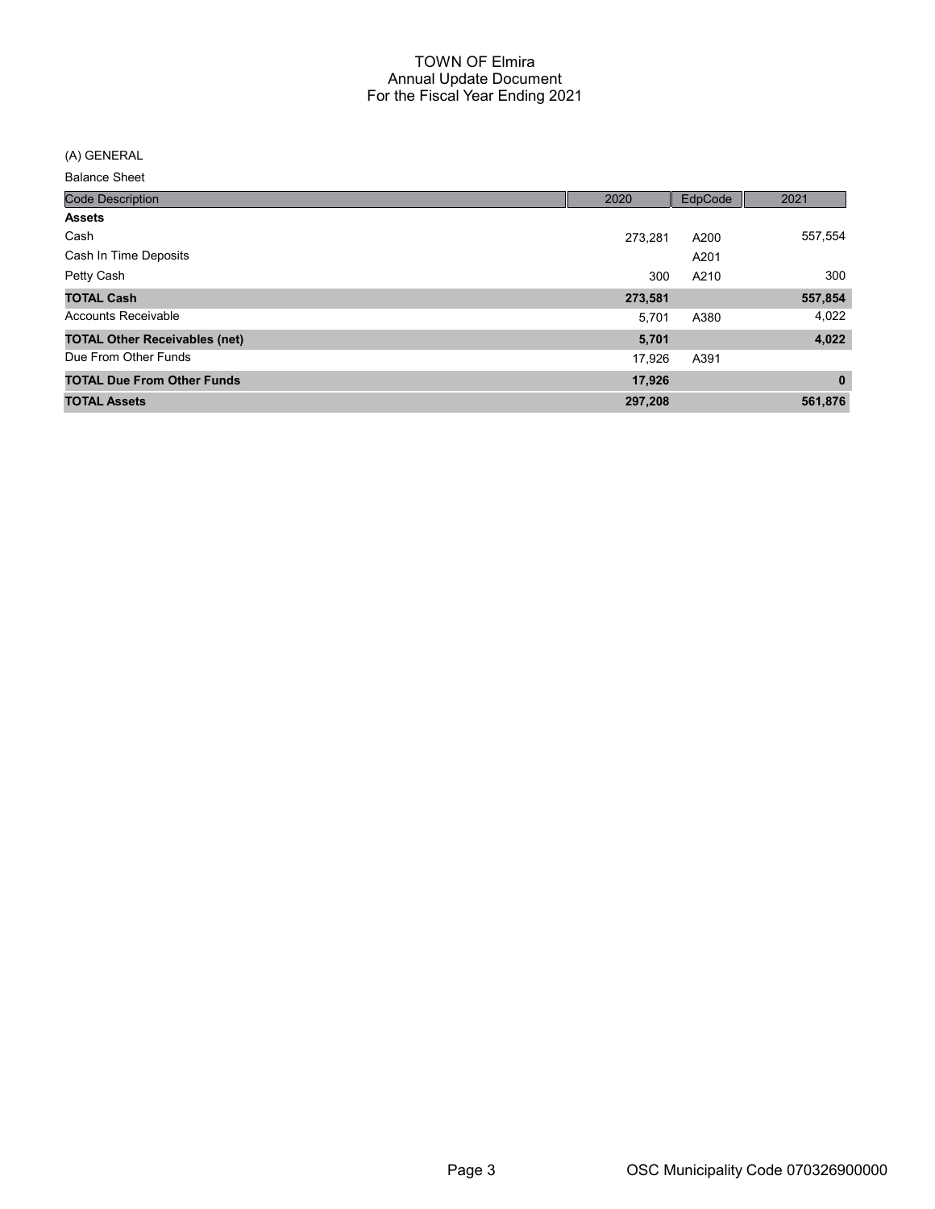# TOWN OF Elmira
## Annual Update Document
## For the Fiscal Year Ending 2021

(A) GENERAL

Balance Sheet

| Code Description | 2020 | EdpCode | 2021 |
|---|---|---|---|
| **Assets** | | | |
| Cash | 273,281 | A200 | 557,554 |
| Cash In Time Deposits | | A201 | |
| Petty Cash | 300 | A210 | 300 |
| **TOTAL Cash** | **273,581** | | **557,854** |
| Accounts Receivable | 5,701 | A380 | 4,022 |
| **TOTAL Other Receivables (net)** | **5,701** | | **4,022** |
| Due From Other Funds | 17,926 | A391 | |
| **TOTAL Due From Other Funds** | **17,926** | | **0** |
| **TOTAL Assets** | **297,208** | | **561,876** |

OSC Municipality Code 070326900000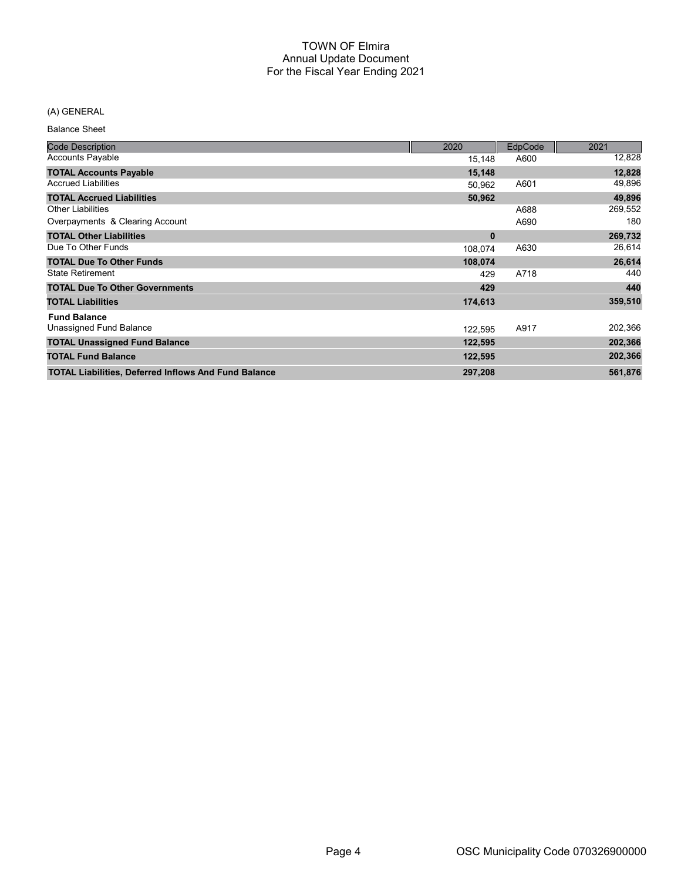# TOWN OF Elmira
## Annual Update Document
## For the Fiscal Year Ending 2021

(A) GENERAL

Balance Sheet

| Code Description | 2020 | EdpCode | 2021 |
|---|---|---|---|
| Accounts Payable | 15,148 | A600 | 12,828 |
| **TOTAL Accounts Payable** | **15,148** | | **12,828** |
| Accrued Liabilities | 50,962 | A601 | 49,896 |
| **TOTAL Accrued Liabilities** | **50,962** | | **49,896** |
| Other Liabilities | | A688 | 269,552 |
| Overpayments & Clearing Account | | A690 | 180 |
| **TOTAL Other Liabilities** | **0** | | **269,732** |
| Due To Other Funds | 108,074 | A630 | 26,614 |
| **TOTAL Due To Other Funds** | **108,074** | | **26,614** |
| State Retirement | 429 | A718 | 440 |
| **TOTAL Due To Other Governments** | **429** | | **440** |
| **TOTAL Liabilities** | **174,613** | | **359,510** |
| **Fund Balance** | | | |
| Unassigned Fund Balance | 122,595 | A917 | 202,366 |
| **TOTAL Unassigned Fund Balance** | **122,595** | | **202,366** |
| **TOTAL Fund Balance** | **122,595** | | **202,366** |
| **TOTAL Liabilities, Deferred Inflows And Fund Balance** | **297,208** | | **561,876** |

OSC Municipality Code 070326900000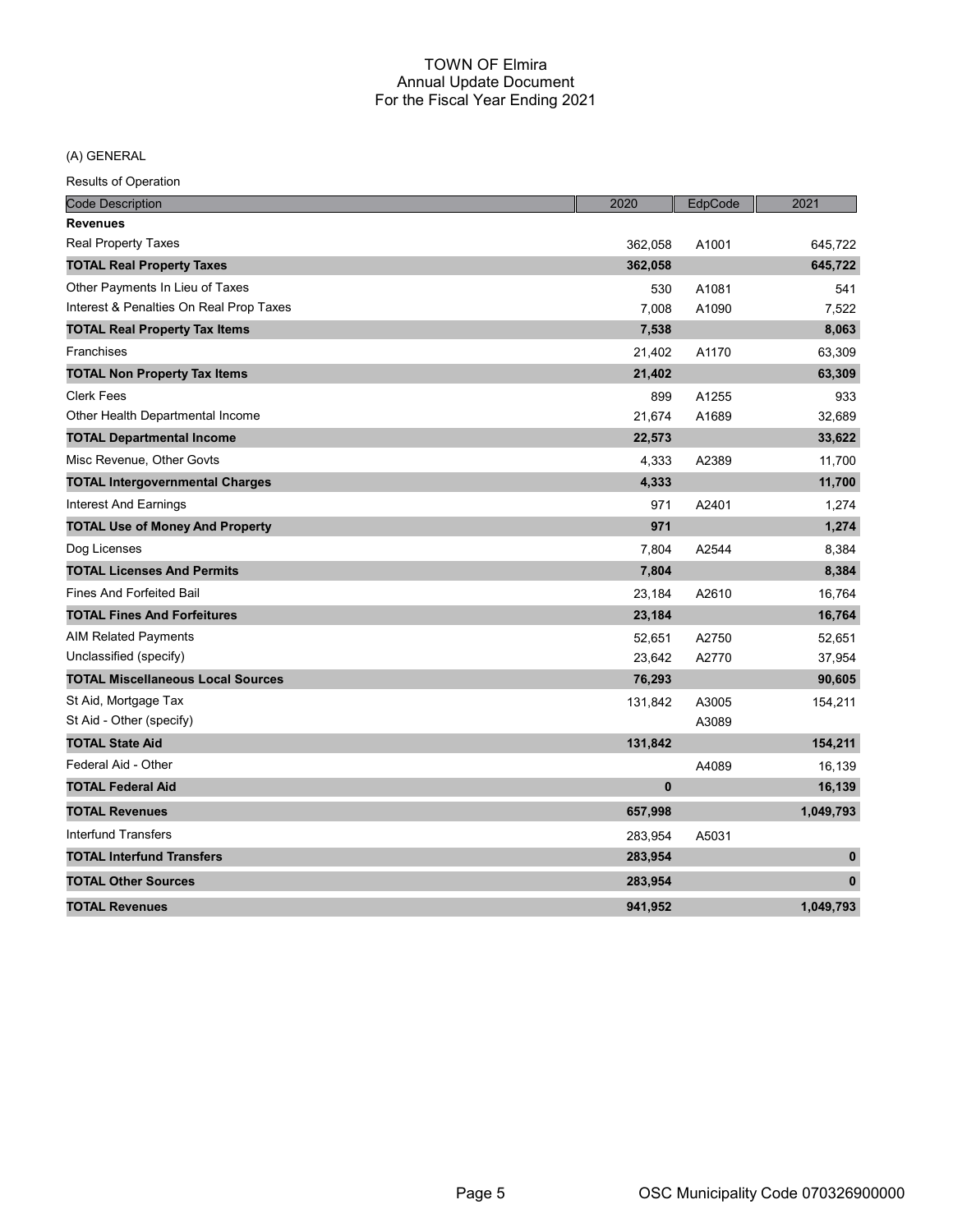# TOWN OF Elmira
## Annual Update Document
## For the Fiscal Year Ending 2021

(A) GENERAL

Results of Operation

| Code Description | 2020 | EdpCode | 2021 |
|---|---|---|---|
| **Revenues** | | | |
| Real Property Taxes | 362,058 | A1001 | 645,722 |
| **TOTAL Real Property Taxes** | **362,058** | | **645,722** |
| Other Payments In Lieu of Taxes | 530 | A1081 | 541 |
| Interest & Penalties On Real Prop Taxes | 7,008 | A1090 | 7,522 |
| **TOTAL Real Property Tax Items** | **7,538** | | **8,063** |
| Franchises | 21,402 | A1170 | 63,309 |
| **TOTAL Non Property Tax Items** | **21,402** | | **63,309** |
| Clerk Fees | 899 | A1255 | 933 |
| Other Health Departmental Income | 21,674 | A1689 | 32,689 |
| **TOTAL Departmental Income** | **22,573** | | **33,622** |
| Misc Revenue, Other Govts | 4,333 | A2389 | 11,700 |
| **TOTAL Intergovernmental Charges** | **4,333** | | **11,700** |
| Interest And Earnings | 971 | A2401 | 1,274 |
| **TOTAL Use of Money And Property** | **971** | | **1,274** |
| Dog Licenses | 7,804 | A2544 | 8,384 |
| **TOTAL Licenses And Permits** | **7,804** | | **8,384** |
| Fines And Forfeited Bail | 23,184 | A2610 | 16,764 |
| **TOTAL Fines And Forfeitures** | **23,184** | | **16,764** |
| AIM Related Payments | 52,651 | A2750 | 52,651 |
| Unclassified (specify) | 23,642 | A2770 | 37,954 |
| **TOTAL Miscellaneous Local Sources** | **76,293** | | **90,605** |
| St Aid, Mortgage Tax | 131,842 | A3005 | 154,211 |
| St Aid - Other (specify) | | A3089 | |
| **TOTAL State Aid** | **131,842** | | **154,211** |
| Federal Aid - Other | | A4089 | 16,139 |
| **TOTAL Federal Aid** | **0** | | **16,139** |
| **TOTAL Revenues** | **657,998** | | **1,049,793** |
| Interfund Transfers | 283,954 | A5031 | |
| **TOTAL Interfund Transfers** | **283,954** | | **0** |
| **TOTAL Other Sources** | **283,954** | | **0** |
| **TOTAL Revenues** | **941,952** | | **1,049,793** |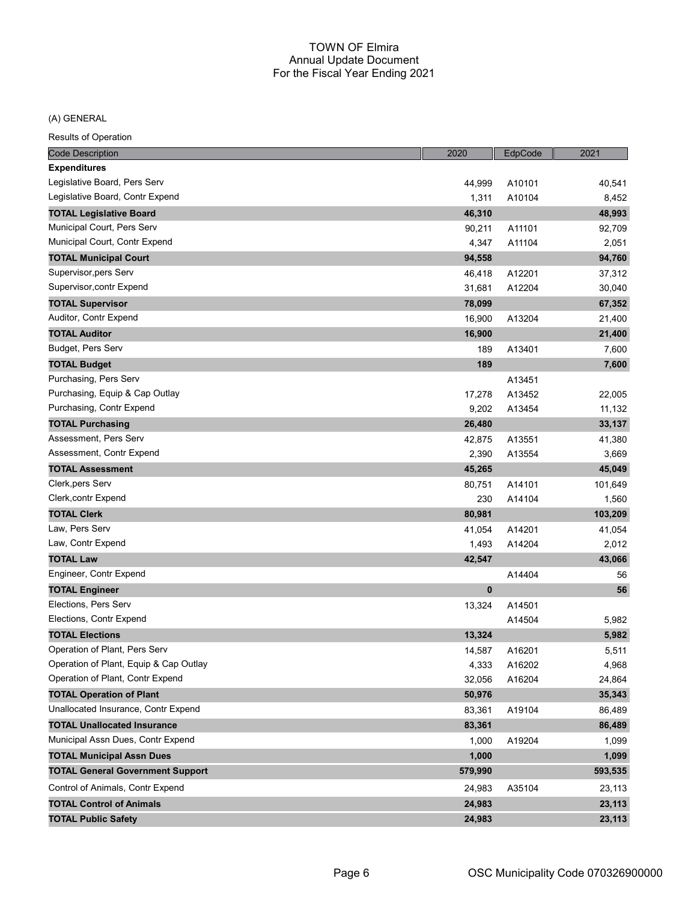# TOWN OF Elmira
## Annual Update Document
## For the Fiscal Year Ending 2021

(A) GENERAL

Results of Operation

| Code Description | 2020 | EdpCode | 2021 |
|---|---|---|---|
| **Expenditures** | | | |
| Legislative Board, Pers Serv | 44,999 | A10101 | 40,541 |
| Legislative Board, Contr Expend | 1,311 | A10104 | 8,452 |
| **TOTAL Legislative Board** | **46,310** | | **48,993** |
| Municipal Court, Pers Serv | 90,211 | A11101 | 92,709 |
| Municipal Court, Contr Expend | 4,347 | A11104 | 2,051 |
| **TOTAL Municipal Court** | **94,558** | | **94,760** |
| Supervisor,pers Serv | 46,418 | A12201 | 37,312 |
| Supervisor,contr Expend | 31,681 | A12204 | 30,040 |
| **TOTAL Supervisor** | **78,099** | | **67,352** |
| Auditor, Contr Expend | 16,900 | A13204 | 21,400 |
| **TOTAL Auditor** | **16,900** | | **21,400** |
| Budget, Pers Serv | 189 | A13401 | 7,600 |
| **TOTAL Budget** | **189** | | **7,600** |
| Purchasing, Pers Serv | | A13451 | |
| Purchasing, Equip & Cap Outlay | 17,278 | A13452 | 22,005 |
| Purchasing, Contr Expend | 9,202 | A13454 | 11,132 |
| **TOTAL Purchasing** | **26,480** | | **33,137** |
| Assessment, Pers Serv | 42,875 | A13551 | 41,380 |
| Assessment, Contr Expend | 2,390 | A13554 | 3,669 |
| **TOTAL Assessment** | **45,265** | | **45,049** |
| Clerk,pers Serv | 80,751 | A14101 | 101,649 |
| Clerk,contr Expend | 230 | A14104 | 1,560 |
| **TOTAL Clerk** | **80,981** | | **103,209** |
| Law, Pers Serv | 41,054 | A14201 | 41,054 |
| Law, Contr Expend | 1,493 | A14204 | 2,012 |
| **TOTAL Law** | **42,547** | | **43,066** |
| Engineer, Contr Expend | | A14404 | 56 |
| **TOTAL Engineer** | **0** | | **56** |
| Elections, Pers Serv | 13,324 | A14501 | |
| Elections, Contr Expend | | A14504 | 5,982 |
| **TOTAL Elections** | **13,324** | | **5,982** |
| Operation of Plant, Pers Serv | 14,587 | A16201 | 5,511 |
| Operation of Plant, Equip & Cap Outlay | 4,333 | A16202 | 4,968 |
| Operation of Plant, Contr Expend | 32,056 | A16204 | 24,864 |
| **TOTAL Operation of Plant** | **50,976** | | **35,343** |
| Unallocated Insurance, Contr Expend | 83,361 | A19104 | 86,489 |
| **TOTAL Unallocated Insurance** | **83,361** | | **86,489** |
| Municipal Assn Dues, Contr Expend | 1,000 | A19204 | 1,099 |
| **TOTAL Municipal Assn Dues** | **1,000** | | **1,099** |
| **TOTAL General Government Support** | **579,990** | | **593,535** |
| Control of Animals, Contr Expend | 24,983 | A35104 | 23,113 |
| **TOTAL Control of Animals** | **24,983** | | **23,113** |
| **TOTAL Public Safety** | **24,983** | | **23,113** |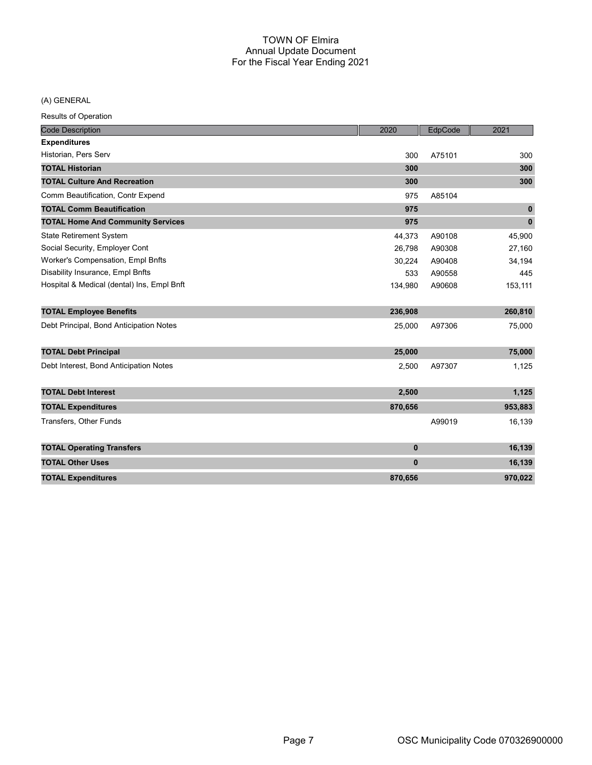# TOWN OF Elmira
## Annual Update Document
## For the Fiscal Year Ending 2021

(A) GENERAL

Results of Operation

| Code Description | 2020 | EdpCode | 2021 |
|---|---|---|---|
| **Expenditures** | | | |
| Historian, Pers Serv | 300 | A75101 | 300 |
| **TOTAL Historian** | **300** | | **300** |
| **TOTAL Culture And Recreation** | **300** | | **300** |
| Comm Beautification, Contr Expend | 975 | A85104 | |
| **TOTAL Comm Beautification** | **975** | | **0** |
| **TOTAL Home And Community Services** | **975** | | **0** |
| State Retirement System | 44,373 | A90108 | 45,900 |
| Social Security, Employer Cont | 26,798 | A90308 | 27,160 |
| Worker's Compensation, Empl Bnfts | 30,224 | A90408 | 34,194 |
| Disability Insurance, Empl Bnfts | 533 | A90558 | 445 |
| Hospital & Medical (dental) Ins, Empl Bnft | 134,980 | A90608 | 153,111 |
| **TOTAL Employee Benefits** | **236,908** | | **260,810** |
| Debt Principal, Bond Anticipation Notes | 25,000 | A97306 | 75,000 |
| **TOTAL Debt Principal** | **25,000** | | **75,000** |
| Debt Interest, Bond Anticipation Notes | 2,500 | A97307 | 1,125 |
| **TOTAL Debt Interest** | **2,500** | | **1,125** |
| **TOTAL Expenditures** | **870,656** | | **953,883** |
| Transfers, Other Funds | | A99019 | 16,139 |
| **TOTAL Operating Transfers** | **0** | | **16,139** |
| **TOTAL Other Uses** | **0** | | **16,139** |
| **TOTAL Expenditures** | **870,656** | | **970,022** |

OSC Municipality Code 070326900000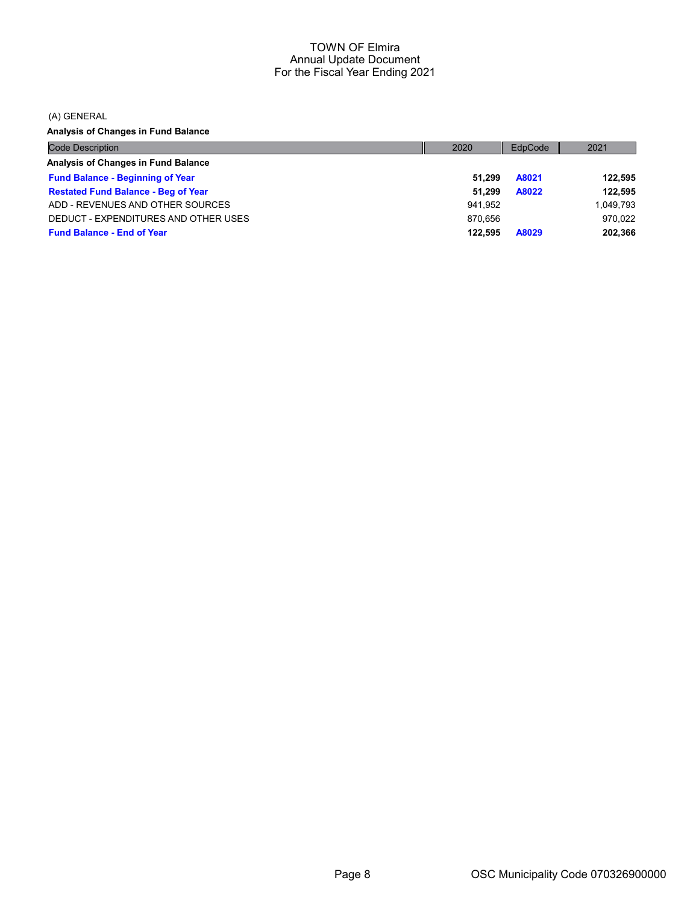# TOWN OF Elmira
## Annual Update Document
### For the Fiscal Year Ending 2021

(A) GENERAL

**Analysis of Changes in Fund Balance**

| Code Description | 2020 | EdpCode | 2021 |
|---|---|---|---|
| **Analysis of Changes in Fund Balance** | | | |
| **Fund Balance - Beginning of Year** | **51,299** | **A8021** | **122,595** |
| **Restated Fund Balance - Beg of Year** | **51,299** | **A8022** | **122,595** |
| ADD - REVENUES AND OTHER SOURCES | 941,952 | | 1,049,793 |
| DEDUCT - EXPENDITURES AND OTHER USES | 870,656 | | 970,022 |
| **Fund Balance - End of Year** | **122,595** | **A8029** | **202,366** |

OSC Municipality Code 070326900000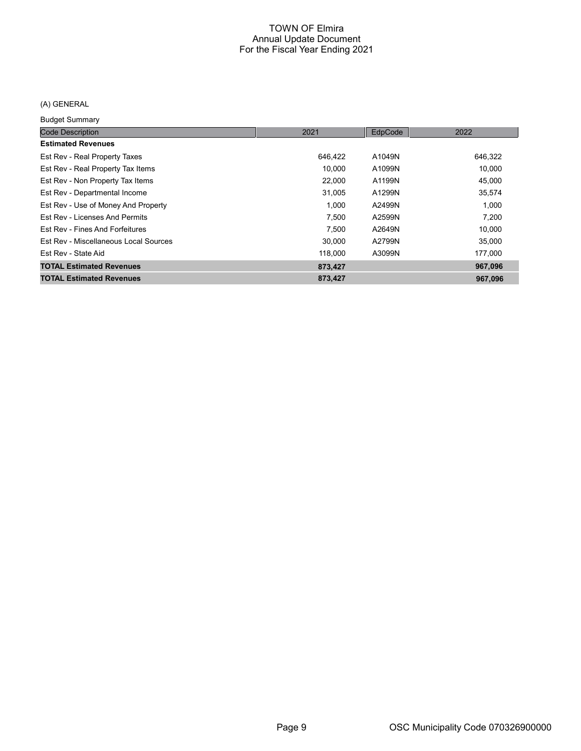# TOWN OF Elmira
## Annual Update Document
## For the Fiscal Year Ending 2021

(A) GENERAL

Budget Summary

| Code Description | 2021 | EdpCode | 2022 |
|---|---|---|---|
| **Estimated Revenues** | | | |
| Est Rev - Real Property Taxes | 646,422 | A1049N | 646,322 |
| Est Rev - Real Property Tax Items | 10,000 | A1099N | 10,000 |
| Est Rev - Non Property Tax Items | 22,000 | A1199N | 45,000 |
| Est Rev - Departmental Income | 31,005 | A1299N | 35,574 |
| Est Rev - Use of Money And Property | 1,000 | A2499N | 1,000 |
| Est Rev - Licenses And Permits | 7,500 | A2599N | 7,200 |
| Est Rev - Fines And Forfeitures | 7,500 | A2649N | 10,000 |
| Est Rev - Miscellaneous Local Sources | 30,000 | A2799N | 35,000 |
| Est Rev - State Aid | 118,000 | A3099N | 177,000 |
| **TOTAL Estimated Revenues** | **873,427** | | **967,096** |
| **TOTAL Estimated Revenues** | **873,427** | | **967,096** |

OSC Municipality Code 070326900000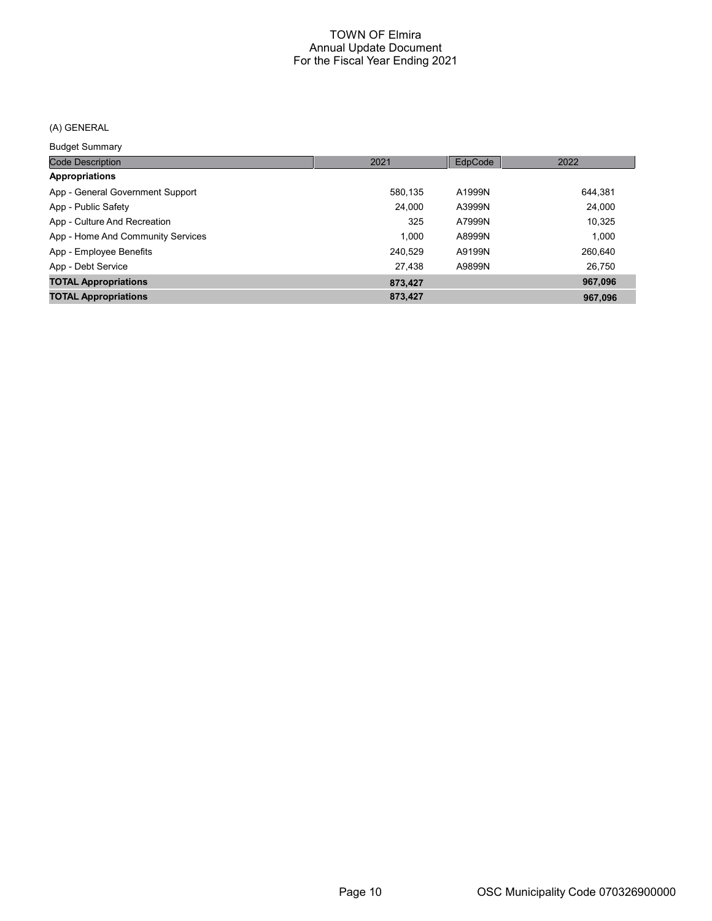# TOWN OF Elmira
## Annual Update Document
## For the Fiscal Year Ending 2021

(A) GENERAL

Budget Summary

| Code Description | 2021 | EdpCode | 2022 |
|---|---|---|---|
| **Appropriations** | | | |
| App - General Government Support | 580,135 | A1999N | 644,381 |
| App - Public Safety | 24,000 | A3999N | 24,000 |
| App - Culture And Recreation | 325 | A7999N | 10,325 |
| App - Home And Community Services | 1,000 | A8999N | 1,000 |
| App - Employee Benefits | 240,529 | A9199N | 260,640 |
| App - Debt Service | 27,438 | A9899N | 26,750 |
| **TOTAL Appropriations** | **873,427** | | **967,096** |
| **TOTAL Appropriations** | **873,427** | | **967,096** |

OSC Municipality Code 070326900000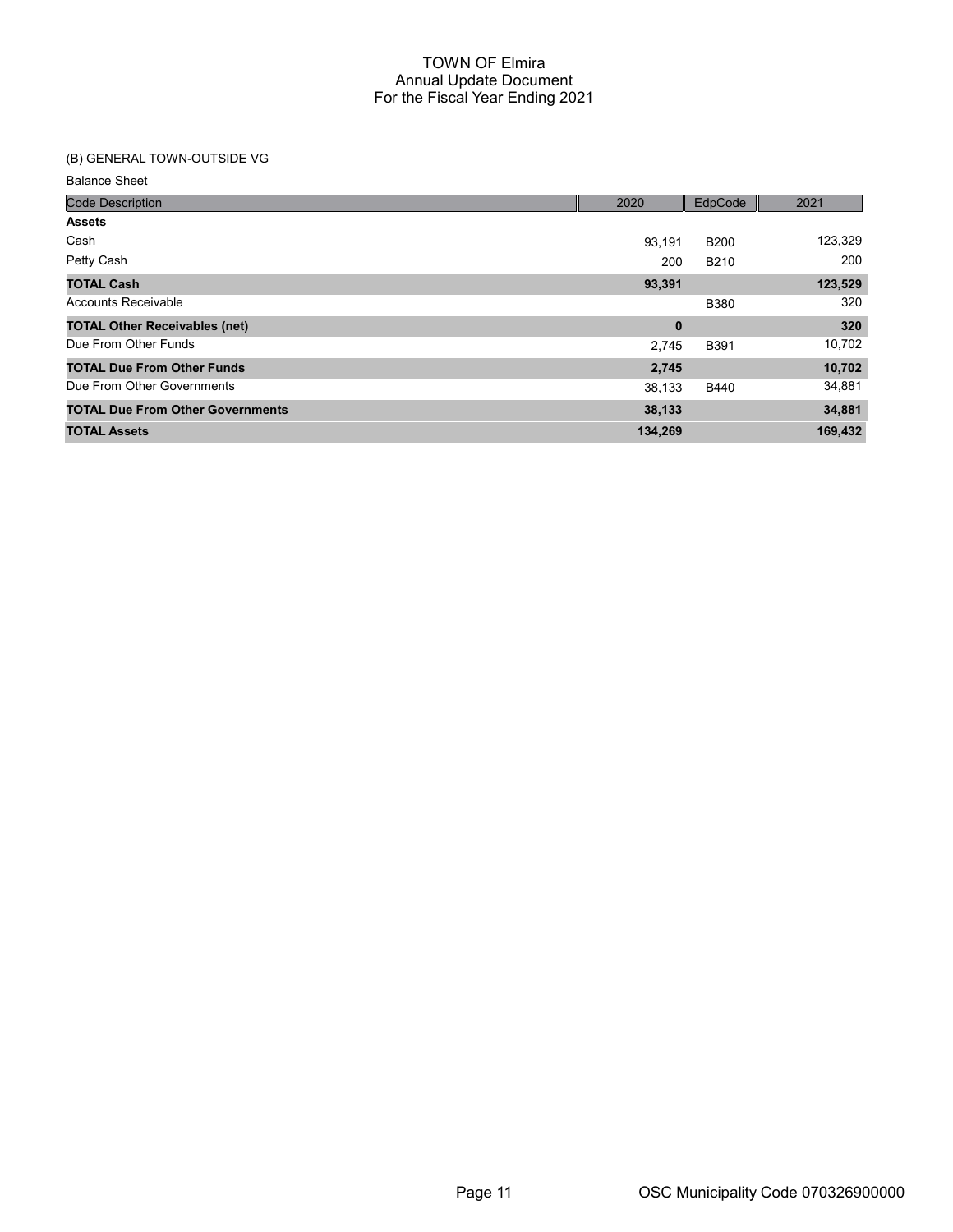# TOWN OF Elmira
## Annual Update Document
## For the Fiscal Year Ending 2021

(B) GENERAL TOWN-OUTSIDE VG

Balance Sheet

| Code Description | 2020 | EdpCode | 2021 |
|---|---|---|---|
| **Assets** | | | |
| Cash | 93,191 | B200 | 123,329 |
| Petty Cash | 200 | B210 | 200 |
| **TOTAL Cash** | **93,391** | | **123,529** |
| Accounts Receivable | | B380 | 320 |
| **TOTAL Other Receivables (net)** | **0** | | **320** |
| Due From Other Funds | 2,745 | B391 | 10,702 |
| **TOTAL Due From Other Funds** | **2,745** | | **10,702** |
| Due From Other Governments | 38,133 | B440 | 34,881 |
| **TOTAL Due From Other Governments** | **38,133** | | **34,881** |
| **TOTAL Assets** | **134,269** | | **169,432** |

OSC Municipality Code 070326900000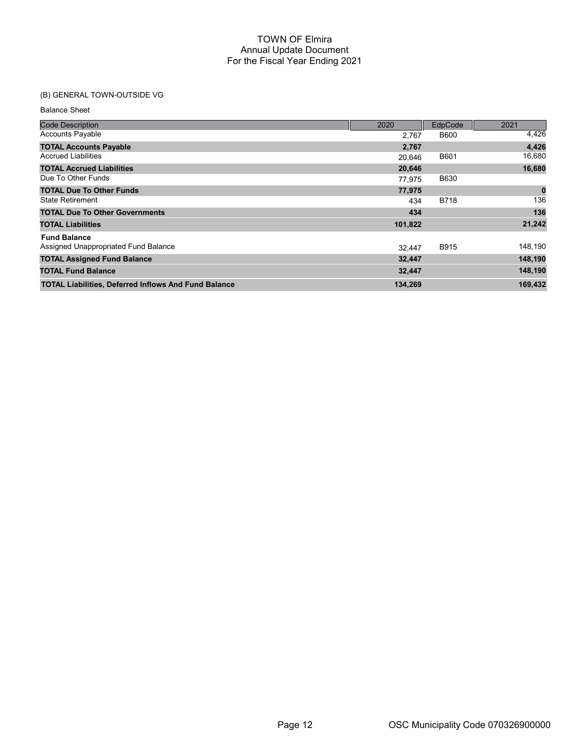# TOWN OF Elmira
## Annual Update Document
## For the Fiscal Year Ending 2021

(B) GENERAL TOWN-OUTSIDE VG

Balance Sheet

| Code Description | 2020 | EdpCode | 2021 |
|---|---|---|---|
| Accounts Payable | 2,767 | B600 | 4,426 |
| **TOTAL Accounts Payable** | **2,767** | | **4,426** |
| Accrued Liabilities | 20,646 | B601 | 16,680 |
| **TOTAL Accrued Liabilities** | **20,646** | | **16,680** |
| Due To Other Funds | 77,975 | B630 | |
| **TOTAL Due To Other Funds** | **77,975** | | **0** |
| State Retirement | 434 | B718 | 136 |
| **TOTAL Due To Other Governments** | **434** | | **136** |
| **TOTAL Liabilities** | **101,822** | | **21,242** |
| **Fund Balance** | | | |
| Assigned Unappropriated Fund Balance | 32,447 | B915 | 148,190 |
| **TOTAL Assigned Fund Balance** | **32,447** | | **148,190** |
| **TOTAL Fund Balance** | **32,447** | | **148,190** |
| **TOTAL Liabilities, Deferred Inflows And Fund Balance** | **134,269** | | **169,432** |

OSC Municipality Code 070326900000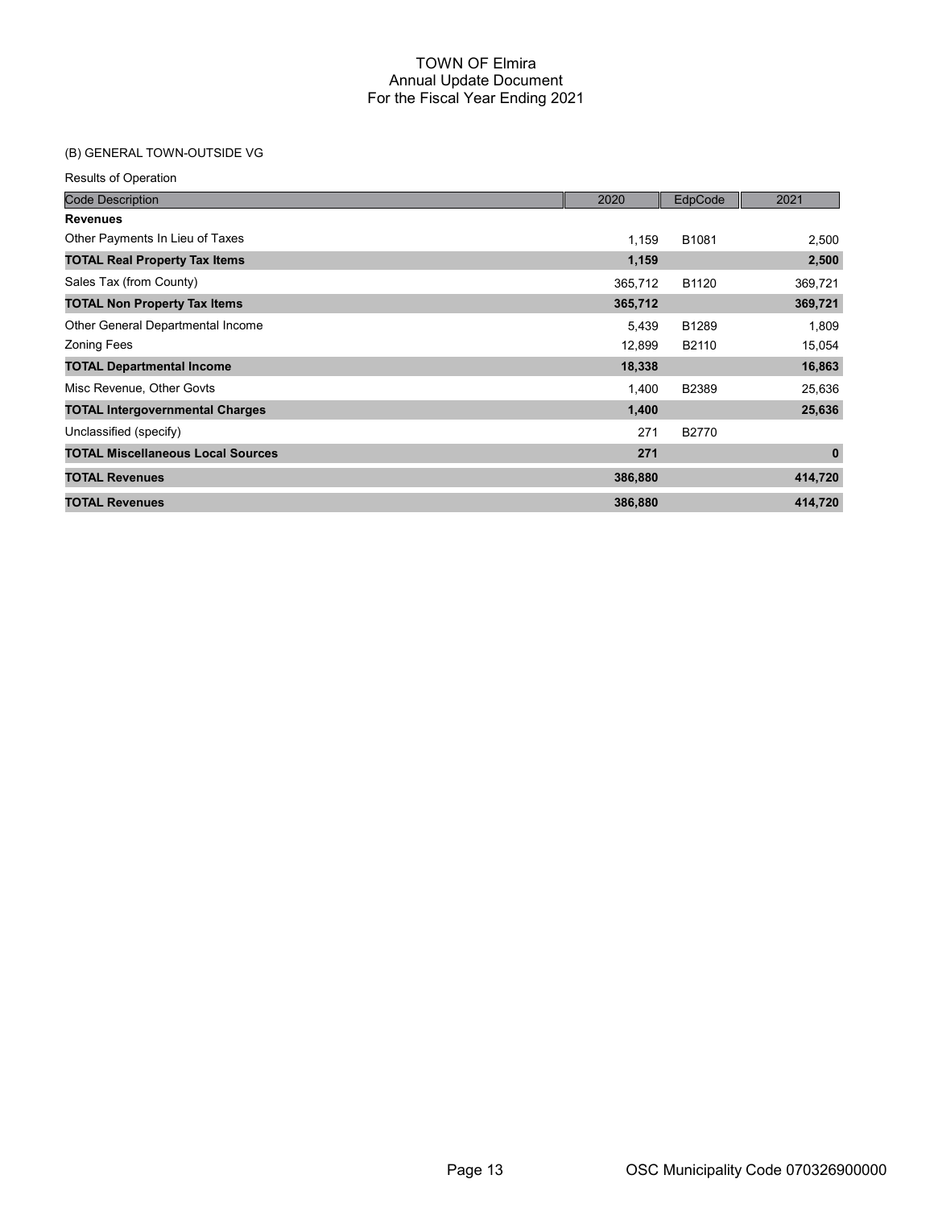# TOWN OF Elmira
## Annual Update Document
## For the Fiscal Year Ending 2021

(B) GENERAL TOWN-OUTSIDE VG

Results of Operation

| Code Description | 2020 | EdpCode | 2021 |
|---|---|---|---|
| **Revenues** | | | |
| Other Payments In Lieu of Taxes | 1,159 | B1081 | 2,500 |
| **TOTAL Real Property Tax Items** | **1,159** | | **2,500** |
| Sales Tax (from County) | 365,712 | B1120 | 369,721 |
| **TOTAL Non Property Tax Items** | **365,712** | | **369,721** |
| Other General Departmental Income | 5,439 | B1289 | 1,809 |
| Zoning Fees | 12,899 | B2110 | 15,054 |
| **TOTAL Departmental Income** | **18,338** | | **16,863** |
| Misc Revenue, Other Govts | 1,400 | B2389 | 25,636 |
| **TOTAL Intergovernmental Charges** | **1,400** | | **25,636** |
| Unclassified (specify) | 271 | B2770 | |
| **TOTAL Miscellaneous Local Sources** | **271** | | **0** |
| **TOTAL Revenues** | **386,880** | | **414,720** |
| **TOTAL Revenues** | **386,880** | | **414,720** |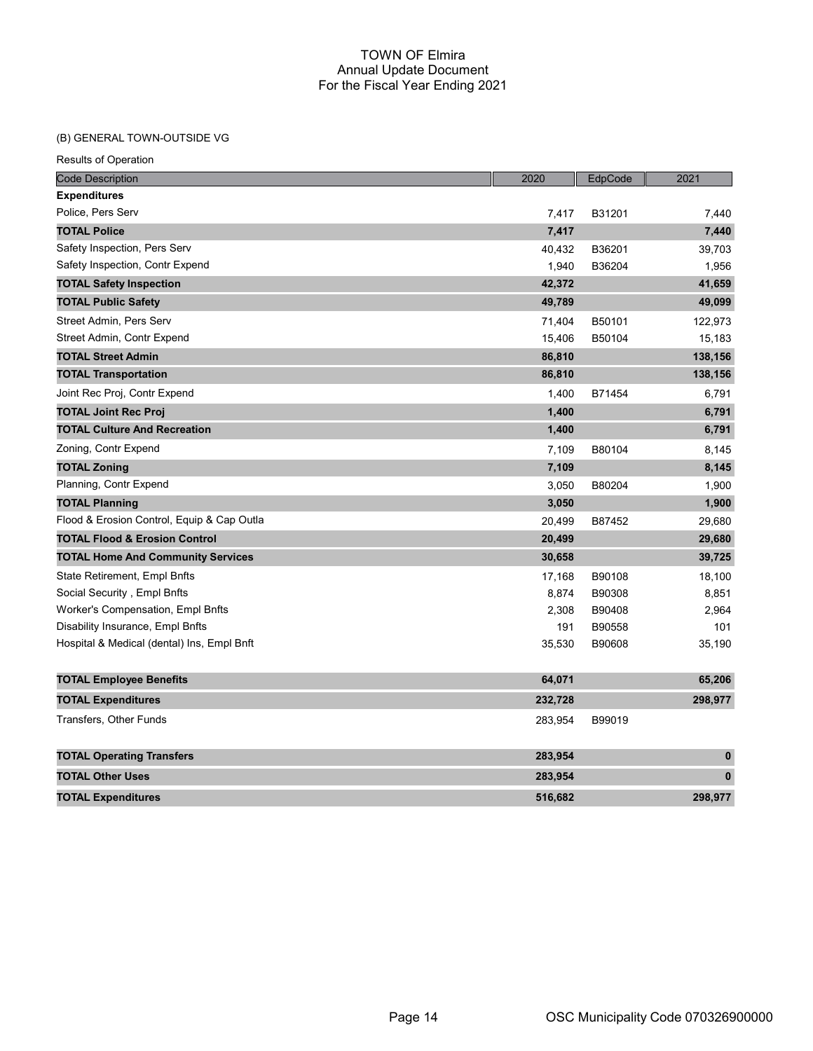# TOWN OF Elmira
## Annual Update Document
## For the Fiscal Year Ending 2021

(B) GENERAL TOWN-OUTSIDE VG

Results of Operation

| Code Description | 2020 | EdpCode | 2021 |
|---|---|---|---|
| **Expenditures** | | | |
| Police, Pers Serv | 7,417 | B31201 | 7,440 |
| **TOTAL Police** | **7,417** | | **7,440** |
| Safety Inspection, Pers Serv | 40,432 | B36201 | 39,703 |
| Safety Inspection, Contr Expend | 1,940 | B36204 | 1,956 |
| **TOTAL Safety Inspection** | **42,372** | | **41,659** |
| **TOTAL Public Safety** | **49,789** | | **49,099** |
| Street Admin, Pers Serv | 71,404 | B50101 | 122,973 |
| Street Admin, Contr Expend | 15,406 | B50104 | 15,183 |
| **TOTAL Street Admin** | **86,810** | | **138,156** |
| **TOTAL Transportation** | **86,810** | | **138,156** |
| Joint Rec Proj, Contr Expend | 1,400 | B71454 | 6,791 |
| **TOTAL Joint Rec Proj** | **1,400** | | **6,791** |
| **TOTAL Culture And Recreation** | **1,400** | | **6,791** |
| Zoning, Contr Expend | 7,109 | B80104 | 8,145 |
| **TOTAL Zoning** | **7,109** | | **8,145** |
| Planning, Contr Expend | 3,050 | B80204 | 1,900 |
| **TOTAL Planning** | **3,050** | | **1,900** |
| Flood & Erosion Control, Equip & Cap Outla | 20,499 | B87452 | 29,680 |
| **TOTAL Flood & Erosion Control** | **20,499** | | **29,680** |
| **TOTAL Home And Community Services** | **30,658** | | **39,725** |
| State Retirement, Empl Bnfts | 17,168 | B90108 | 18,100 |
| Social Security , Empl Bnfts | 8,874 | B90308 | 8,851 |
| Worker's Compensation, Empl Bnfts | 2,308 | B90408 | 2,964 |
| Disability Insurance, Empl Bnfts | 191 | B90558 | 101 |
| Hospital & Medical (dental) Ins, Empl Bnft | 35,530 | B90608 | 35,190 |
| **TOTAL Employee Benefits** | **64,071** | | **65,206** |
| **TOTAL Expenditures** | **232,728** | | **298,977** |
| Transfers, Other Funds | 283,954 | B99019 | |
| **TOTAL Operating Transfers** | **283,954** | | **0** |
| **TOTAL Other Uses** | **283,954** | | **0** |
| **TOTAL Expenditures** | **516,682** | | **298,977** |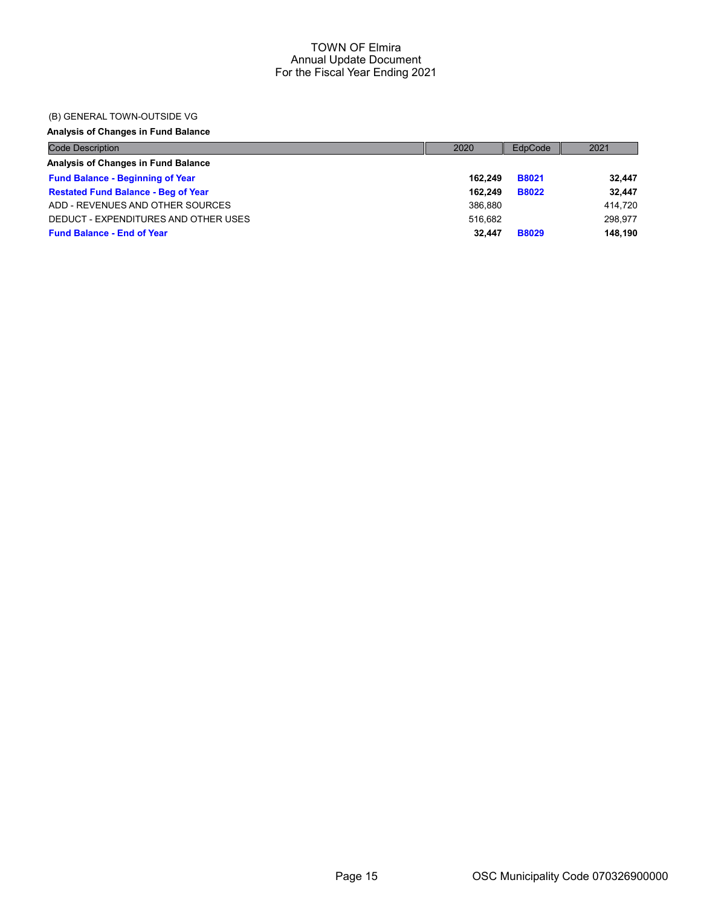# TOWN OF Elmira
## Annual Update Document
## For the Fiscal Year Ending 2021

(B) GENERAL TOWN-OUTSIDE VG

**Analysis of Changes in Fund Balance**

| Code Description | 2020 | EdpCode | 2021 |
|---|---|---|---|
| **Analysis of Changes in Fund Balance** | | | |
| **Fund Balance - Beginning of Year** | **162,249** | **B8021** | **32,447** |
| **Restated Fund Balance - Beg of Year** | **162,249** | **B8022** | **32,447** |
| ADD - REVENUES AND OTHER SOURCES | 386,880 | | 414,720 |
| DEDUCT - EXPENDITURES AND OTHER USES | 516,682 | | 298,977 |
| **Fund Balance - End of Year** | **32,447** | **B8029** | **148,190** |

OSC Municipality Code 070326900000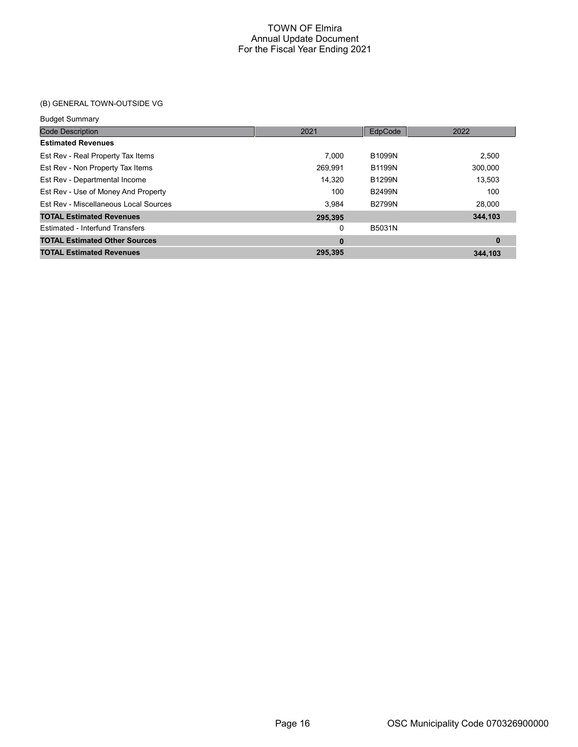# TOWN OF Elmira
## Annual Update Document
## For the Fiscal Year Ending 2021

### (B) GENERAL TOWN-OUTSIDE VG

Budget Summary

| Code Description | 2021 | EdpCode | 2022 |
|---|---|---|---|
| **Estimated Revenues** | | | |
| Est Rev - Real Property Tax Items | 7,000 | B1099N | 2,500 |
| Est Rev - Non Property Tax Items | 269,991 | B1199N | 300,000 |
| Est Rev - Departmental Income | 14,320 | B1299N | 13,503 |
| Est Rev - Use of Money And Property | 100 | B2499N | 100 |
| Est Rev - Miscellaneous Local Sources | 3,984 | B2799N | 28,000 |
| **TOTAL Estimated Revenues** | **295,395** | | **344,103** |
| Estimated - Interfund Transfers | 0 | B5031N | |
| **TOTAL Estimated Other Sources** | **0** | | **0** |
| **TOTAL Estimated Revenues** | **295,395** | | **344,103** |

OSC Municipality Code 070326900000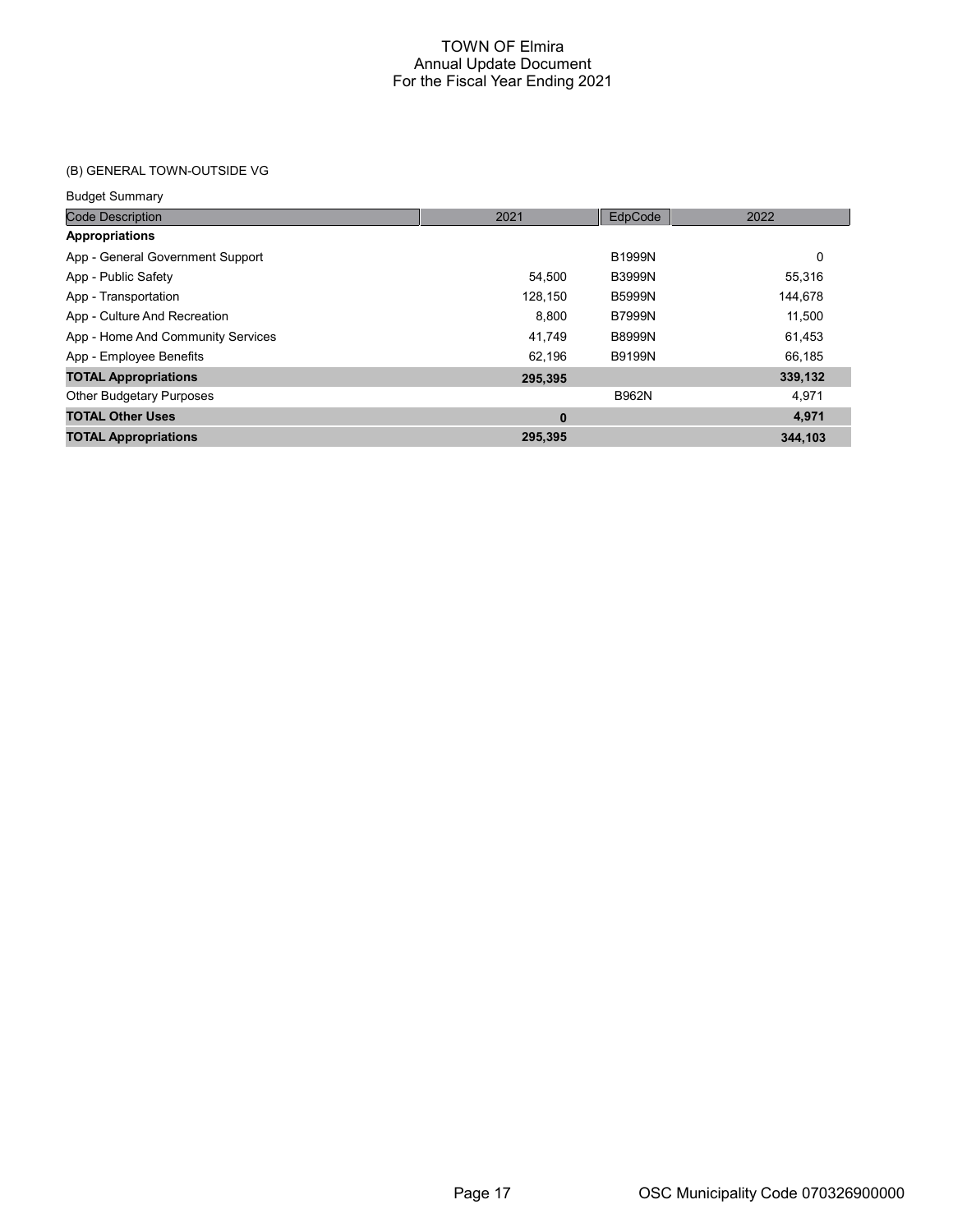# TOWN OF Elmira
## Annual Update Document
## For the Fiscal Year Ending 2021

### (B) GENERAL TOWN-OUTSIDE VG

Budget Summary

| Code Description | 2021 | EdpCode | 2022 |
|---|---|---|---|
| **Appropriations** | | | |
| App - General Government Support | | B1999N | 0 |
| App - Public Safety | 54,500 | B3999N | 55,316 |
| App - Transportation | 128,150 | B5999N | 144,678 |
| App - Culture And Recreation | 8,800 | B7999N | 11,500 |
| App - Home And Community Services | 41,749 | B8999N | 61,453 |
| App - Employee Benefits | 62,196 | B9199N | 66,185 |
| **TOTAL Appropriations** | **295,395** | | **339,132** |
| Other Budgetary Purposes | | B962N | 4,971 |
| **TOTAL Other Uses** | **0** | | **4,971** |
| **TOTAL Appropriations** | **295,395** | | **344,103** |

OSC Municipality Code 070326900000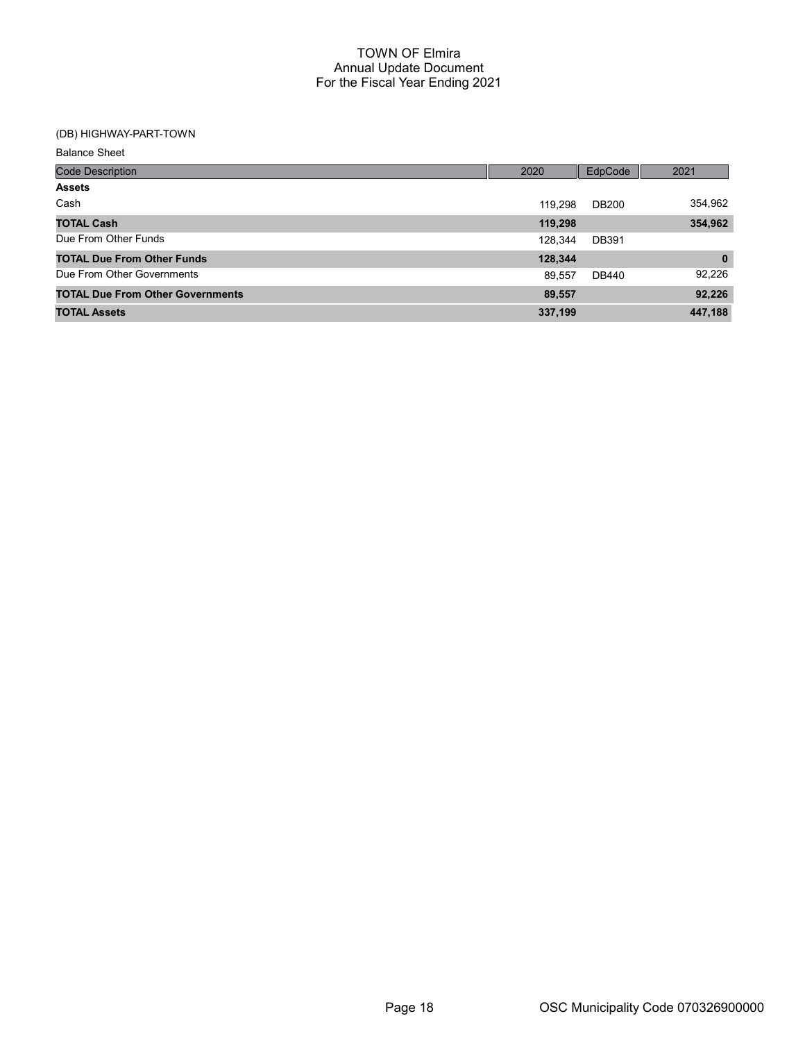# TOWN OF Elmira
## Annual Update Document
## For the Fiscal Year Ending 2021

(DB) HIGHWAY-PART-TOWN

Balance Sheet

| Code Description | 2020 | EdpCode | 2021 |
|---|---|---|---|
| **Assets** | | | |
| Cash | 119,298 | DB200 | 354,962 |
| **TOTAL Cash** | **119,298** | | **354,962** |
| Due From Other Funds | 128,344 | DB391 | |
| **TOTAL Due From Other Funds** | **128,344** | | **0** |
| Due From Other Governments | 89,557 | DB440 | 92,226 |
| **TOTAL Due From Other Governments** | **89,557** | | **92,226** |
| **TOTAL Assets** | **337,199** | | **447,188** |

OSC Municipality Code 070326900000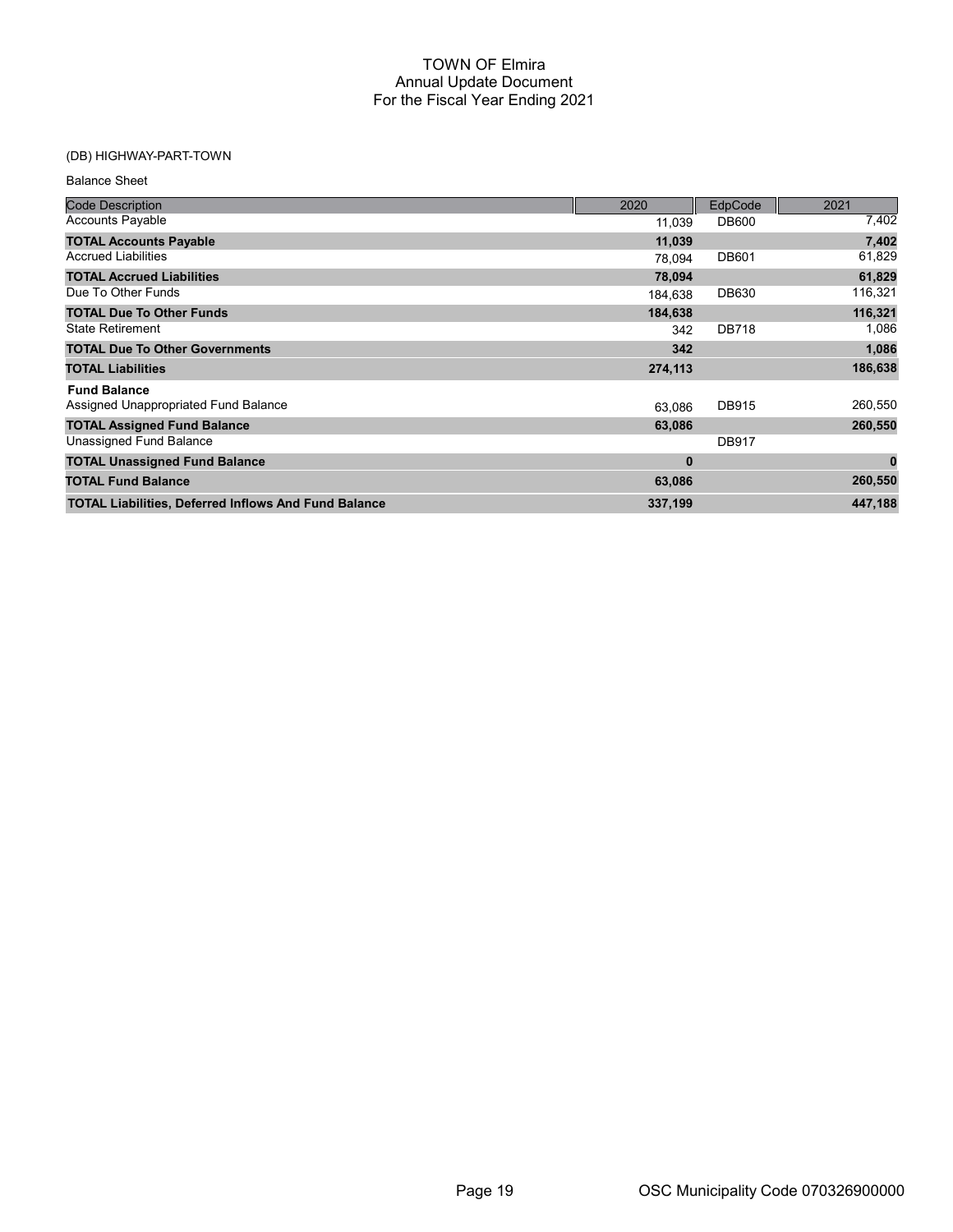# TOWN OF Elmira
## Annual Update Document
## For the Fiscal Year Ending 2021

(DB) HIGHWAY-PART-TOWN

Balance Sheet

| Code Description | 2020 | EdpCode | 2021 |
|---|---|---|---|
| Accounts Payable | 11,039 | DB600 | 7,402 |
| **TOTAL Accounts Payable** | **11,039** | | **7,402** |
| Accrued Liabilities | 78,094 | DB601 | 61,829 |
| **TOTAL Accrued Liabilities** | **78,094** | | **61,829** |
| Due To Other Funds | 184,638 | DB630 | 116,321 |
| **TOTAL Due To Other Funds** | **184,638** | | **116,321** |
| State Retirement | 342 | DB718 | 1,086 |
| **TOTAL Due To Other Governments** | **342** | | **1,086** |
| **TOTAL Liabilities** | **274,113** | | **186,638** |
| **Fund Balance** | | | |
| Assigned Unappropriated Fund Balance | 63,086 | DB915 | 260,550 |
| **TOTAL Assigned Fund Balance** | **63,086** | | **260,550** |
| Unassigned Fund Balance | | DB917 | |
| **TOTAL Unassigned Fund Balance** | **0** | | **0** |
| **TOTAL Fund Balance** | **63,086** | | **260,550** |
| **TOTAL Liabilities, Deferred Inflows And Fund Balance** | **337,199** | | **447,188** |

OSC Municipality Code 070326900000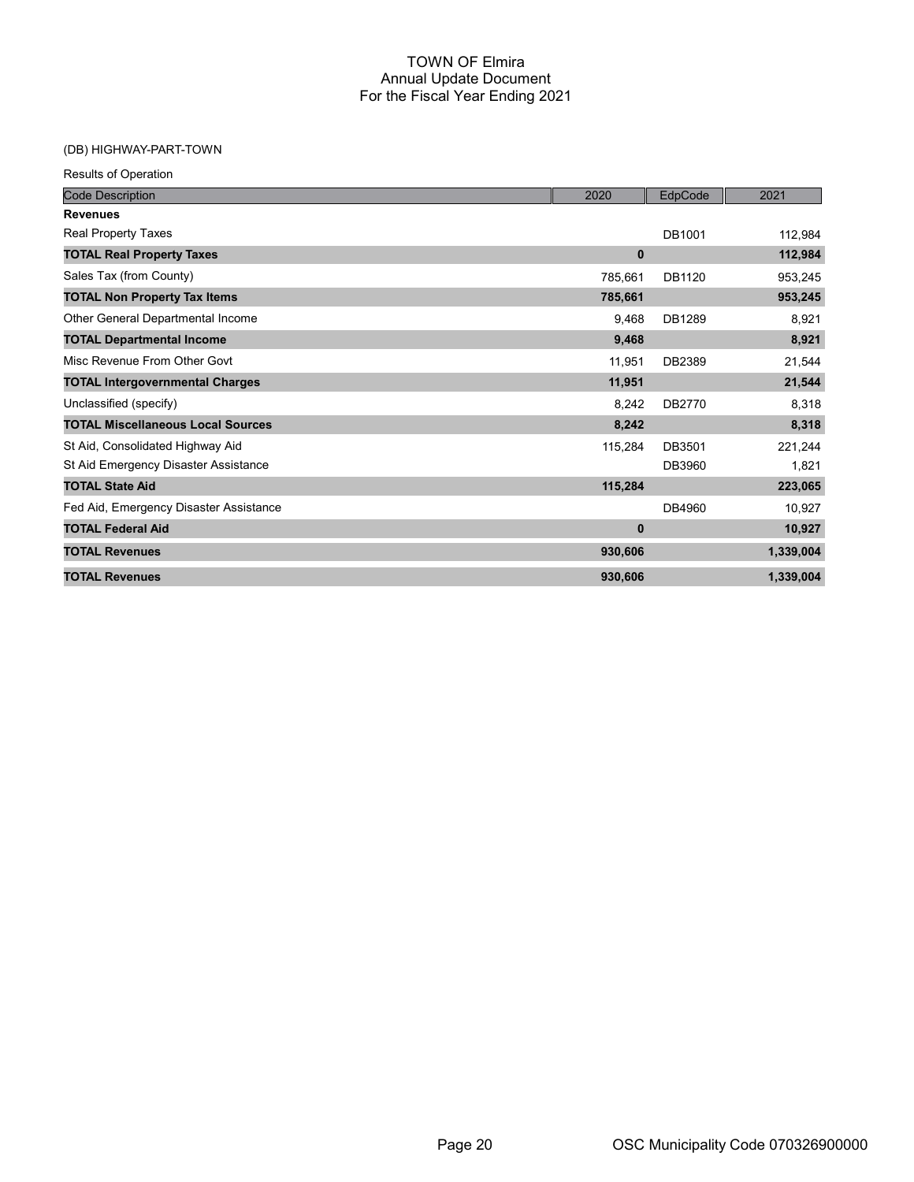# TOWN OF Elmira
## Annual Update Document
## For the Fiscal Year Ending 2021

(DB) HIGHWAY-PART-TOWN

Results of Operation

| Code Description | 2020 | EdpCode | 2021 |
|---|---|---|---|
| **Revenues** | | | |
| Real Property Taxes | | DB1001 | 112,984 |
| **TOTAL Real Property Taxes** | **0** | | **112,984** |
| Sales Tax (from County) | 785,661 | DB1120 | 953,245 |
| **TOTAL Non Property Tax Items** | **785,661** | | **953,245** |
| Other General Departmental Income | 9,468 | DB1289 | 8,921 |
| **TOTAL Departmental Income** | **9,468** | | **8,921** |
| Misc Revenue From Other Govt | 11,951 | DB2389 | 21,544 |
| **TOTAL Intergovernmental Charges** | **11,951** | | **21,544** |
| Unclassified (specify) | 8,242 | DB2770 | 8,318 |
| **TOTAL Miscellaneous Local Sources** | **8,242** | | **8,318** |
| St Aid, Consolidated Highway Aid | 115,284 | DB3501 | 221,244 |
| St Aid Emergency Disaster Assistance | | DB3960 | 1,821 |
| **TOTAL State Aid** | **115,284** | | **223,065** |
| Fed Aid, Emergency Disaster Assistance | | DB4960 | 10,927 |
| **TOTAL Federal Aid** | **0** | | **10,927** |
| **TOTAL Revenues** | **930,606** | | **1,339,004** |
| **TOTAL Revenues** | **930,606** | | **1,339,004** |

OSC Municipality Code 070326900000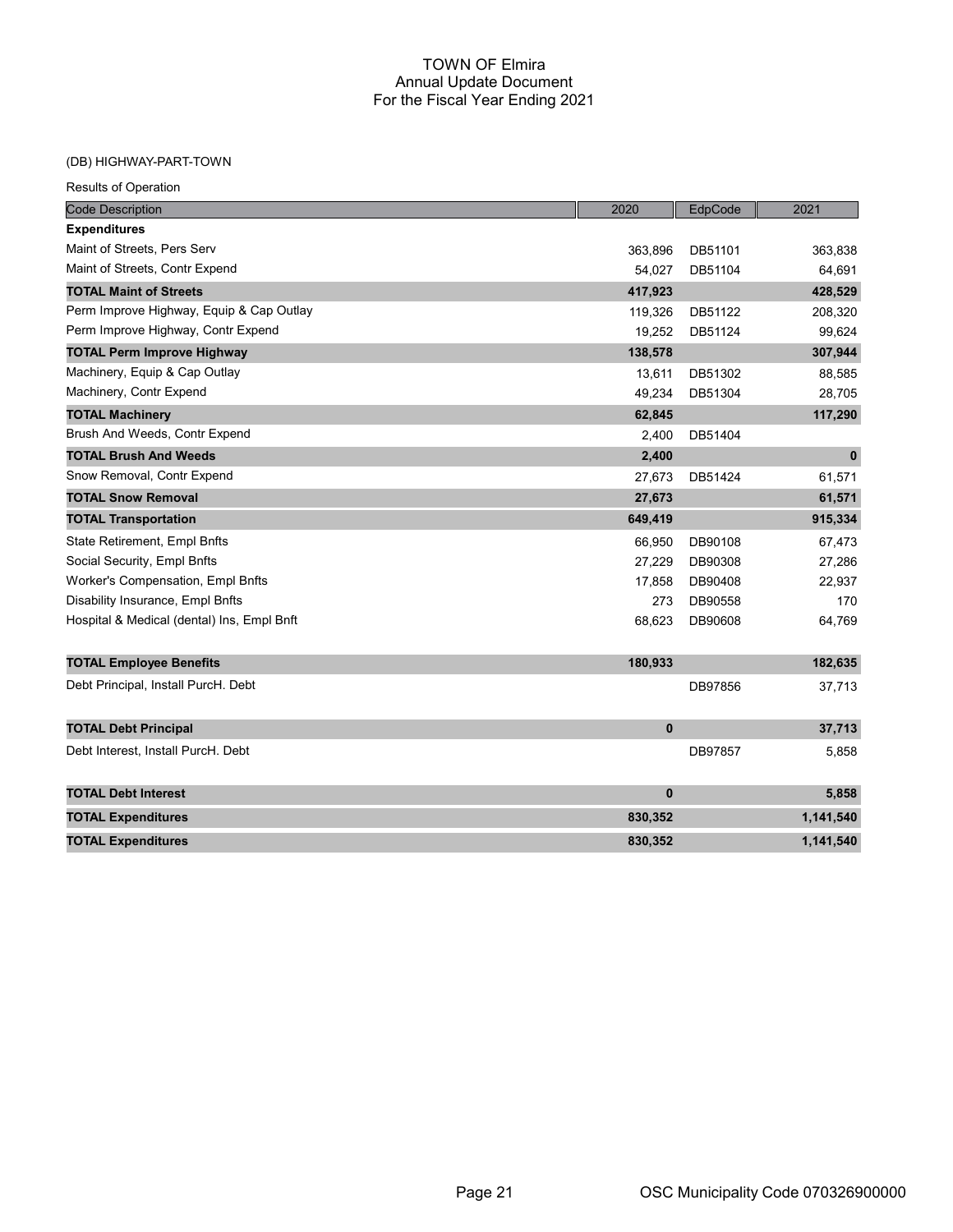# TOWN OF Elmira
## Annual Update Document
## For the Fiscal Year Ending 2021

### (DB) HIGHWAY-PART-TOWN

Results of Operation

| Code Description | 2020 | EdpCode | 2021 |
|---|---|---|---|
| **Expenditures** | | | |
| Maint of Streets, Pers Serv | 363,896 | DB51101 | 363,838 |
| Maint of Streets, Contr Expend | 54,027 | DB51104 | 64,691 |
| **TOTAL Maint of Streets** | **417,923** | | **428,529** |
| Perm Improve Highway, Equip & Cap Outlay | 119,326 | DB51122 | 208,320 |
| Perm Improve Highway, Contr Expend | 19,252 | DB51124 | 99,624 |
| **TOTAL Perm Improve Highway** | **138,578** | | **307,944** |
| Machinery, Equip & Cap Outlay | 13,611 | DB51302 | 88,585 |
| Machinery, Contr Expend | 49,234 | DB51304 | 28,705 |
| **TOTAL Machinery** | **62,845** | | **117,290** |
| Brush And Weeds, Contr Expend | 2,400 | DB51404 | |
| **TOTAL Brush And Weeds** | **2,400** | | **0** |
| Snow Removal, Contr Expend | 27,673 | DB51424 | 61,571 |
| **TOTAL Snow Removal** | **27,673** | | **61,571** |
| **TOTAL Transportation** | **649,419** | | **915,334** |
| State Retirement, Empl Bnfts | 66,950 | DB90108 | 67,473 |
| Social Security, Empl Bnfts | 27,229 | DB90308 | 27,286 |
| Worker's Compensation, Empl Bnfts | 17,858 | DB90408 | 22,937 |
| Disability Insurance, Empl Bnfts | 273 | DB90558 | 170 |
| Hospital & Medical (dental) Ins, Empl Bnft | 68,623 | DB90608 | 64,769 |
| **TOTAL Employee Benefits** | **180,933** | | **182,635** |
| Debt Principal, Install PurcH. Debt | | DB97856 | 37,713 |
| **TOTAL Debt Principal** | **0** | | **37,713** |
| Debt Interest, Install PurcH. Debt | | DB97857 | 5,858 |
| **TOTAL Debt Interest** | **0** | | **5,858** |
| **TOTAL Expenditures** | **830,352** | | **1,141,540** |
| **TOTAL Expenditures** | **830,352** | | **1,141,540** |

OSC Municipality Code 070326900000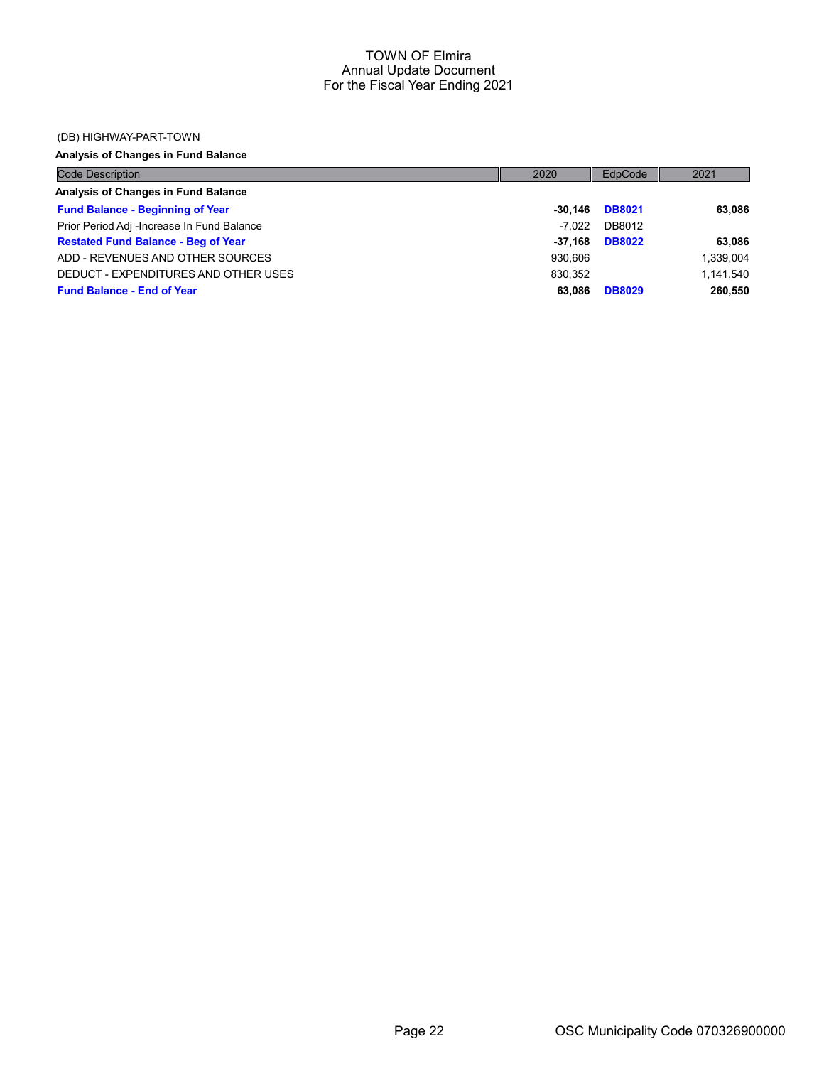TOWN OF Elmira
Annual Update Document
For the Fiscal Year Ending 2021

(DB) HIGHWAY-PART-TOWN

**Analysis of Changes in Fund Balance**

| Code Description | 2020 | EdpCode | 2021 |
|---|---|---|---|
| **Analysis of Changes in Fund Balance** | | | |
| **Fund Balance - Beginning of Year** | **-30,146** | **DB8021** | **63,086** |
| Prior Period Adj -Increase In Fund Balance | -7,022 | DB8012 | |
| **Restated Fund Balance - Beg of Year** | **-37,168** | **DB8022** | **63,086** |
| ADD - REVENUES AND OTHER SOURCES | 930,606 | | 1,339,004 |
| DEDUCT - EXPENDITURES AND OTHER USES | 830,352 | | 1,141,540 |
| **Fund Balance - End of Year** | **63,086** | **DB8029** | **260,550** |

OSC Municipality Code 070326900000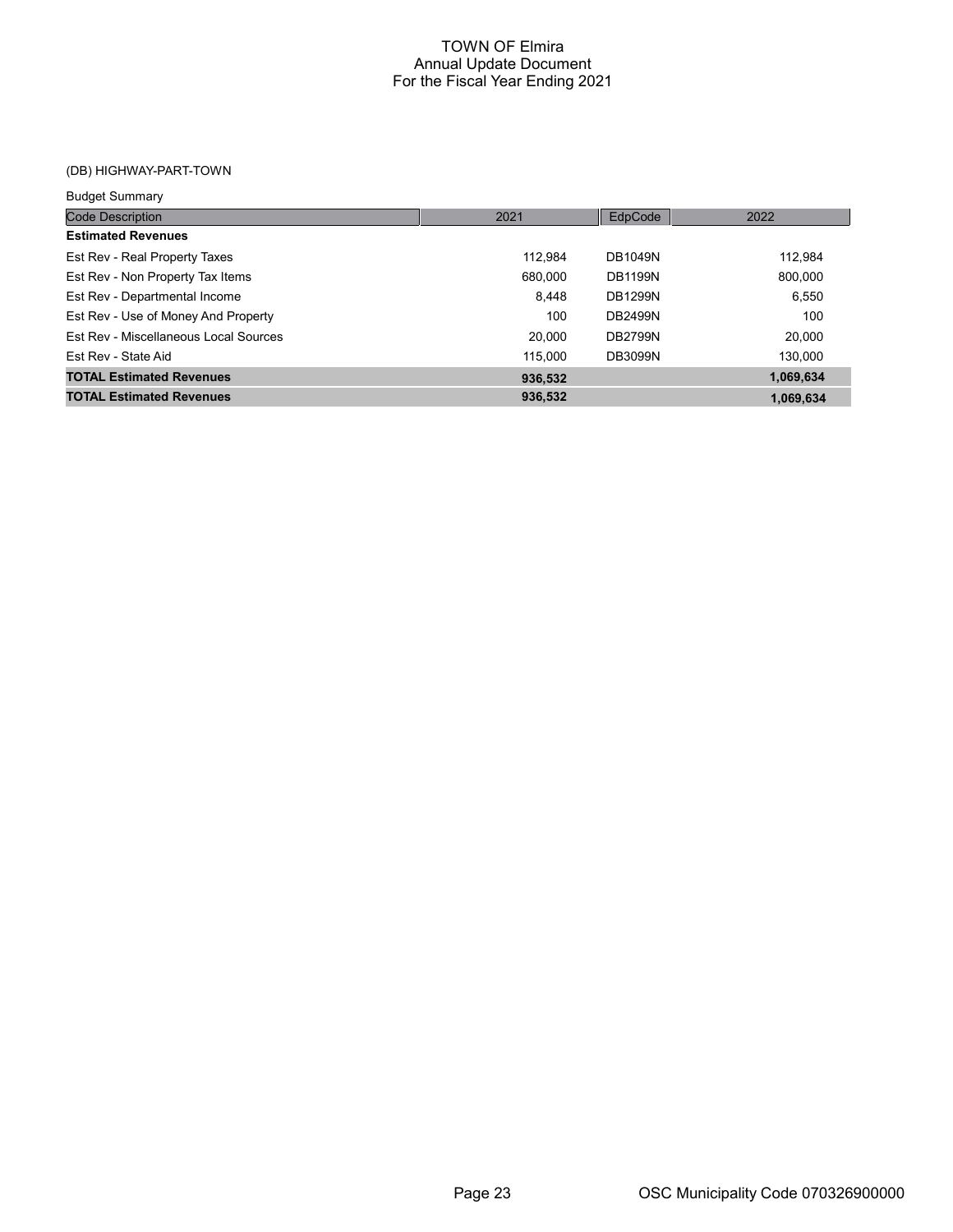# TOWN OF Elmira
## Annual Update Document
## For the Fiscal Year Ending 2021

(DB) HIGHWAY-PART-TOWN

Budget Summary

| Code Description | 2021 | EdpCode | 2022 |
|---|---|---|---|
| **Estimated Revenues** | | | |
| Est Rev - Real Property Taxes | 112,984 | DB1049N | 112,984 |
| Est Rev - Non Property Tax Items | 680,000 | DB1199N | 800,000 |
| Est Rev - Departmental Income | 8,448 | DB1299N | 6,550 |
| Est Rev - Use of Money And Property | 100 | DB2499N | 100 |
| Est Rev - Miscellaneous Local Sources | 20,000 | DB2799N | 20,000 |
| Est Rev - State Aid | 115,000 | DB3099N | 130,000 |
| **TOTAL Estimated Revenues** | **936,532** | | **1,069,634** |
| **TOTAL Estimated Revenues** | **936,532** | | **1,069,634** |

OSC Municipality Code 070326900000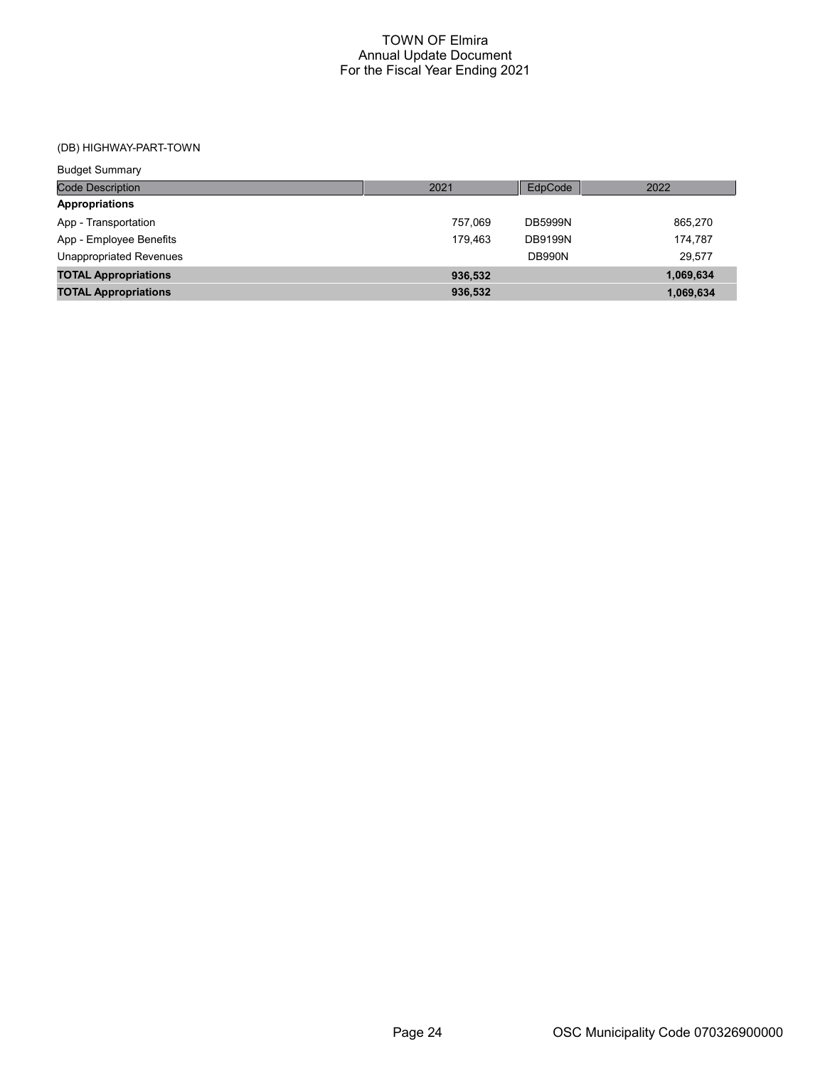# TOWN OF Elmira
## Annual Update Document
## For the Fiscal Year Ending 2021

(DB) HIGHWAY-PART-TOWN

Budget Summary

| Code Description | 2021 | EdpCode | 2022 |
|---|---|---|---|
| **Appropriations** | | | |
| App - Transportation | 757,069 | DB5999N | 865,270 |
| App - Employee Benefits | 179,463 | DB9199N | 174,787 |
| Unappropriated Revenues | | DB990N | 29,577 |
| **TOTAL Appropriations** | **936,532** | | **1,069,634** |
| **TOTAL Appropriations** | **936,532** | | **1,069,634** |

OSC Municipality Code 070326900000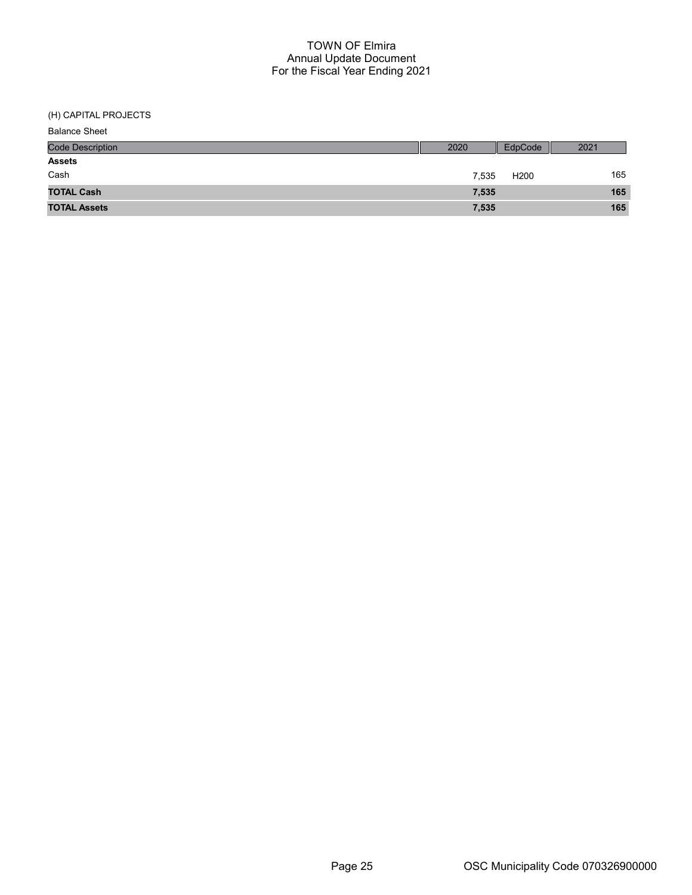# TOWN OF Elmira
## Annual Update Document
## For the Fiscal Year Ending 2021

(H) CAPITAL PROJECTS

Balance Sheet

| Code Description | 2020 | EdpCode | 2021 |
|---|---|---|---|
| **Assets** | | | |
| Cash | 7,535 | H200 | 165 |
| **TOTAL Cash** | **7,535** | | **165** |
| **TOTAL Assets** | **7,535** | | **165** |

OSC Municipality Code 070326900000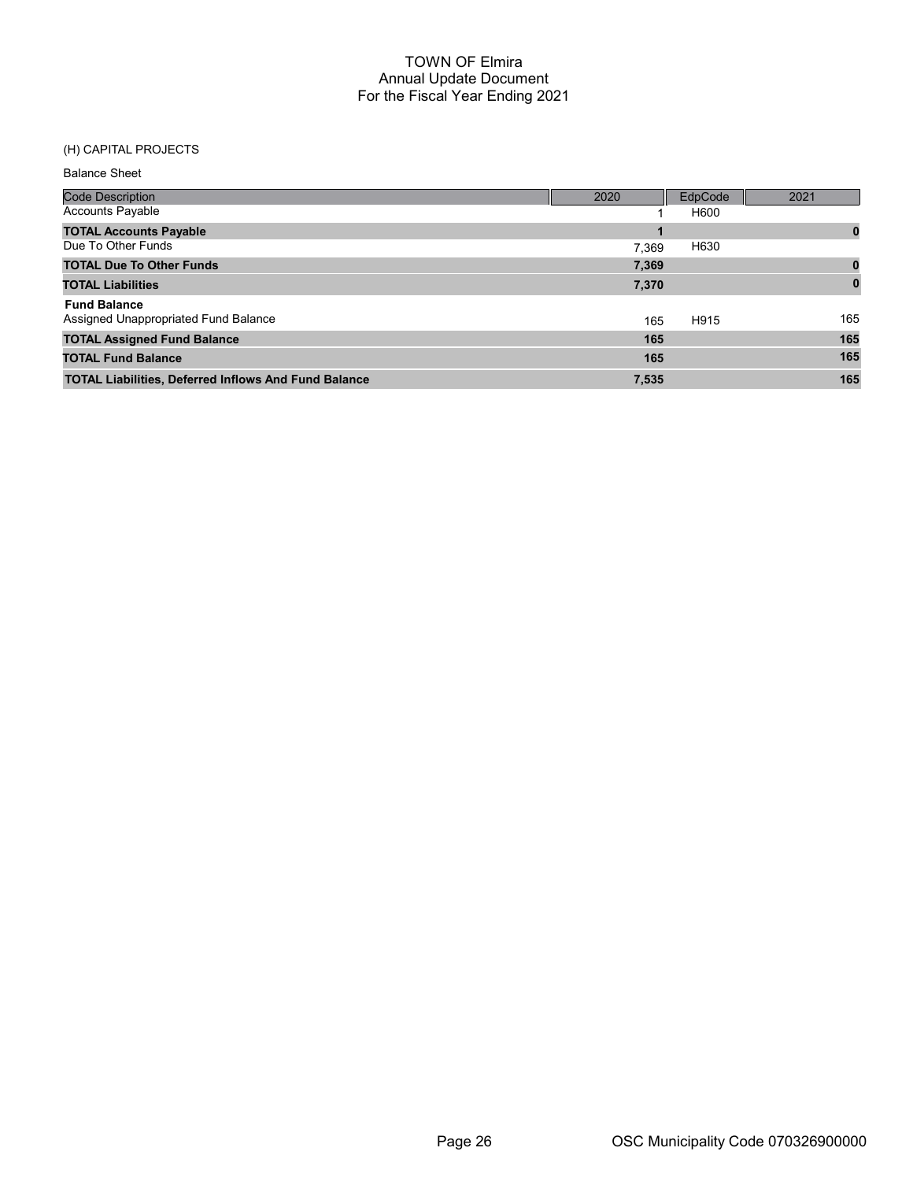# TOWN OF Elmira
## Annual Update Document
## For the Fiscal Year Ending 2021

(H) CAPITAL PROJECTS

Balance Sheet

| Code Description | 2020 | EdpCode | 2021 |
|---|---|---|---|
| Accounts Payable | 1 | H600 | |
| **TOTAL Accounts Payable** | **1** | | **0** |
| Due To Other Funds | 7,369 | H630 | |
| **TOTAL Due To Other Funds** | **7,369** | | **0** |
| **TOTAL Liabilities** | **7,370** | | **0** |
| **Fund Balance** | | | |
| Assigned Unappropriated Fund Balance | 165 | H915 | 165 |
| **TOTAL Assigned Fund Balance** | **165** | | **165** |
| **TOTAL Fund Balance** | **165** | | **165** |
| **TOTAL Liabilities, Deferred Inflows And Fund Balance** | **7,535** | | **165** |

OSC Municipality Code 070326900000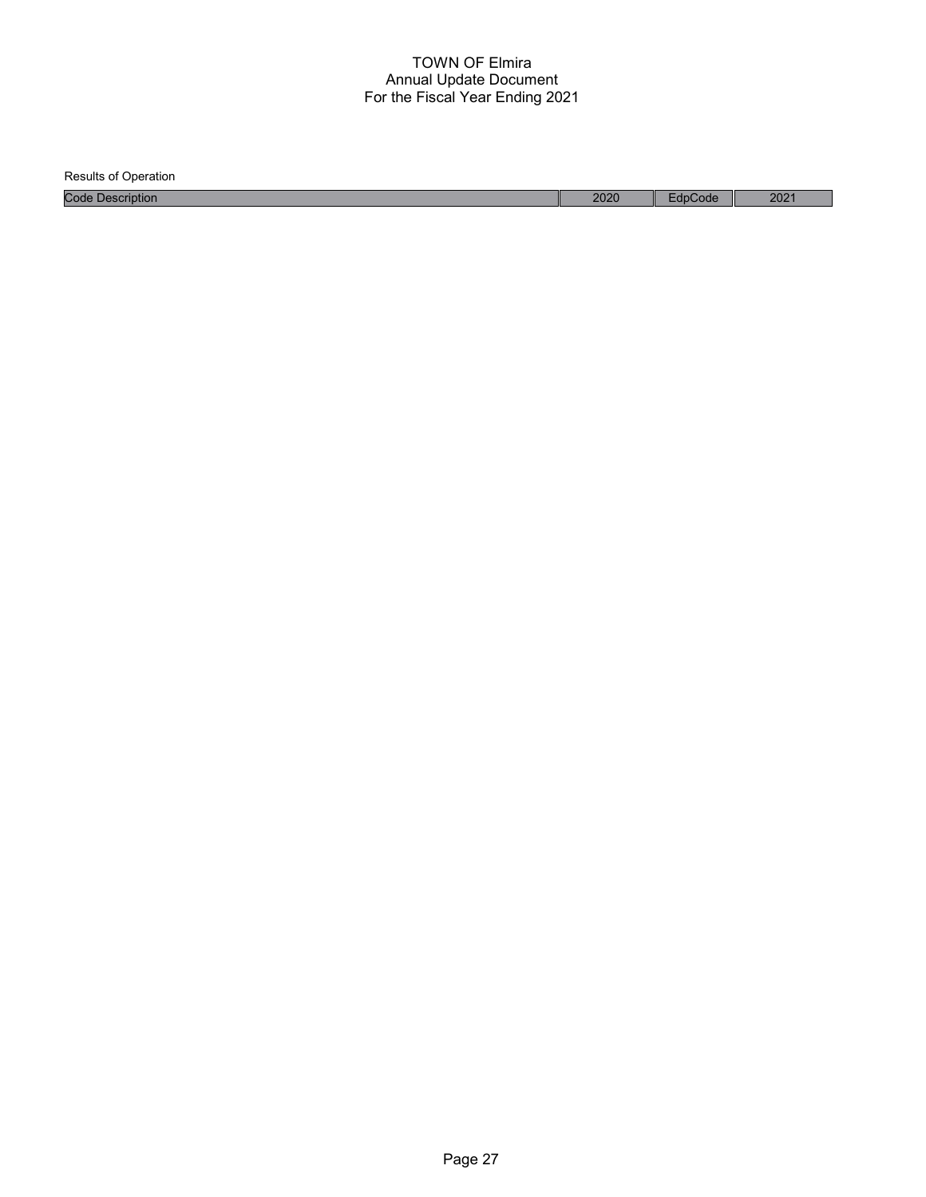# TOWN OF Elmira
## Annual Update Document
## For the Fiscal Year Ending 2021

Results of Operation

| Code Description | 2020 | EdpCode | 2021 |
|---|---|---|---|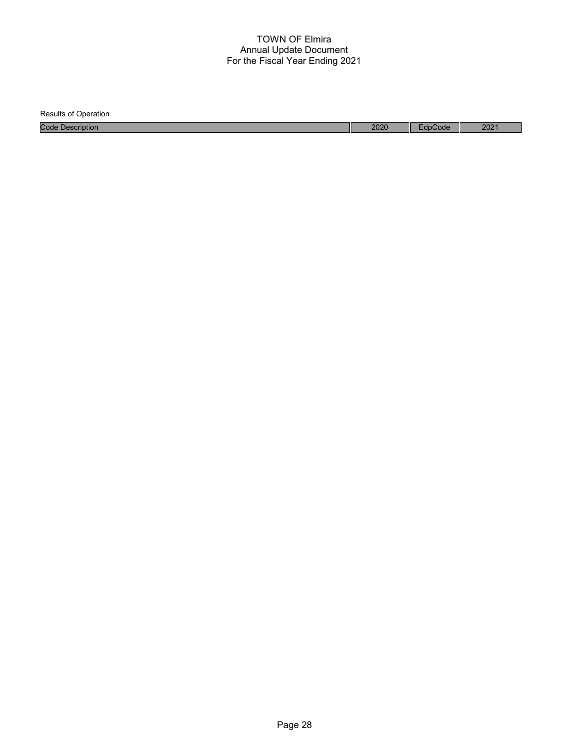TOWN OF Elmira
Annual Update Document
For the Fiscal Year Ending 2021

Results of Operation

| Code Description | 2020 | EdpCode | 2021 |
| --- | --- | --- | --- |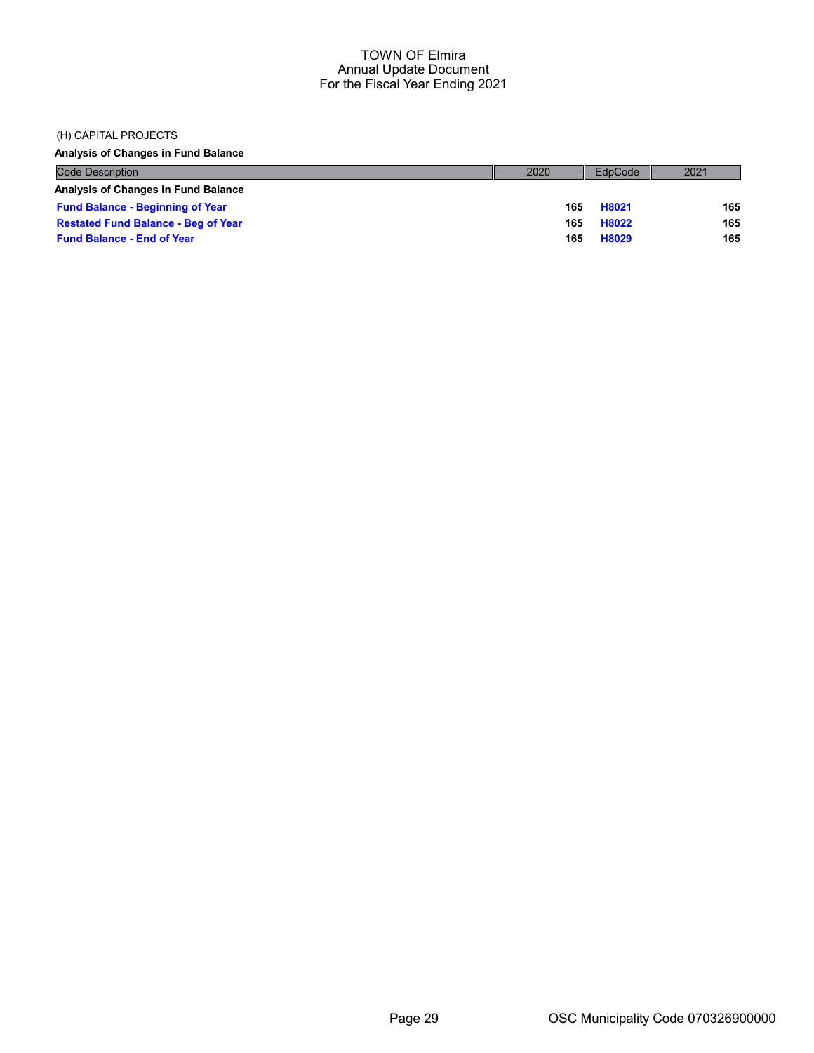TOWN OF Elmira
Annual Update Document
For the Fiscal Year Ending 2021

(H) CAPITAL PROJECTS

**Analysis of Changes in Fund Balance**

| Code Description | 2020 | EdpCode | 2021 |
|---|---|---|---|
| **Analysis of Changes in Fund Balance** | | | |
| **Fund Balance - Beginning of Year** | 165 | H8021 | 165 |
| **Restated Fund Balance - Beg of Year** | 165 | H8022 | 165 |
| **Fund Balance - End of Year** | 165 | H8029 | 165 |

OSC Municipality Code 070326900000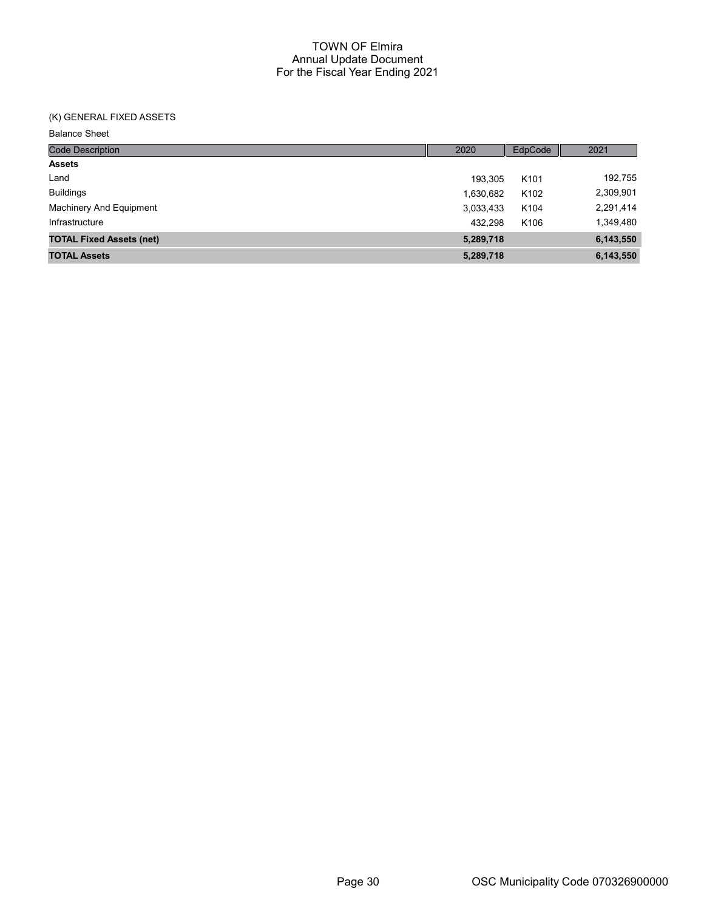# TOWN OF Elmira
## Annual Update Document
## For the Fiscal Year Ending 2021

(K) GENERAL FIXED ASSETS

Balance Sheet

| Code Description | 2020 | EdpCode | 2021 |
|---|---|---|---|
| **Assets** | | | |
| Land | 193,305 | K101 | 192,755 |
| Buildings | 1,630,682 | K102 | 2,309,901 |
| Machinery And Equipment | 3,033,433 | K104 | 2,291,414 |
| Infrastructure | 432,298 | K106 | 1,349,480 |
| **TOTAL Fixed Assets (net)** | **5,289,718** | | **6,143,550** |
| **TOTAL Assets** | **5,289,718** | | **6,143,550** |

OSC Municipality Code 070326900000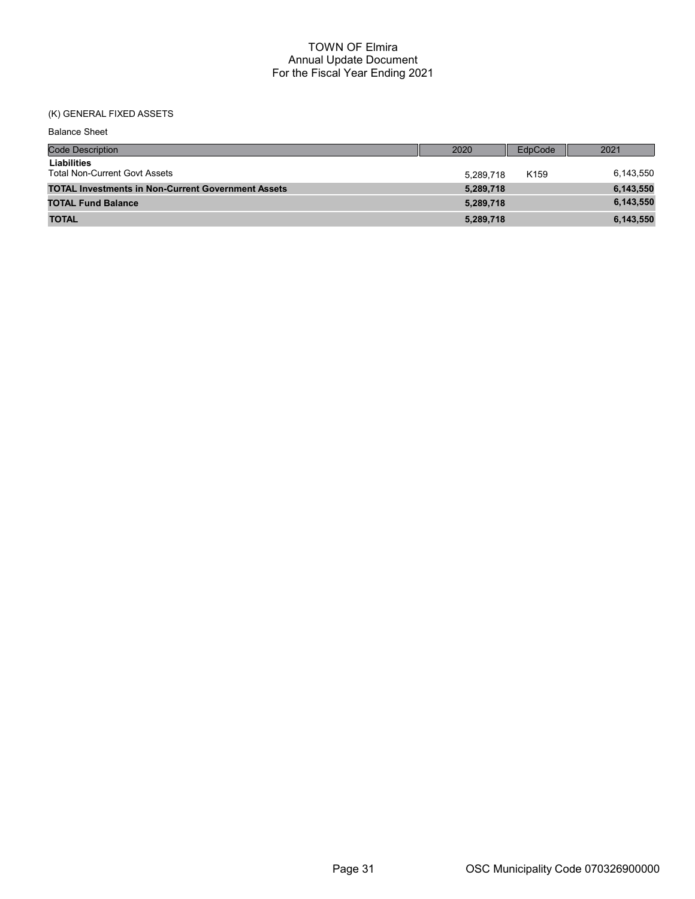# TOWN OF Elmira
## Annual Update Document
## For the Fiscal Year Ending 2021

(K) GENERAL FIXED ASSETS

Balance Sheet

| Code Description | 2020 | EdpCode | 2021 |
|---|---|---|---|
| **Liabilities** | | | |
| Total Non-Current Govt Assets | 5,289,718 | K159 | 6,143,550 |
| **TOTAL Investments in Non-Current Government Assets** | **5,289,718** | | **6,143,550** |
| **TOTAL Fund Balance** | **5,289,718** | | **6,143,550** |
| **TOTAL** | **5,289,718** | | **6,143,550** |

OSC Municipality Code 070326900000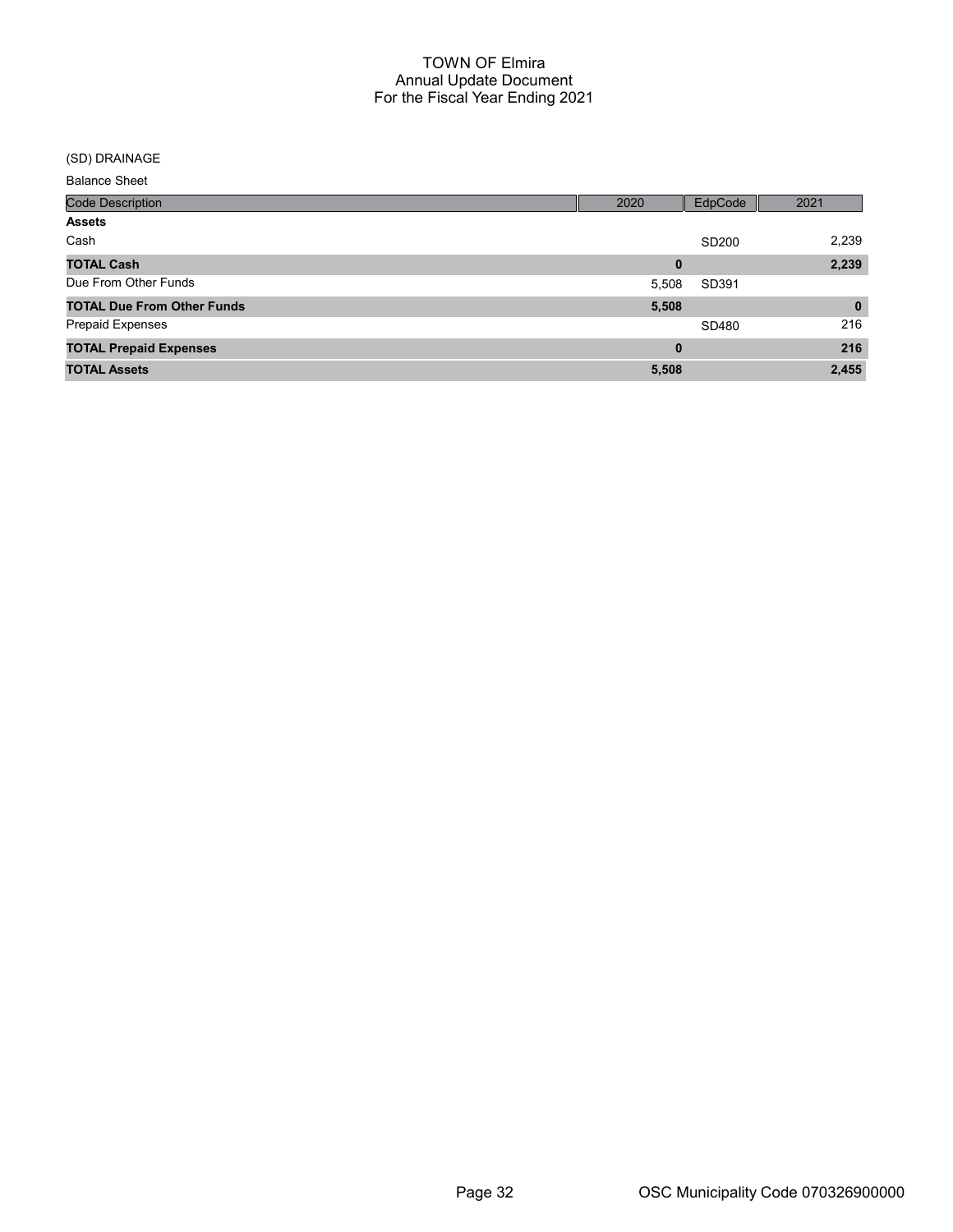# TOWN OF Elmira
## Annual Update Document
## For the Fiscal Year Ending 2021

(SD) DRAINAGE

Balance Sheet

| Code Description | 2020 | EdpCode | 2021 |
|---|---|---|---|
| **Assets** | | | |
| Cash | | SD200 | 2,239 |
| **TOTAL Cash** | **0** | | **2,239** |
| Due From Other Funds | 5,508 | SD391 | |
| **TOTAL Due From Other Funds** | **5,508** | | **0** |
| Prepaid Expenses | | SD480 | 216 |
| **TOTAL Prepaid Expenses** | **0** | | **216** |
| **TOTAL Assets** | **5,508** | | **2,455** |

OSC Municipality Code 070326900000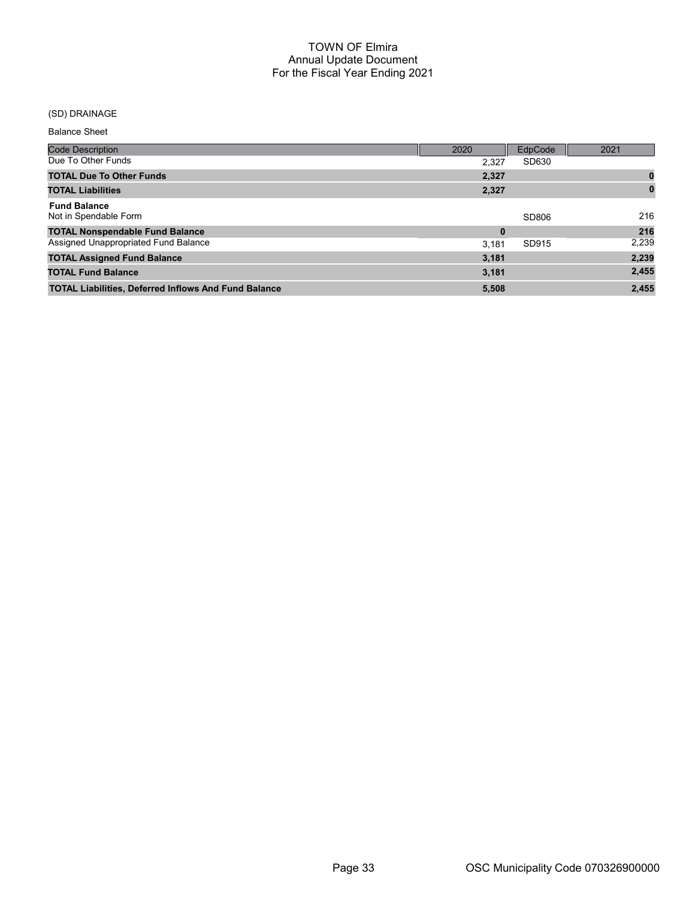# TOWN OF Elmira
## Annual Update Document
## For the Fiscal Year Ending 2021

(SD) DRAINAGE

Balance Sheet

| Code Description | 2020 | EdpCode | 2021 |
|---|---|---|---|
| Due To Other Funds | 2,327 | SD630 | |
| **TOTAL Due To Other Funds** | **2,327** | | **0** |
| **TOTAL Liabilities** | **2,327** | | **0** |
| **Fund Balance** | | | |
| Not in Spendable Form | | SD806 | 216 |
| **TOTAL Nonspendable Fund Balance** | **0** | | **216** |
| Assigned Unappropriated Fund Balance | 3,181 | SD915 | 2,239 |
| **TOTAL Assigned Fund Balance** | **3,181** | | **2,239** |
| **TOTAL Fund Balance** | **3,181** | | **2,455** |
| **TOTAL Liabilities, Deferred Inflows And Fund Balance** | **5,508** | | **2,455** |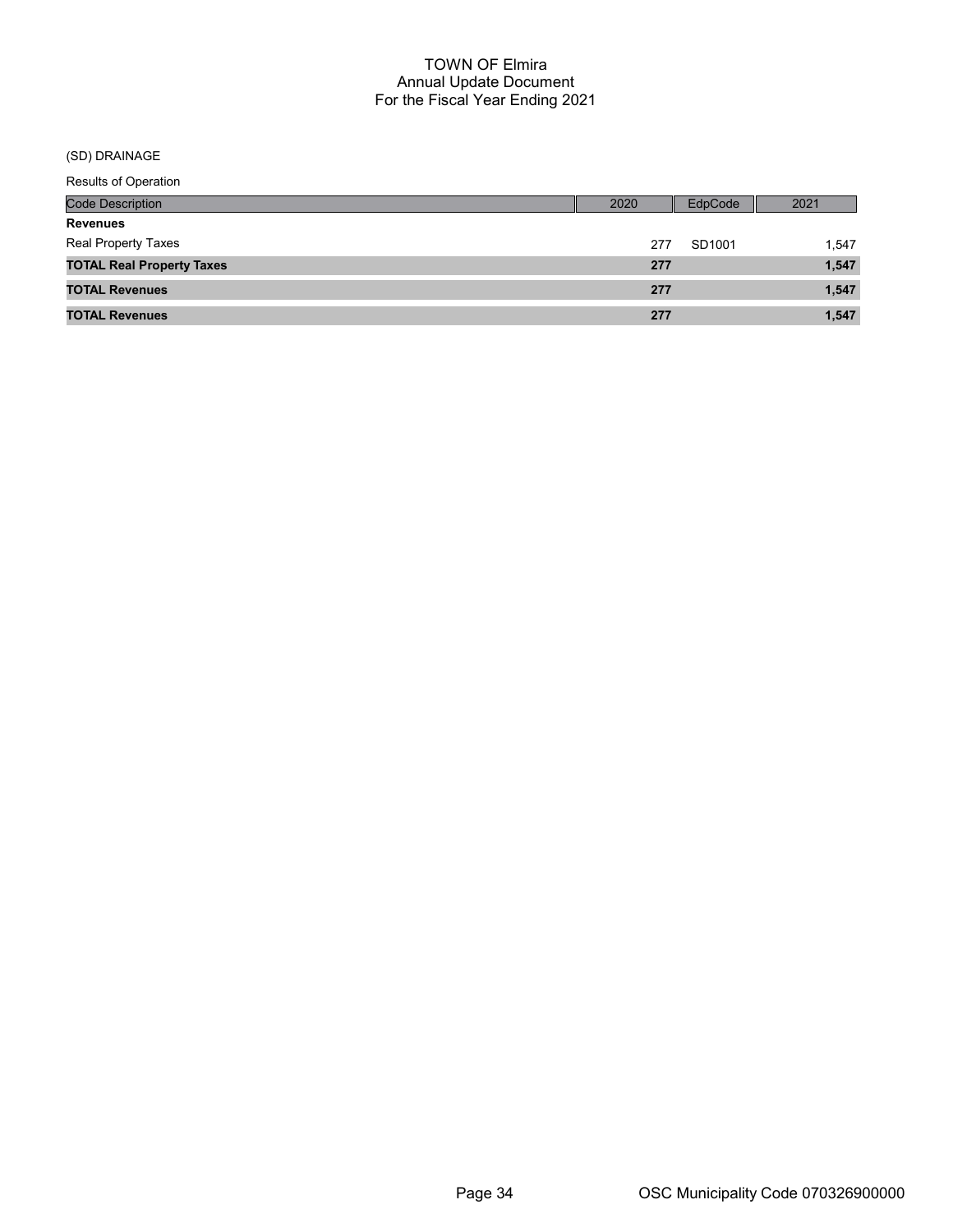# TOWN OF Elmira
## Annual Update Document
## For the Fiscal Year Ending 2021

(SD) DRAINAGE

Results of Operation

| Code Description | 2020 | EdpCode | 2021 |
|---|---|---|---|
| **Revenues** | | | |
| Real Property Taxes | 277 | SD1001 | 1,547 |
| **TOTAL Real Property Taxes** | **277** | | **1,547** |
| **TOTAL Revenues** | **277** | | **1,547** |
| **TOTAL Revenues** | **277** | | **1,547** |

OSC Municipality Code 070326900000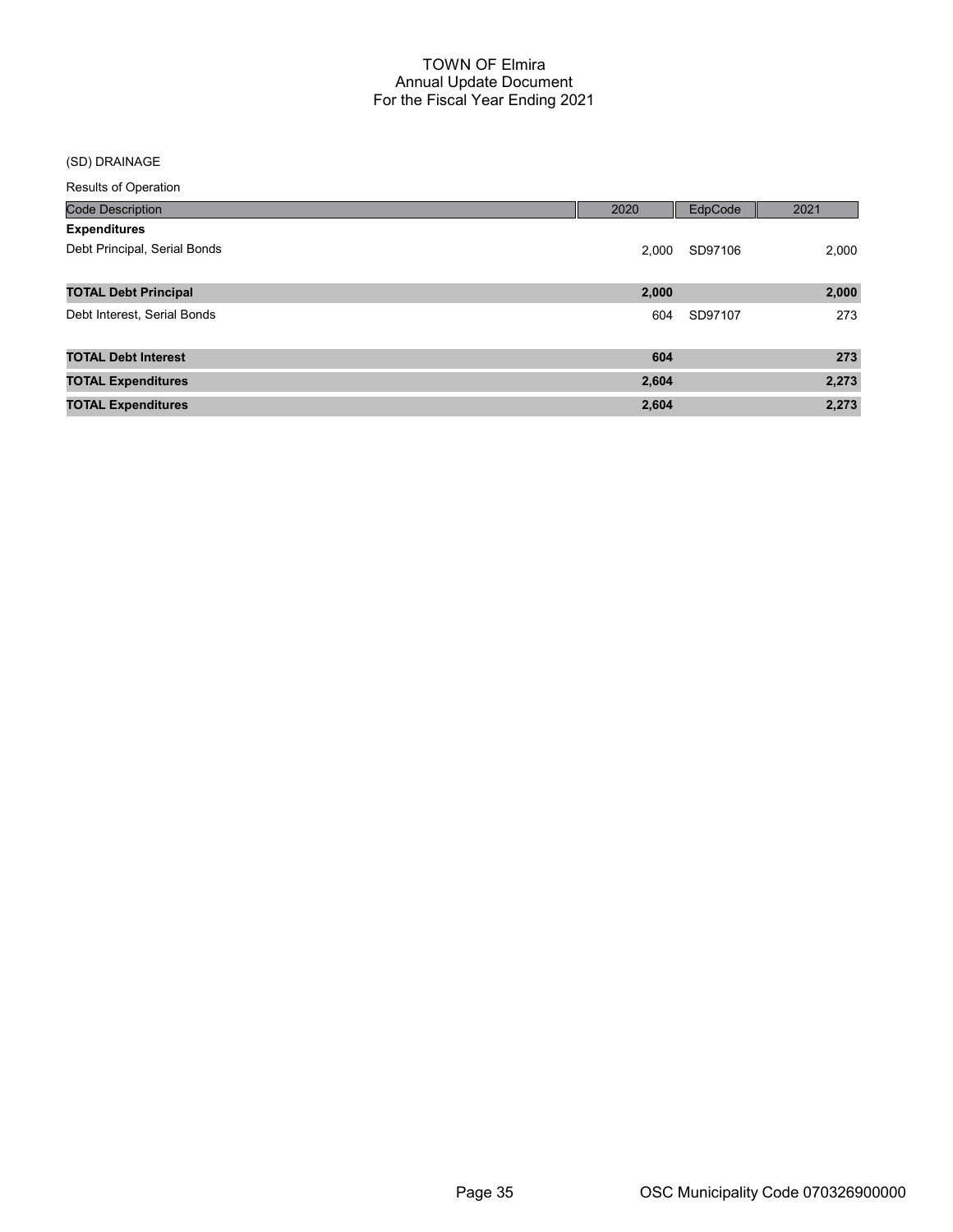# TOWN OF Elmira
## Annual Update Document
## For the Fiscal Year Ending 2021

(SD) DRAINAGE

Results of Operation

| Code Description | 2020 | EdpCode | 2021 |
|---|---|---|---|
| **Expenditures** | | | |
| Debt Principal, Serial Bonds | 2,000 | SD97106 | 2,000 |
| **TOTAL Debt Principal** | **2,000** | | **2,000** |
| Debt Interest, Serial Bonds | 604 | SD97107 | 273 |
| **TOTAL Debt Interest** | **604** | | **273** |
| **TOTAL Expenditures** | **2,604** | | **2,273** |
| **TOTAL Expenditures** | **2,604** | | **2,273** |

OSC Municipality Code 070326900000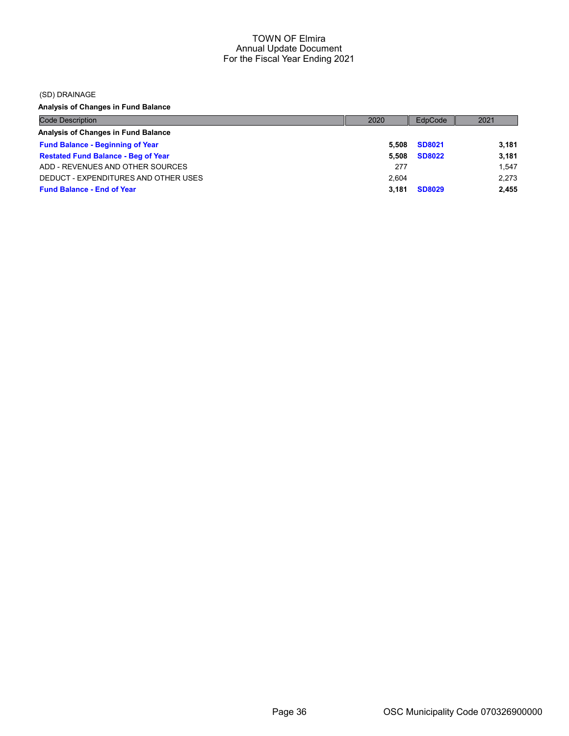TOWN OF Elmira
Annual Update Document
For the Fiscal Year Ending 2021

(SD) DRAINAGE

**Analysis of Changes in Fund Balance**

| Code Description | 2020 | EdpCode | 2021 |
|---|---|---|---|
| **Analysis of Changes in Fund Balance** | | | |
| **Fund Balance - Beginning of Year** | **5,508** | **SD8021** | **3,181** |
| **Restated Fund Balance - Beg of Year** | **5,508** | **SD8022** | **3,181** |
| ADD - REVENUES AND OTHER SOURCES | 277 | | 1,547 |
| DEDUCT - EXPENDITURES AND OTHER USES | 2,604 | | 2,273 |
| **Fund Balance - End of Year** | **3,181** | **SD8029** | **2,455** |

OSC Municipality Code 070326900000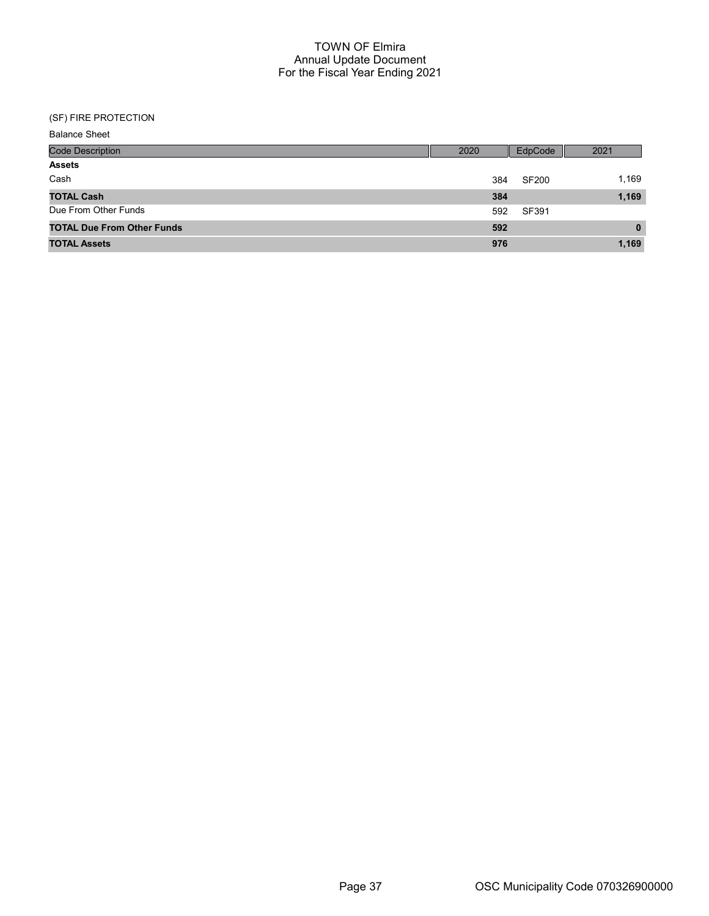# TOWN OF Elmira
## Annual Update Document
## For the Fiscal Year Ending 2021

(SF) FIRE PROTECTION

Balance Sheet

| Code Description | 2020 | EdpCode | 2021 |
|---|---|---|---|
| **Assets** | | | |
| Cash | 384 | SF200 | 1,169 |
| **TOTAL Cash** | **384** | | **1,169** |
| Due From Other Funds | 592 | SF391 | |
| **TOTAL Due From Other Funds** | **592** | | **0** |
| **TOTAL Assets** | **976** | | **1,169** |

OSC Municipality Code 070326900000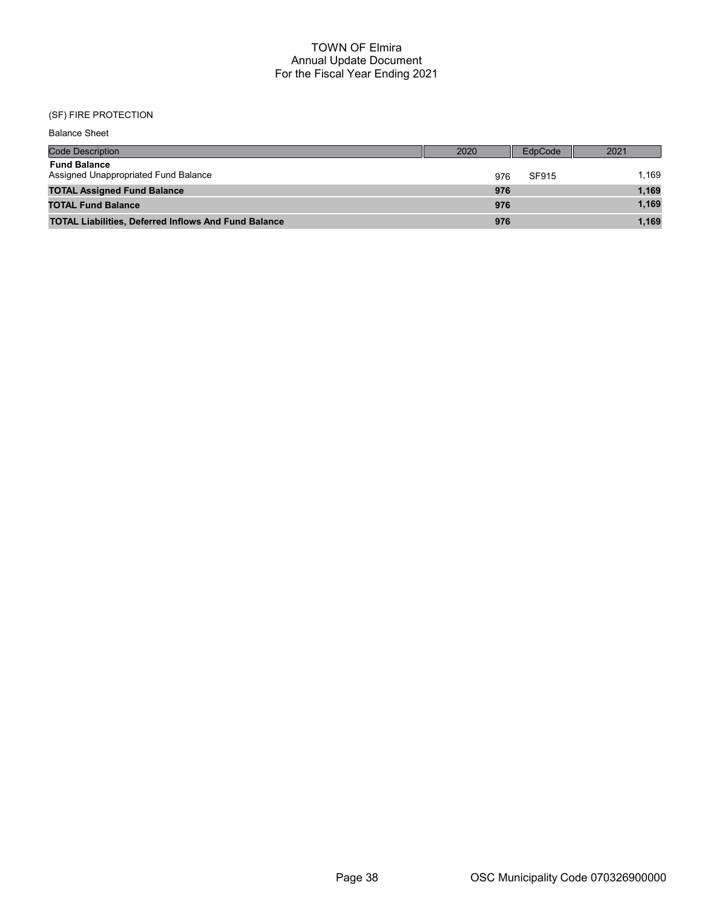# TOWN OF Elmira
## Annual Update Document
## For the Fiscal Year Ending 2021

(SF) FIRE PROTECTION

Balance Sheet

| Code Description | 2020 | EdpCode | 2021 |
|---|---|---|---|
| **Fund Balance** | | | |
| Assigned Unappropriated Fund Balance | 976 | SF915 | 1,169 |
| **TOTAL Assigned Fund Balance** | **976** | | **1,169** |
| **TOTAL Fund Balance** | **976** | | **1,169** |
| **TOTAL Liabilities, Deferred Inflows And Fund Balance** | **976** | | **1,169** |

OSC Municipality Code 070326900000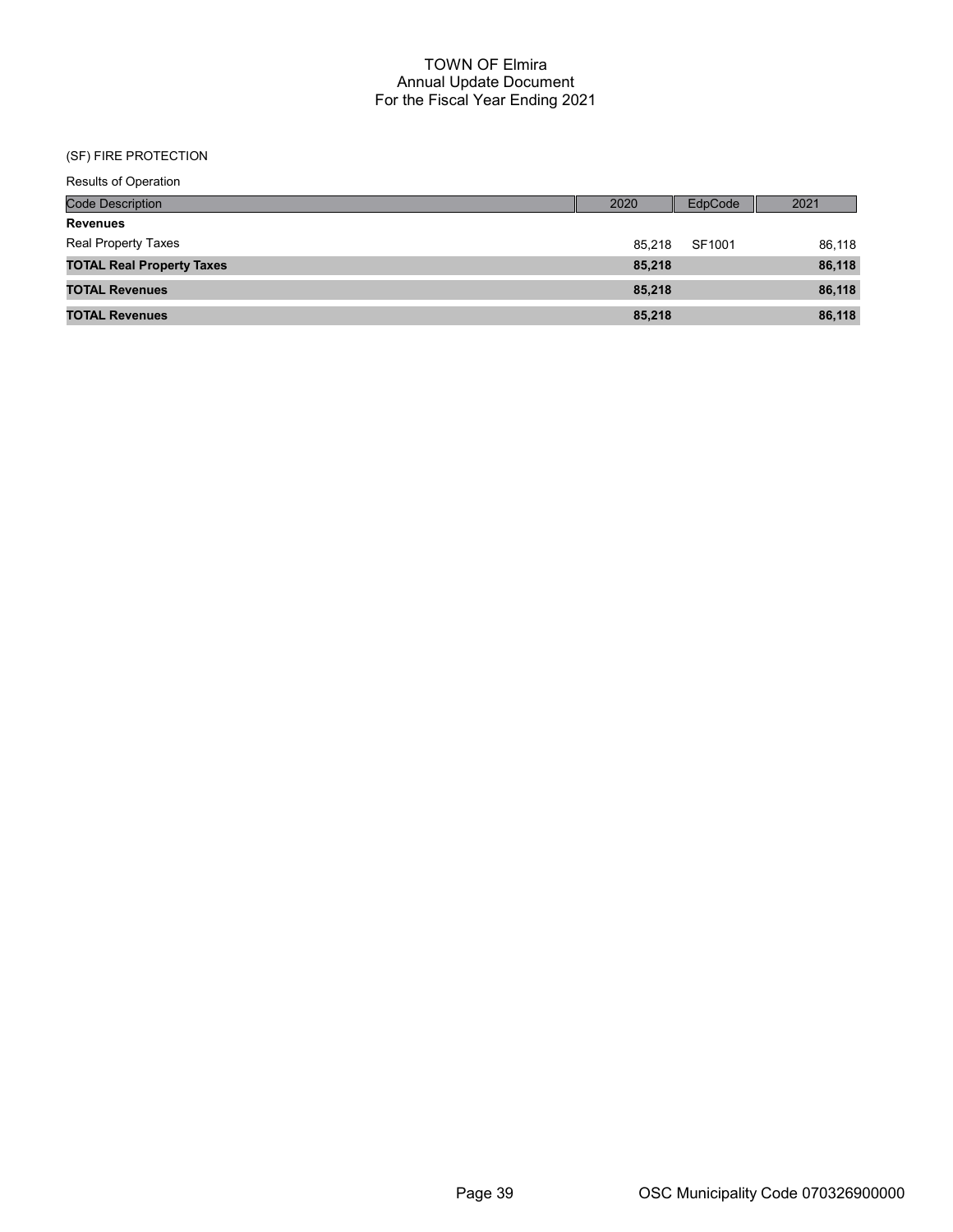# TOWN OF Elmira
## Annual Update Document
## For the Fiscal Year Ending 2021

(SF) FIRE PROTECTION

Results of Operation

| Code Description | 2020 | EdpCode | 2021 |
|---|---|---|---|
| **Revenues** | | | |
| Real Property Taxes | 85,218 | SF1001 | 86,118 |
| **TOTAL Real Property Taxes** | **85,218** | | **86,118** |
| **TOTAL Revenues** | **85,218** | | **86,118** |
| **TOTAL Revenues** | **85,218** | | **86,118** |

OSC Municipality Code 070326900000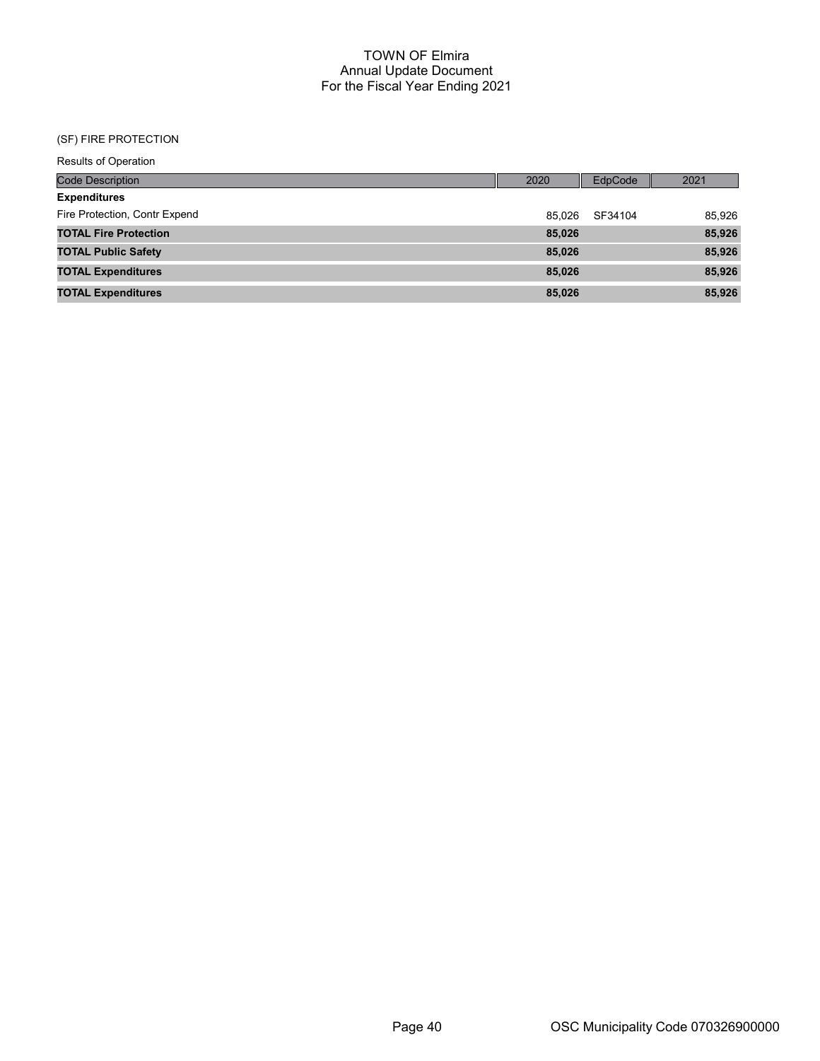# TOWN OF Elmira
## Annual Update Document
## For the Fiscal Year Ending 2021

(SF) FIRE PROTECTION

Results of Operation

| Code Description | 2020 | EdpCode | 2021 |
|---|---|---|---|
| **Expenditures** | | | |
| Fire Protection, Contr Expend | 85,026 | SF34104 | 85,926 |
| **TOTAL Fire Protection** | **85,026** | | **85,926** |
| **TOTAL Public Safety** | **85,026** | | **85,926** |
| **TOTAL Expenditures** | **85,026** | | **85,926** |
| **TOTAL Expenditures** | **85,026** | | **85,926** |

OSC Municipality Code 070326900000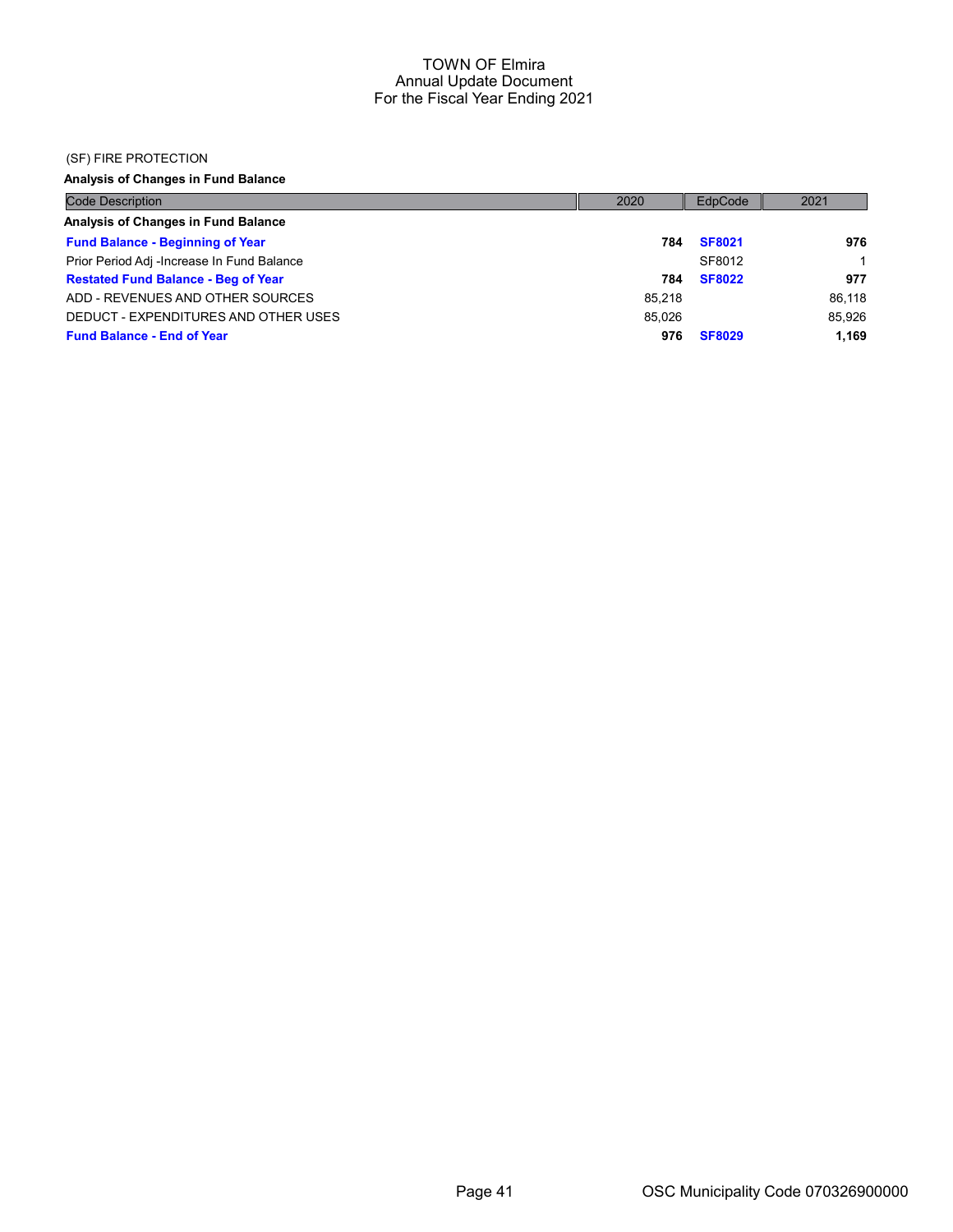# TOWN OF Elmira
## Annual Update Document
## For the Fiscal Year Ending 2021

(SF) FIRE PROTECTION

**Analysis of Changes in Fund Balance**

| Code Description | 2020 | EdpCode | 2021 |
|---|---|---|---|
| **Analysis of Changes in Fund Balance** | | | |
| **Fund Balance - Beginning of Year** | **784** | **SF8021** | **976** |
| Prior Period Adj -Increase In Fund Balance | | SF8012 | 1 |
| **Restated Fund Balance - Beg of Year** | **784** | **SF8022** | **977** |
| ADD - REVENUES AND OTHER SOURCES | 85,218 | | 86,118 |
| DEDUCT - EXPENDITURES AND OTHER USES | 85,026 | | 85,926 |
| **Fund Balance - End of Year** | **976** | **SF8029** | **1,169** |

OSC Municipality Code 070326900000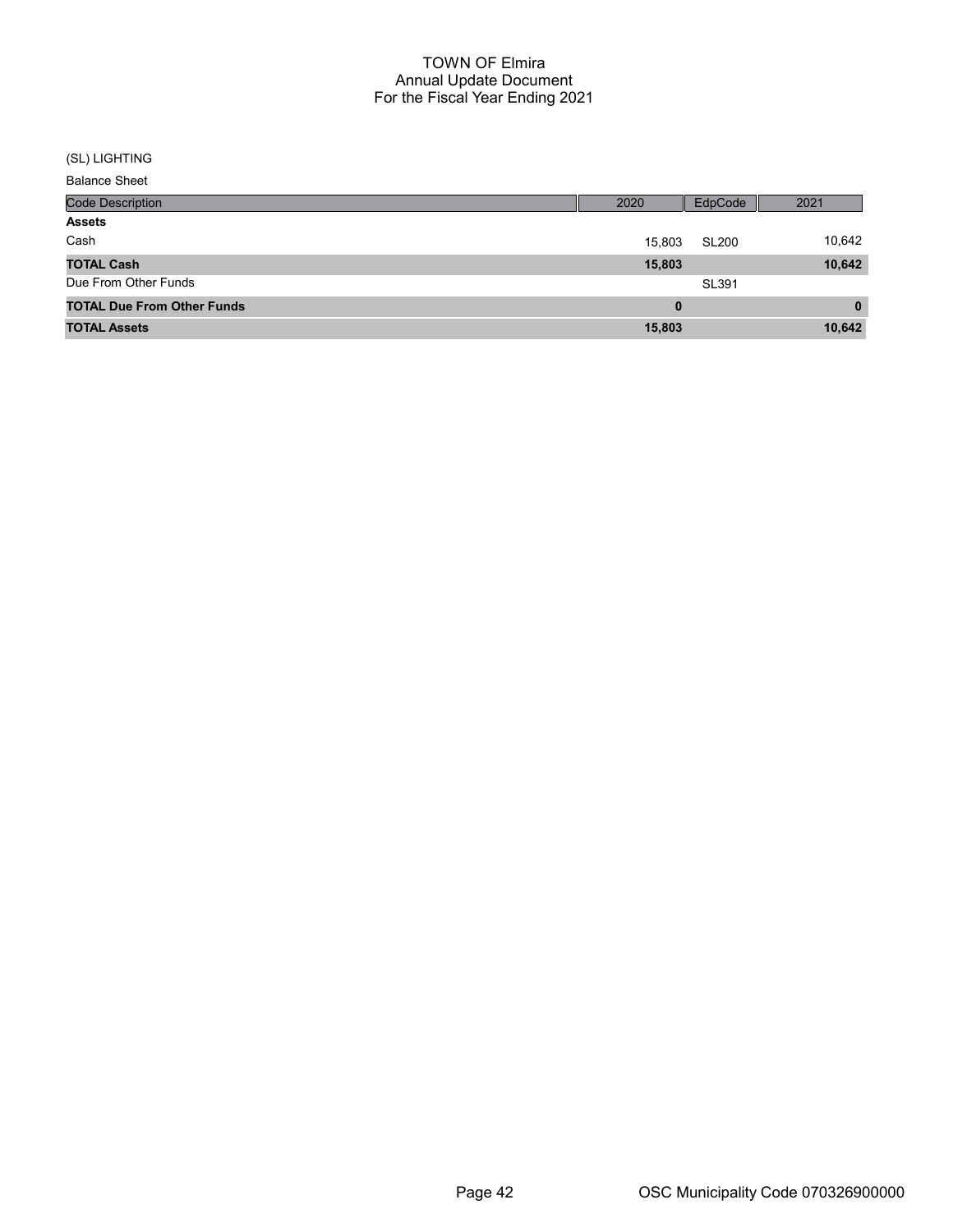# TOWN OF Elmira
## Annual Update Document
## For the Fiscal Year Ending 2021

(SL) LIGHTING

Balance Sheet

| Code Description | 2020 | EdpCode | 2021 |
|---|---|---|---|
| **Assets** | | | |
| Cash | 15,803 | SL200 | 10,642 |
| **TOTAL Cash** | **15,803** | | **10,642** |
| Due From Other Funds | | SL391 | |
| **TOTAL Due From Other Funds** | **0** | | **0** |
| **TOTAL Assets** | **15,803** | | **10,642** |

OSC Municipality Code 070326900000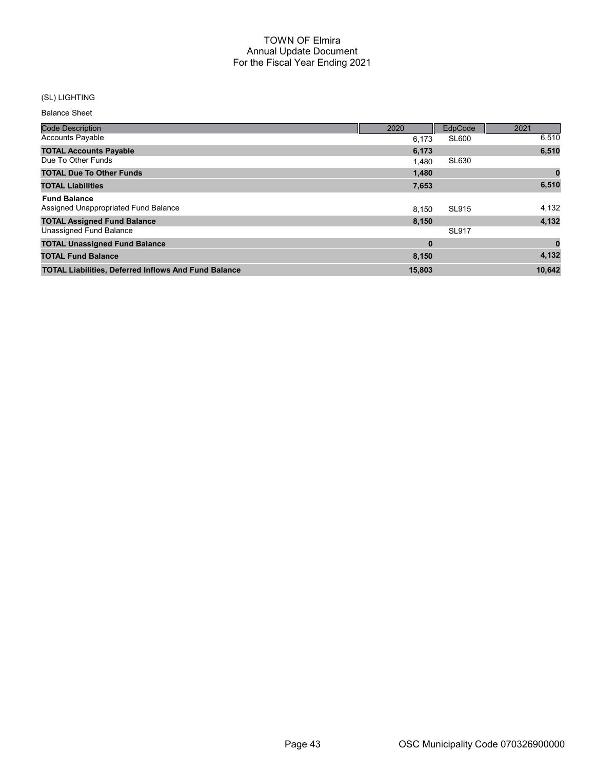# TOWN OF Elmira
## Annual Update Document
## For the Fiscal Year Ending 2021

(SL) LIGHTING

Balance Sheet

| Code Description | 2020 | EdpCode | 2021 |
|---|---|---|---|
| Accounts Payable | 6,173 | SL600 | 6,510 |
| **TOTAL Accounts Payable** | **6,173** | | **6,510** |
| Due To Other Funds | 1,480 | SL630 | |
| **TOTAL Due To Other Funds** | **1,480** | | **0** |
| **TOTAL Liabilities** | **7,653** | | **6,510** |
| **Fund Balance** | | | |
| Assigned Unappropriated Fund Balance | 8,150 | SL915 | 4,132 |
| **TOTAL Assigned Fund Balance** | **8,150** | | **4,132** |
| Unassigned Fund Balance | | SL917 | |
| **TOTAL Unassigned Fund Balance** | **0** | | **0** |
| **TOTAL Fund Balance** | **8,150** | | **4,132** |
| **TOTAL Liabilities, Deferred Inflows And Fund Balance** | **15,803** | | **10,642** |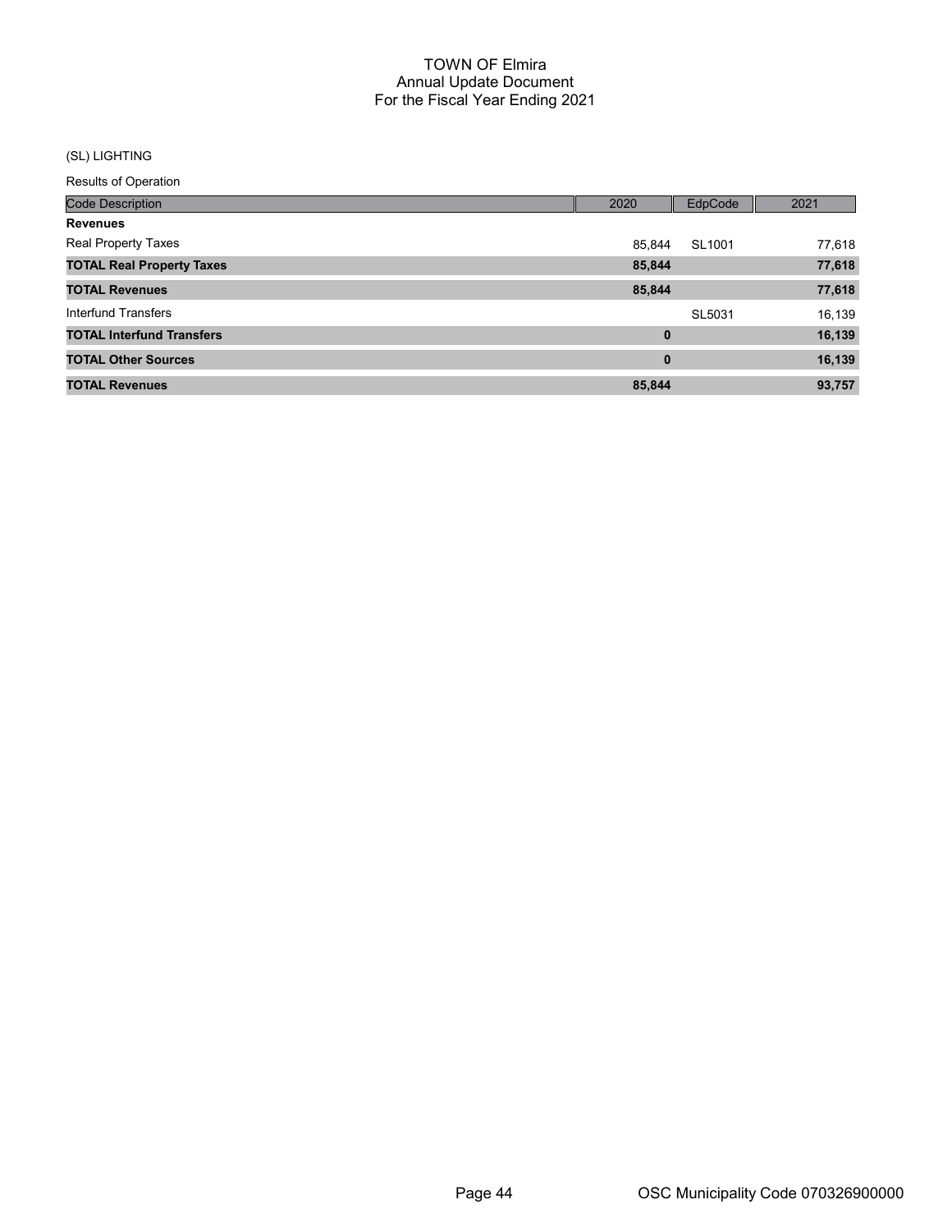# TOWN OF Elmira
## Annual Update Document
## For the Fiscal Year Ending 2021

(SL) LIGHTING

Results of Operation

| Code Description | 2020 | EdpCode | 2021 |
|---|---|---|---|
| **Revenues** | | | |
| Real Property Taxes | 85,844 | SL1001 | 77,618 |
| **TOTAL Real Property Taxes** | **85,844** | | **77,618** |
| **TOTAL Revenues** | **85,844** | | **77,618** |
| Interfund Transfers | | SL5031 | 16,139 |
| **TOTAL Interfund Transfers** | **0** | | **16,139** |
| **TOTAL Other Sources** | **0** | | **16,139** |
| **TOTAL Revenues** | **85,844** | | **93,757** |

OSC Municipality Code 070326900000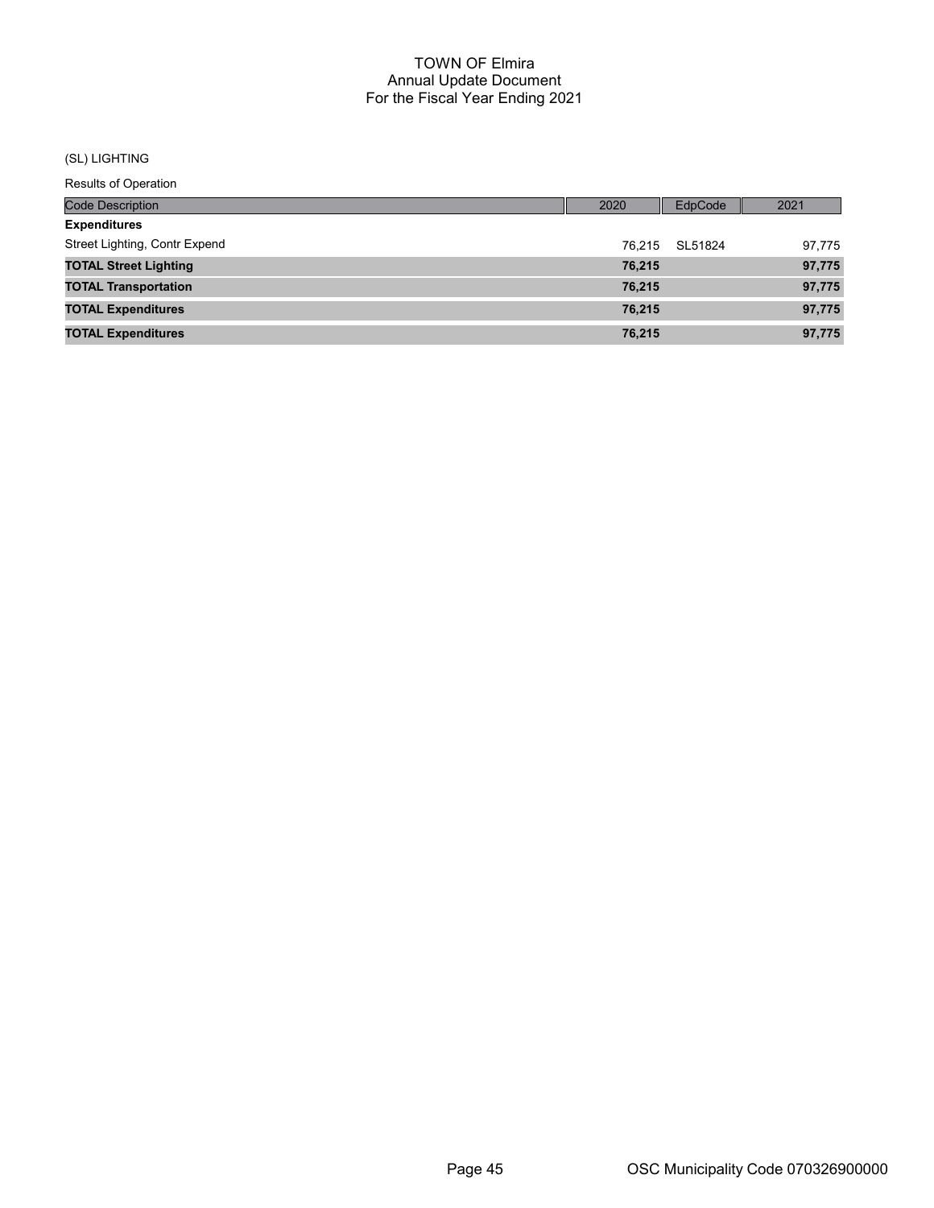# TOWN OF Elmira
## Annual Update Document
## For the Fiscal Year Ending 2021

(SL) LIGHTING

Results of Operation

| Code Description | 2020 | EdpCode | 2021 |
|---|---|---|---|
| **Expenditures** | | | |
| Street Lighting, Contr Expend | 76,215 | SL51824 | 97,775 |
| **TOTAL Street Lighting** | **76,215** | | **97,775** |
| **TOTAL Transportation** | **76,215** | | **97,775** |
| **TOTAL Expenditures** | **76,215** | | **97,775** |
| **TOTAL Expenditures** | **76,215** | | **97,775** |

OSC Municipality Code 070326900000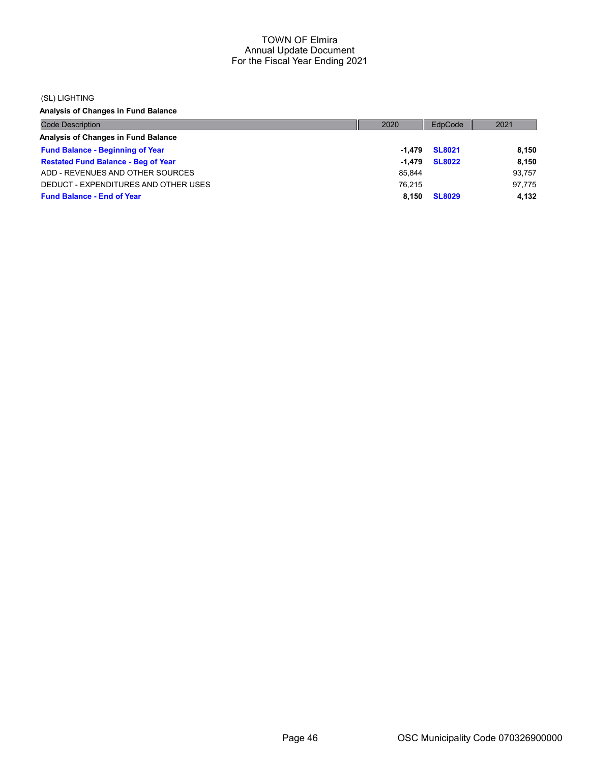# TOWN OF Elmira
## Annual Update Document
## For the Fiscal Year Ending 2021

(SL) LIGHTING

**Analysis of Changes in Fund Balance**

| Code Description | 2020 | EdpCode | 2021 |
|---|---|---|---|
| **Analysis of Changes in Fund Balance** | | | |
| **Fund Balance - Beginning of Year** | **-1,479** | **SL8021** | **8,150** |
| **Restated Fund Balance - Beg of Year** | **-1,479** | **SL8022** | **8,150** |
| ADD - REVENUES AND OTHER SOURCES | 85,844 | | 93,757 |
| DEDUCT - EXPENDITURES AND OTHER USES | 76,215 | | 97,775 |
| **Fund Balance - End of Year** | **8,150** | **SL8029** | **4,132** |

OSC Municipality Code 070326900000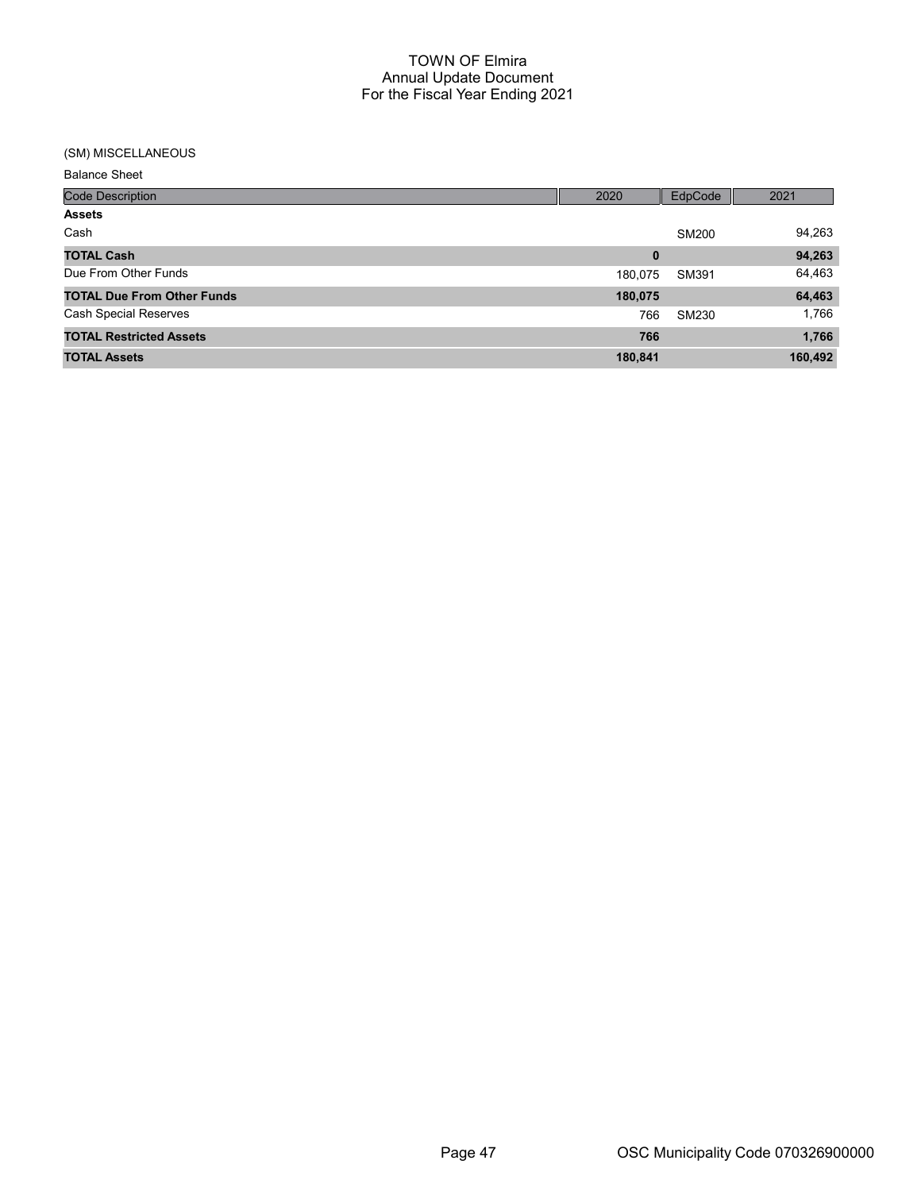# TOWN OF Elmira
## Annual Update Document
## For the Fiscal Year Ending 2021

(SM) MISCELLANEOUS

Balance Sheet

| Code Description | 2020 | EdpCode | 2021 |
|---|---|---|---|
| **Assets** | | | |
| Cash | | SM200 | 94,263 |
| **TOTAL Cash** | **0** | | **94,263** |
| Due From Other Funds | 180,075 | SM391 | 64,463 |
| **TOTAL Due From Other Funds** | **180,075** | | **64,463** |
| Cash Special Reserves | 766 | SM230 | 1,766 |
| **TOTAL Restricted Assets** | **766** | | **1,766** |
| **TOTAL Assets** | **180,841** | | **160,492** |

OSC Municipality Code 070326900000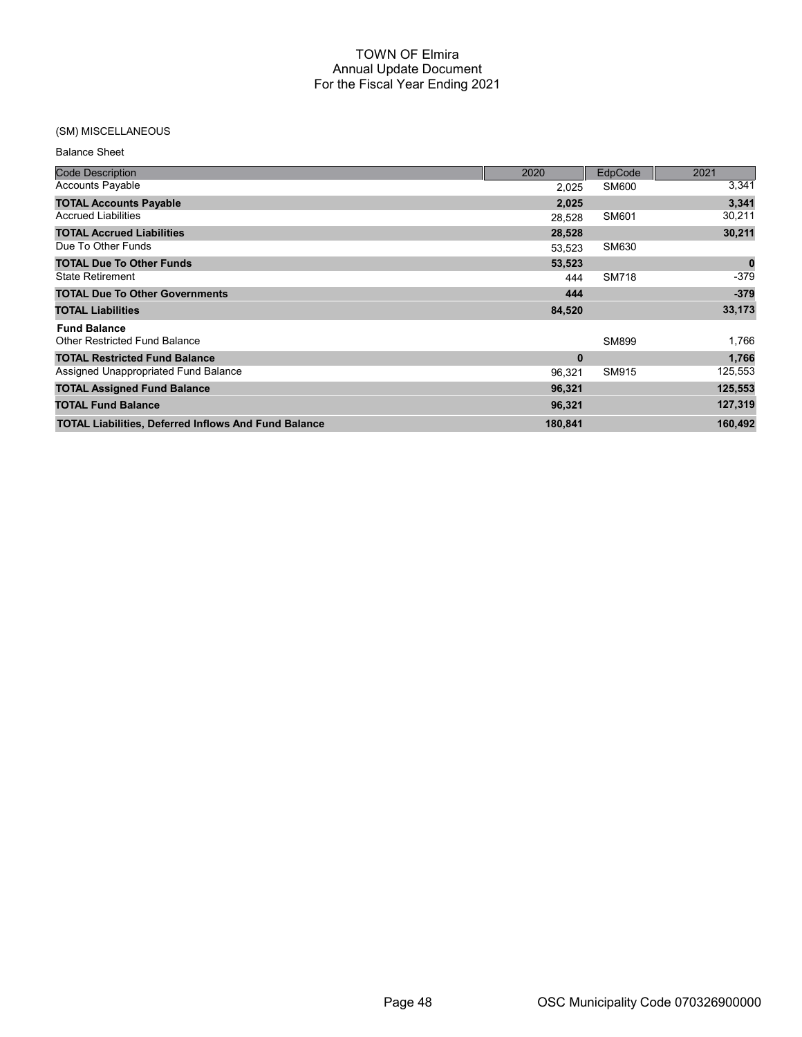# TOWN OF Elmira
## Annual Update Document
## For the Fiscal Year Ending 2021

(SM) MISCELLANEOUS

Balance Sheet

| Code Description | 2020 | EdpCode | 2021 |
|---|---|---|---|
| Accounts Payable | 2,025 | SM600 | 3,341 |
| **TOTAL Accounts Payable** | **2,025** | | **3,341** |
| Accrued Liabilities | 28,528 | SM601 | 30,211 |
| **TOTAL Accrued Liabilities** | **28,528** | | **30,211** |
| Due To Other Funds | 53,523 | SM630 | |
| **TOTAL Due To Other Funds** | **53,523** | | **0** |
| State Retirement | 444 | SM718 | -379 |
| **TOTAL Due To Other Governments** | **444** | | **-379** |
| **TOTAL Liabilities** | **84,520** | | **33,173** |
| **Fund Balance** | | | |
| Other Restricted Fund Balance | | SM899 | 1,766 |
| **TOTAL Restricted Fund Balance** | **0** | | **1,766** |
| Assigned Unappropriated Fund Balance | 96,321 | SM915 | 125,553 |
| **TOTAL Assigned Fund Balance** | **96,321** | | **125,553** |
| **TOTAL Fund Balance** | **96,321** | | **127,319** |
| **TOTAL Liabilities, Deferred Inflows And Fund Balance** | **180,841** | | **160,492** |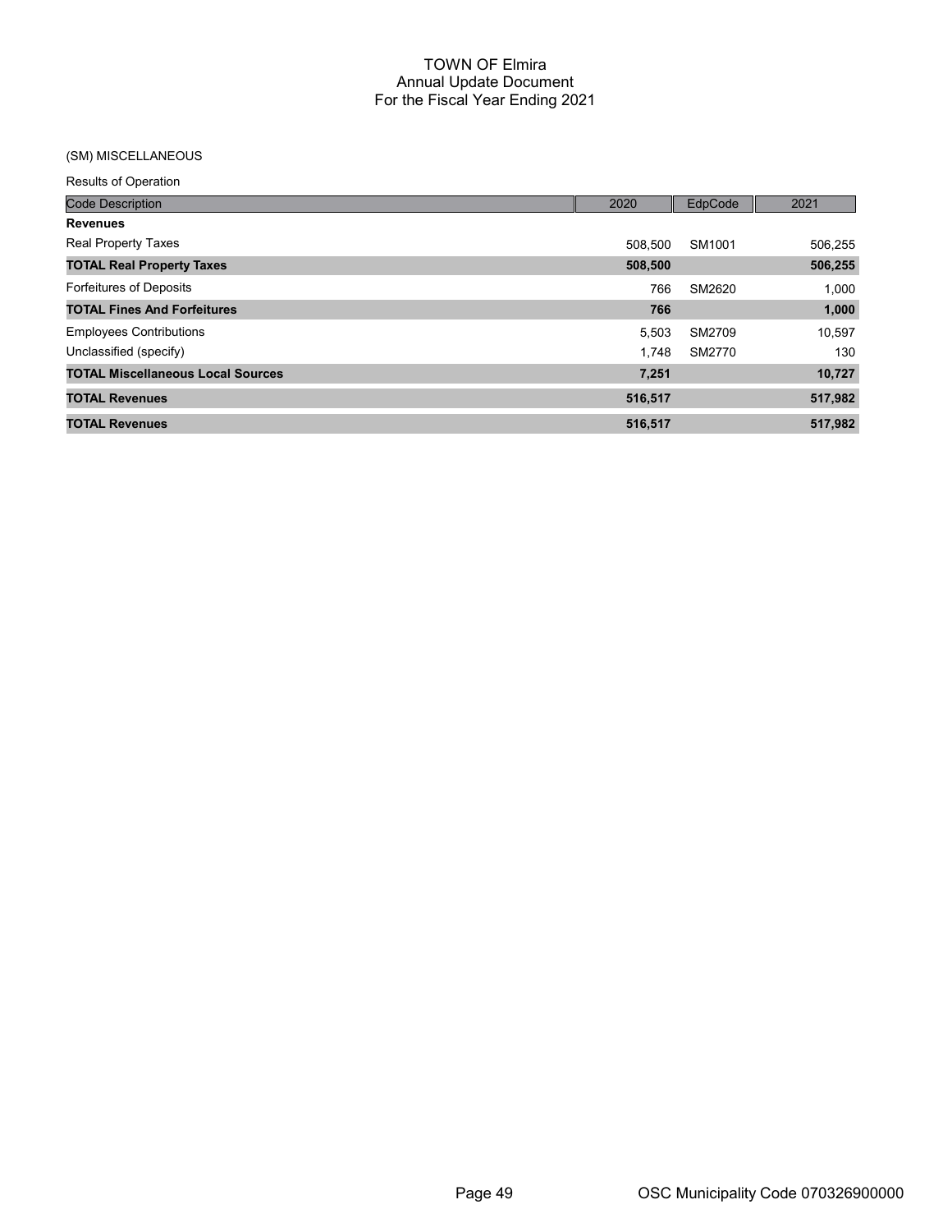# TOWN OF Elmira
## Annual Update Document
## For the Fiscal Year Ending 2021

(SM) MISCELLANEOUS

Results of Operation

| Code Description | 2020 | EdpCode | 2021 |
|---|---|---|---|
| **Revenues** | | | |
| Real Property Taxes | 508,500 | SM1001 | 506,255 |
| **TOTAL Real Property Taxes** | **508,500** | | **506,255** |
| Forfeitures of Deposits | 766 | SM2620 | 1,000 |
| **TOTAL Fines And Forfeitures** | **766** | | **1,000** |
| Employees Contributions | 5,503 | SM2709 | 10,597 |
| Unclassified (specify) | 1,748 | SM2770 | 130 |
| **TOTAL Miscellaneous Local Sources** | **7,251** | | **10,727** |
| **TOTAL Revenues** | **516,517** | | **517,982** |
| **TOTAL Revenues** | **516,517** | | **517,982** |

OSC Municipality Code 070326900000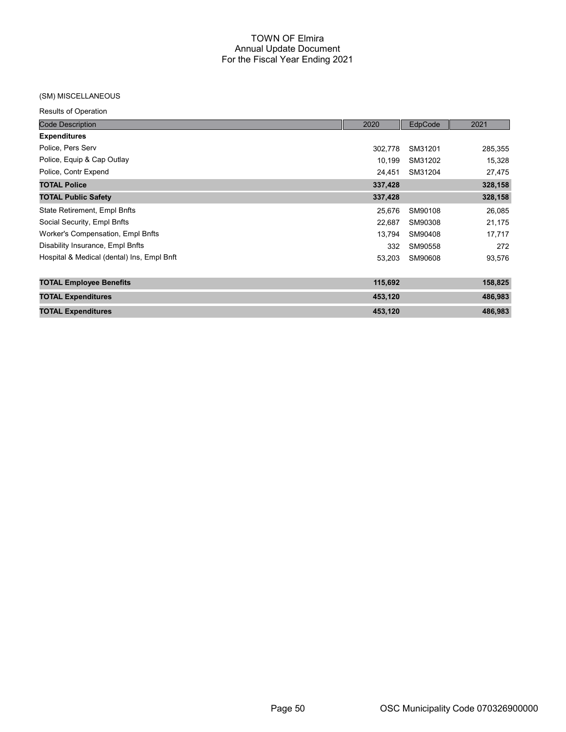# TOWN OF Elmira
## Annual Update Document
## For the Fiscal Year Ending 2021

(SM) MISCELLANEOUS

Results of Operation

| Code Description | 2020 | EdpCode | 2021 |
|---|---|---|---|
| **Expenditures** | | | |
| Police, Pers Serv | 302,778 | SM31201 | 285,355 |
| Police, Equip & Cap Outlay | 10,199 | SM31202 | 15,328 |
| Police, Contr Expend | 24,451 | SM31204 | 27,475 |
| **TOTAL Police** | **337,428** | | **328,158** |
| **TOTAL Public Safety** | **337,428** | | **328,158** |
| State Retirement, Empl Bnfts | 25,676 | SM90108 | 26,085 |
| Social Security, Empl Bnfts | 22,687 | SM90308 | 21,175 |
| Worker's Compensation, Empl Bnfts | 13,794 | SM90408 | 17,717 |
| Disability Insurance, Empl Bnfts | 332 | SM90558 | 272 |
| Hospital & Medical (dental) Ins, Empl Bnft | 53,203 | SM90608 | 93,576 |
| **TOTAL Employee Benefits** | **115,692** | | **158,825** |
| **TOTAL Expenditures** | **453,120** | | **486,983** |
| **TOTAL Expenditures** | **453,120** | | **486,983** |

OSC Municipality Code 070326900000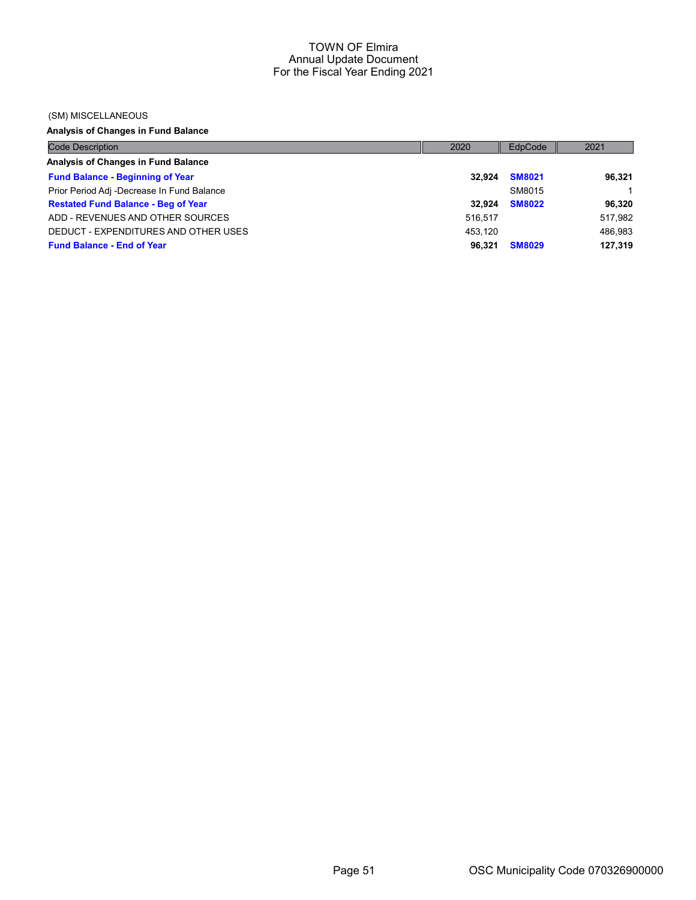# TOWN OF Elmira
## Annual Update Document
## For the Fiscal Year Ending 2021

(SM) MISCELLANEOUS

**Analysis of Changes in Fund Balance**

| Code Description | 2020 | EdpCode | 2021 |
|---|---|---|---|
| **Analysis of Changes in Fund Balance** | | | |
| **Fund Balance - Beginning of Year** | **32,924** | **SM8021** | **96,321** |
| Prior Period Adj -Decrease In Fund Balance | | SM8015 | 1 |
| **Restated Fund Balance - Beg of Year** | **32,924** | **SM8022** | **96,320** |
| ADD - REVENUES AND OTHER SOURCES | 516,517 | | 517,982 |
| DEDUCT - EXPENDITURES AND OTHER USES | 453,120 | | 486,983 |
| **Fund Balance - End of Year** | **96,321** | **SM8029** | **127,319** |

OSC Municipality Code 070326900000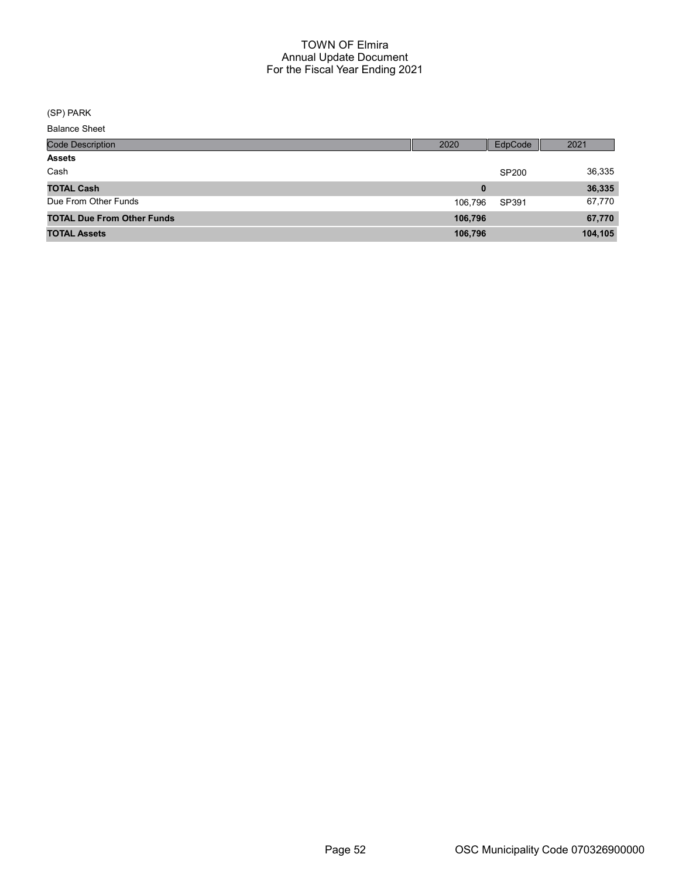# TOWN OF Elmira
## Annual Update Document
## For the Fiscal Year Ending 2021

(SP) PARK

Balance Sheet

| Code Description | 2020 | EdpCode | 2021 |
|---|---|---|---|
| **Assets** | | | |
| Cash | | SP200 | 36,335 |
| **TOTAL Cash** | **0** | | **36,335** |
| Due From Other Funds | 106,796 | SP391 | 67,770 |
| **TOTAL Due From Other Funds** | **106,796** | | **67,770** |
| **TOTAL Assets** | **106,796** | | **104,105** |

OSC Municipality Code 070326900000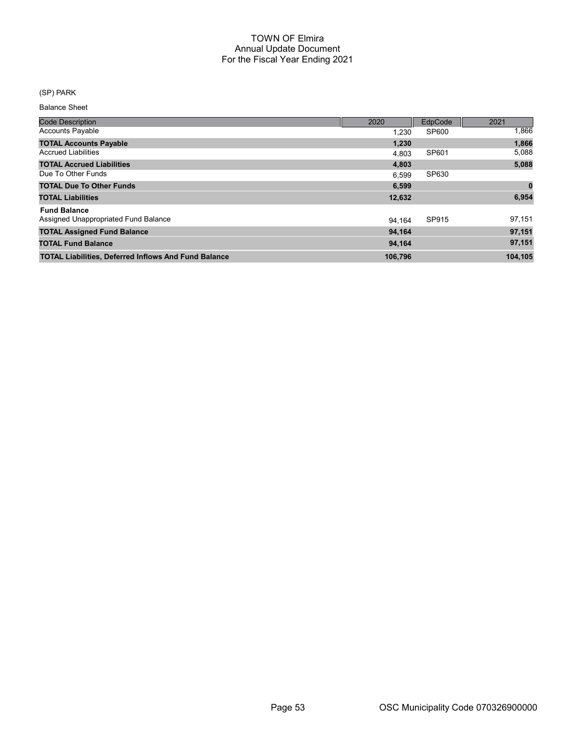# TOWN OF Elmira
## Annual Update Document
## For the Fiscal Year Ending 2021

(SP) PARK

Balance Sheet

| Code Description | 2020 | EdpCode | 2021 |
|---|---|---|---|
| Accounts Payable | 1,230 | SP600 | 1,866 |
| **TOTAL Accounts Payable** | **1,230** | | **1,866** |
| Accrued Liabilities | 4,803 | SP601 | 5,088 |
| **TOTAL Accrued Liabilities** | **4,803** | | **5,088** |
| Due To Other Funds | 6,599 | SP630 | |
| **TOTAL Due To Other Funds** | **6,599** | | **0** |
| **TOTAL Liabilities** | **12,632** | | **6,954** |
| **Fund Balance** | | | |
| Assigned Unappropriated Fund Balance | 94,164 | SP915 | 97,151 |
| **TOTAL Assigned Fund Balance** | **94,164** | | **97,151** |
| **TOTAL Fund Balance** | **94,164** | | **97,151** |
| **TOTAL Liabilities, Deferred Inflows And Fund Balance** | **106,796** | | **104,105** |

OSC Municipality Code 070326900000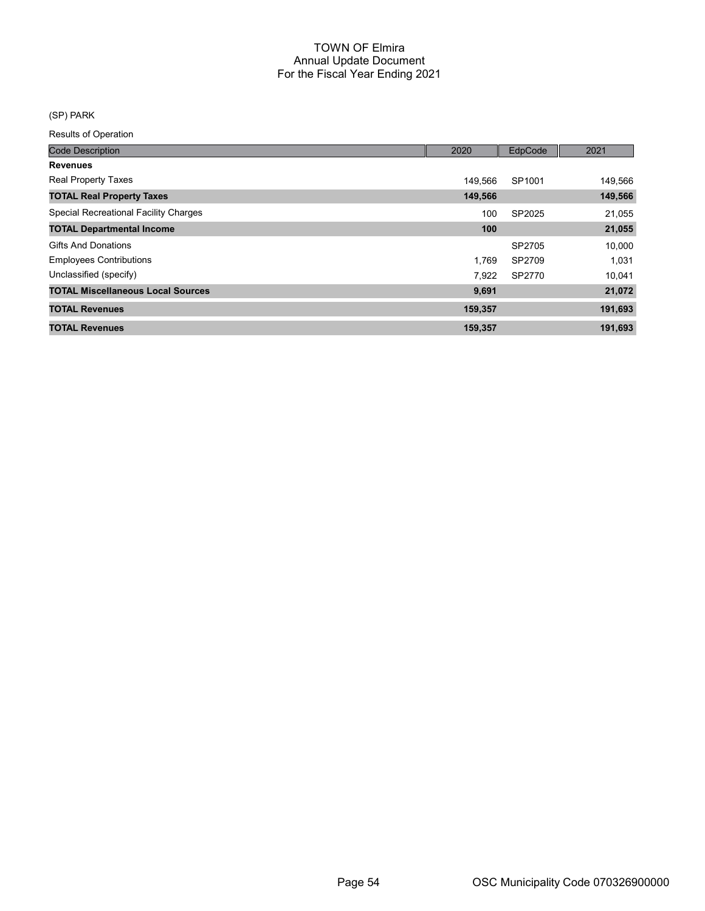# TOWN OF Elmira
## Annual Update Document
## For the Fiscal Year Ending 2021

(SP) PARK

Results of Operation

| Code Description | 2020 | EdpCode | 2021 |
|---|---|---|---|
| **Revenues** | | | |
| Real Property Taxes | 149,566 | SP1001 | 149,566 |
| **TOTAL Real Property Taxes** | **149,566** | | **149,566** |
| Special Recreational Facility Charges | 100 | SP2025 | 21,055 |
| **TOTAL Departmental Income** | **100** | | **21,055** |
| Gifts And Donations | | SP2705 | 10,000 |
| Employees Contributions | 1,769 | SP2709 | 1,031 |
| Unclassified (specify) | 7,922 | SP2770 | 10,041 |
| **TOTAL Miscellaneous Local Sources** | **9,691** | | **21,072** |
| **TOTAL Revenues** | **159,357** | | **191,693** |
| **TOTAL Revenues** | **159,357** | | **191,693** |

OSC Municipality Code 070326900000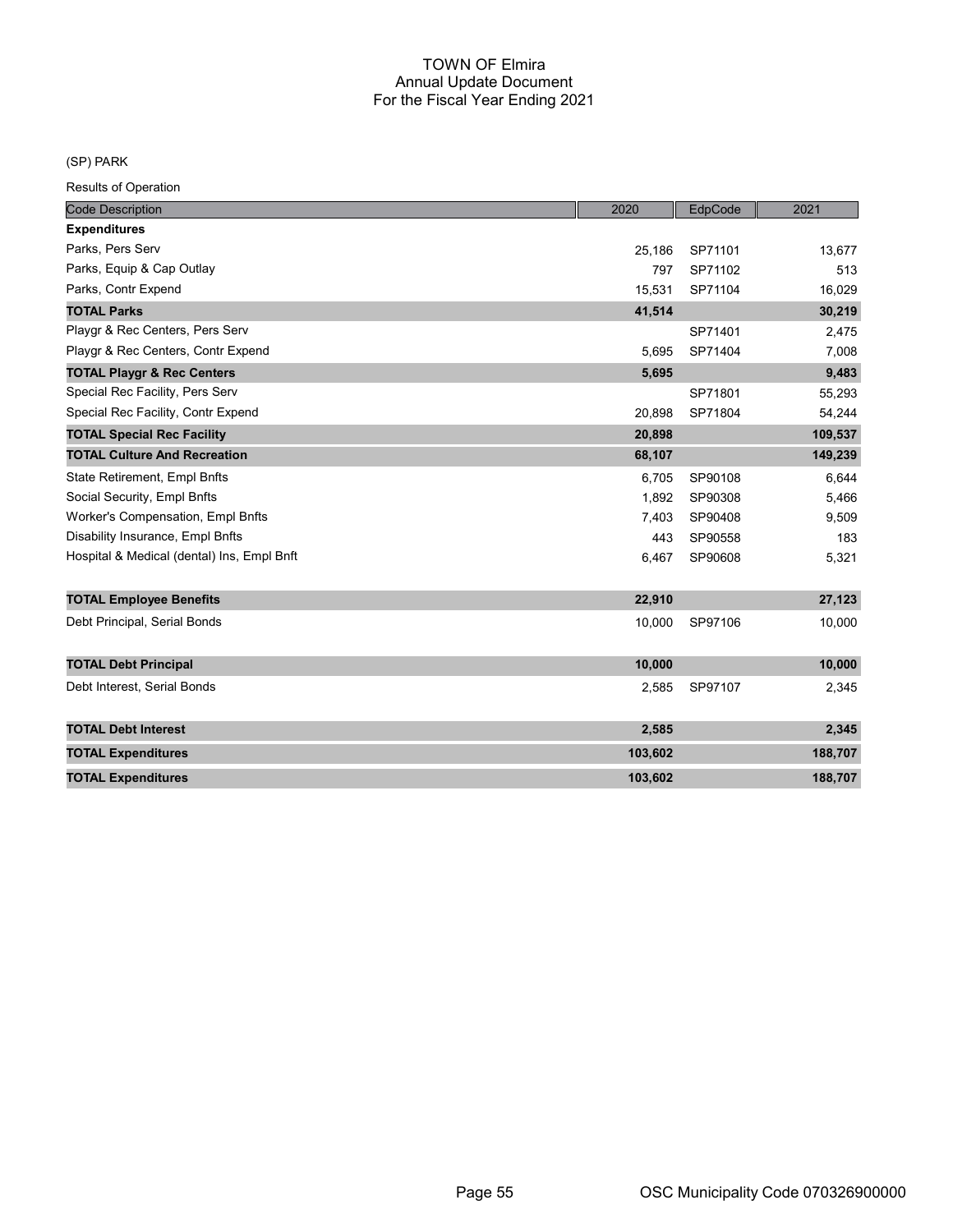# TOWN OF Elmira
## Annual Update Document
## For the Fiscal Year Ending 2021

(SP) PARK

Results of Operation

| Code Description | 2020 | EdpCode | 2021 |
|---|---|---|---|
| **Expenditures** | | | |
| Parks, Pers Serv | 25,186 | SP71101 | 13,677 |
| Parks, Equip & Cap Outlay | 797 | SP71102 | 513 |
| Parks, Contr Expend | 15,531 | SP71104 | 16,029 |
| **TOTAL Parks** | **41,514** | | **30,219** |
| Playgr & Rec Centers, Pers Serv | | SP71401 | 2,475 |
| Playgr & Rec Centers, Contr Expend | 5,695 | SP71404 | 7,008 |
| **TOTAL Playgr & Rec Centers** | **5,695** | | **9,483** |
| Special Rec Facility, Pers Serv | | SP71801 | 55,293 |
| Special Rec Facility, Contr Expend | 20,898 | SP71804 | 54,244 |
| **TOTAL Special Rec Facility** | **20,898** | | **109,537** |
| **TOTAL Culture And Recreation** | **68,107** | | **149,239** |
| State Retirement, Empl Bnfts | 6,705 | SP90108 | 6,644 |
| Social Security, Empl Bnfts | 1,892 | SP90308 | 5,466 |
| Worker's Compensation, Empl Bnfts | 7,403 | SP90408 | 9,509 |
| Disability Insurance, Empl Bnfts | 443 | SP90558 | 183 |
| Hospital & Medical (dental) Ins, Empl Bnft | 6,467 | SP90608 | 5,321 |
| **TOTAL Employee Benefits** | **22,910** | | **27,123** |
| Debt Principal, Serial Bonds | 10,000 | SP97106 | 10,000 |
| **TOTAL Debt Principal** | **10,000** | | **10,000** |
| Debt Interest, Serial Bonds | 2,585 | SP97107 | 2,345 |
| **TOTAL Debt Interest** | **2,585** | | **2,345** |
| **TOTAL Expenditures** | **103,602** | | **188,707** |
| **TOTAL Expenditures** | **103,602** | | **188,707** |

OSC Municipality Code 070326900000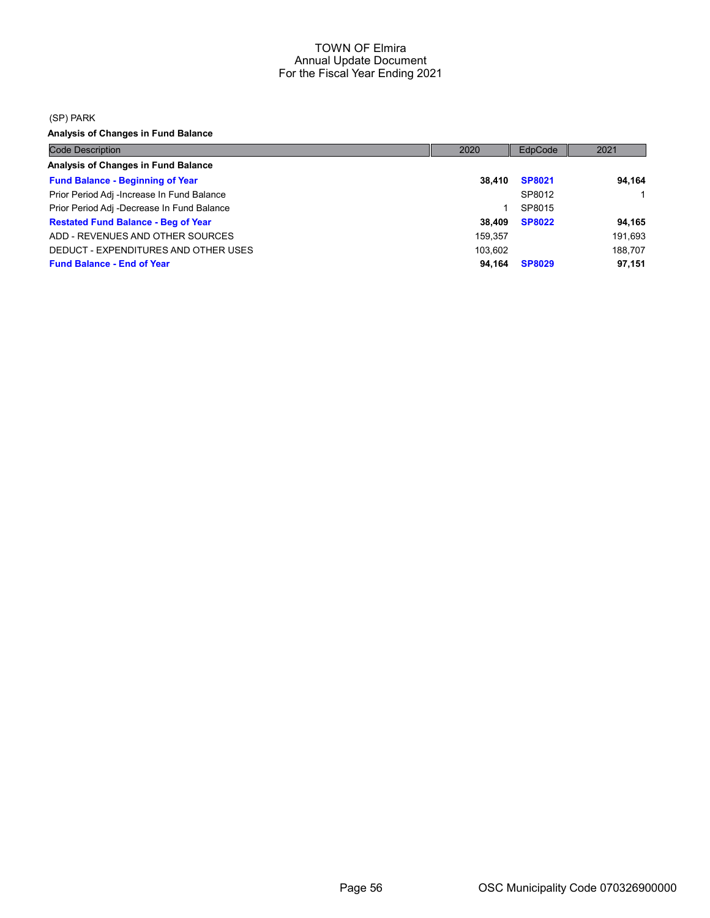(SP) PARK

**Analysis of Changes in Fund Balance**

| Code Description | 2020 | EdpCode | 2021 |
|---|---|---|---|
| **Analysis of Changes in Fund Balance** | | | |
| **Fund Balance - Beginning of Year** | **38,410** | **SP8021** | **94,164** |
| Prior Period Adj -Increase In Fund Balance | | SP8012 | 1 |
| Prior Period Adj -Decrease In Fund Balance | 1 | SP8015 | |
| **Restated Fund Balance - Beg of Year** | **38,409** | **SP8022** | **94,165** |
| ADD - REVENUES AND OTHER SOURCES | 159,357 | | 191,693 |
| DEDUCT - EXPENDITURES AND OTHER USES | 103,602 | | 188,707 |
| **Fund Balance - End of Year** | **94,164** | **SP8029** | **97,151** |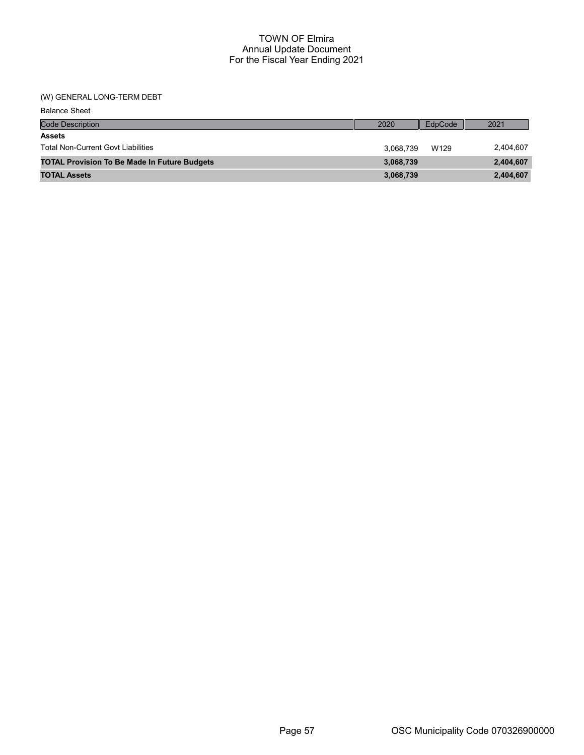# TOWN OF Elmira
## Annual Update Document
## For the Fiscal Year Ending 2021

(W) GENERAL LONG-TERM DEBT

Balance Sheet

| Code Description | 2020 | EdpCode | 2021 |
|---|---|---|---|
| **Assets** | | | |
| Total Non-Current Govt Liabilities | 3,068,739 | W129 | 2,404,607 |
| **TOTAL Provision To Be Made In Future Budgets** | **3,068,739** | | **2,404,607** |
| **TOTAL Assets** | **3,068,739** | | **2,404,607** |

OSC Municipality Code 070326900000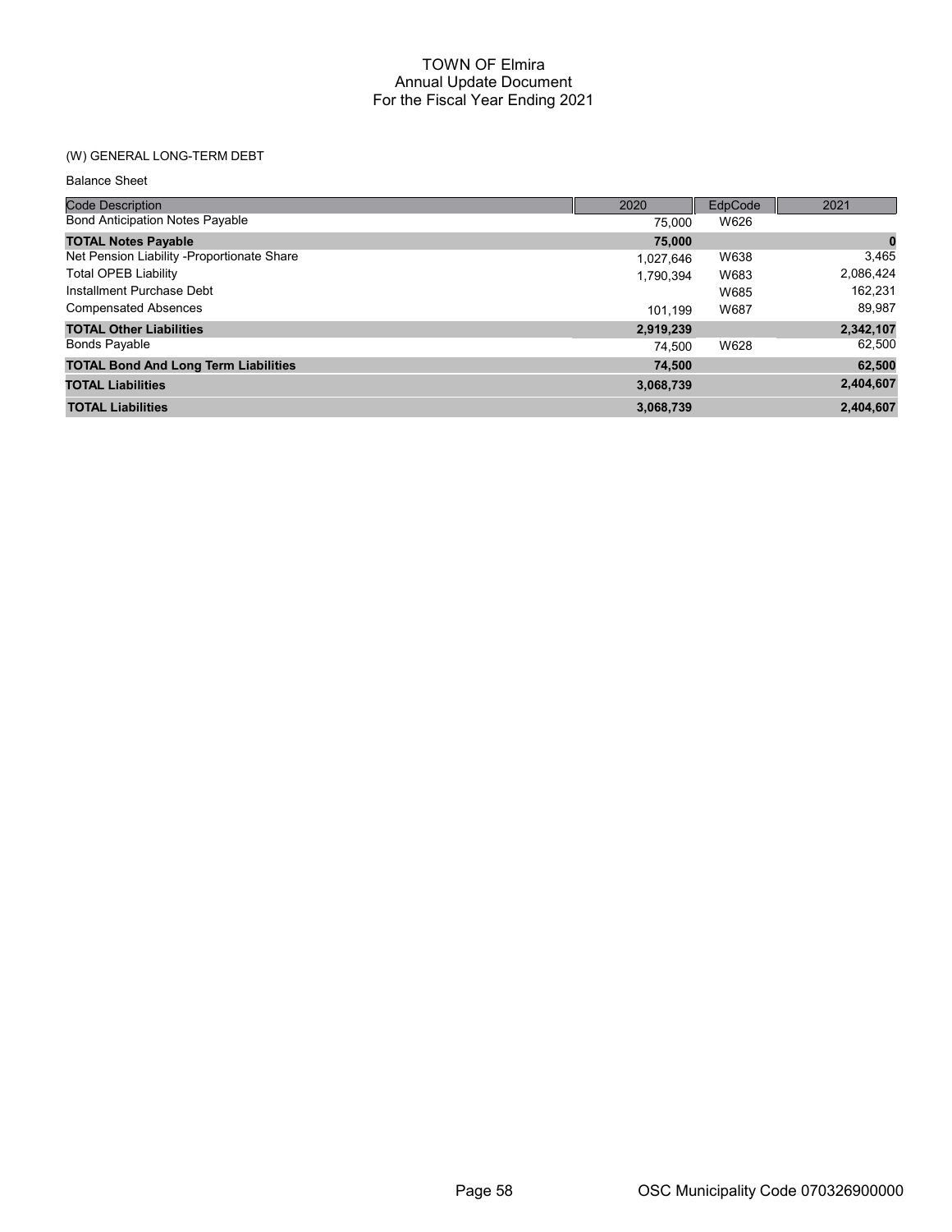# TOWN OF Elmira
## Annual Update Document
## For the Fiscal Year Ending 2021

### (W) GENERAL LONG-TERM DEBT

Balance Sheet

| Code Description | 2020 | EdpCode | 2021 |
|---|---|---|---|
| Bond Anticipation Notes Payable | 75,000 | W626 | |
| **TOTAL Notes Payable** | **75,000** | | **0** |
| Net Pension Liability -Proportionate Share | 1,027,646 | W638 | 3,465 |
| Total OPEB Liability | 1,790,394 | W683 | 2,086,424 |
| Installment Purchase Debt | | W685 | 162,231 |
| Compensated Absences | 101,199 | W687 | 89,987 |
| **TOTAL Other Liabilities** | **2,919,239** | | **2,342,107** |
| Bonds Payable | 74,500 | W628 | 62,500 |
| **TOTAL Bond And Long Term Liabilities** | **74,500** | | **62,500** |
| **TOTAL Liabilities** | **3,068,739** | | **2,404,607** |
| **TOTAL Liabilities** | **3,068,739** | | **2,404,607** |

OSC Municipality Code 070326900000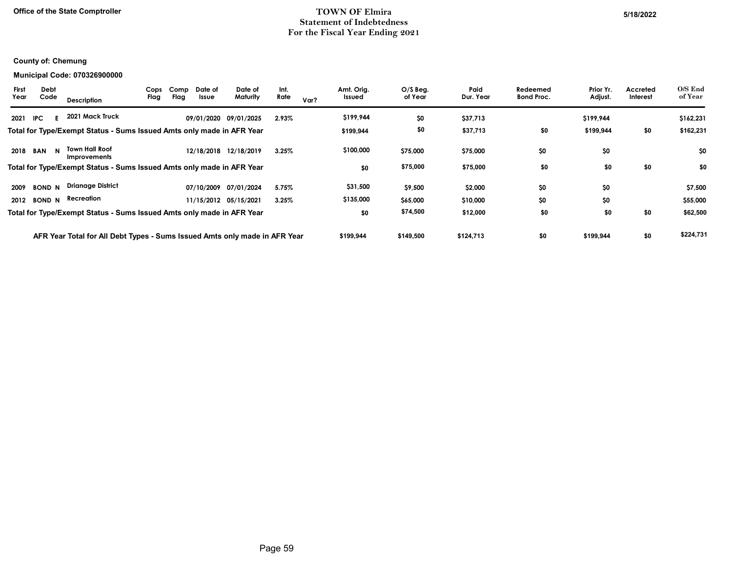Office of the State Comptroller

# TOWN OF Elmira
## Statement of Indebtedness
## For the Fiscal Year Ending 2021

5/18/2022

**County of: Chemung**

**Municipal Code: 070326900000**

| First Year | Debt Code | | Description | Cops Flag | Comp Flag | Date of Issue | Date of Maturity | Int. Rate | Var? | Amt. Orig. Issued | O/S Beg. of Year | Paid Dur. Year | Redeemed Bond Proc. | Prior Yr. Adjust. | Accreted Interest | O/S End of Year |
|---|---|---|---|---|---|---|---|---|---|---|---|---|---|---|---|---|
| 2021 | IPC | E | 2021 Mack Truck | | | 09/01/2020 | 09/01/2025 | 2.93% | | $199,944 | $0 | $37,713 | | $199,944 | | $162,231 |
| **Total for Type/Exempt Status - Sums Issued Amts only made in AFR Year** | | | | | | | | | | $199,944 | $0 | $37,713 | $0 | $199,944 | $0 | $162,231 |
| 2018 | BAN | N | Town Hall Roof Improvements | | | 12/18/2018 | 12/18/2019 | 3.25% | | $100,000 | $75,000 | $75,000 | $0 | $0 | | $0 |
| **Total for Type/Exempt Status - Sums Issued Amts only made in AFR Year** | | | | | | | | | | $0 | $75,000 | $75,000 | $0 | $0 | $0 | $0 |
| 2009 | BOND | N | Drianage District | | | 07/10/2009 | 07/01/2024 | 5.75% | | $31,500 | $9,500 | $2,000 | $0 | $0 | | $7,500 |
| 2012 | BOND | N | Recreation | | | 11/15/2012 | 05/15/2021 | 3.25% | | $135,000 | $65,000 | $10,000 | $0 | $0 | | $55,000 |
| **Total for Type/Exempt Status - Sums Issued Amts only made in AFR Year** | | | | | | | | | | $0 | $74,500 | $12,000 | $0 | $0 | $0 | $62,500 |
| **AFR Year Total for All Debt Types - Sums Issued Amts only made in AFR Year** | | | | | | | | | | $199,944 | $149,500 | $124,713 | $0 | $199,944 | $0 | $224,731 |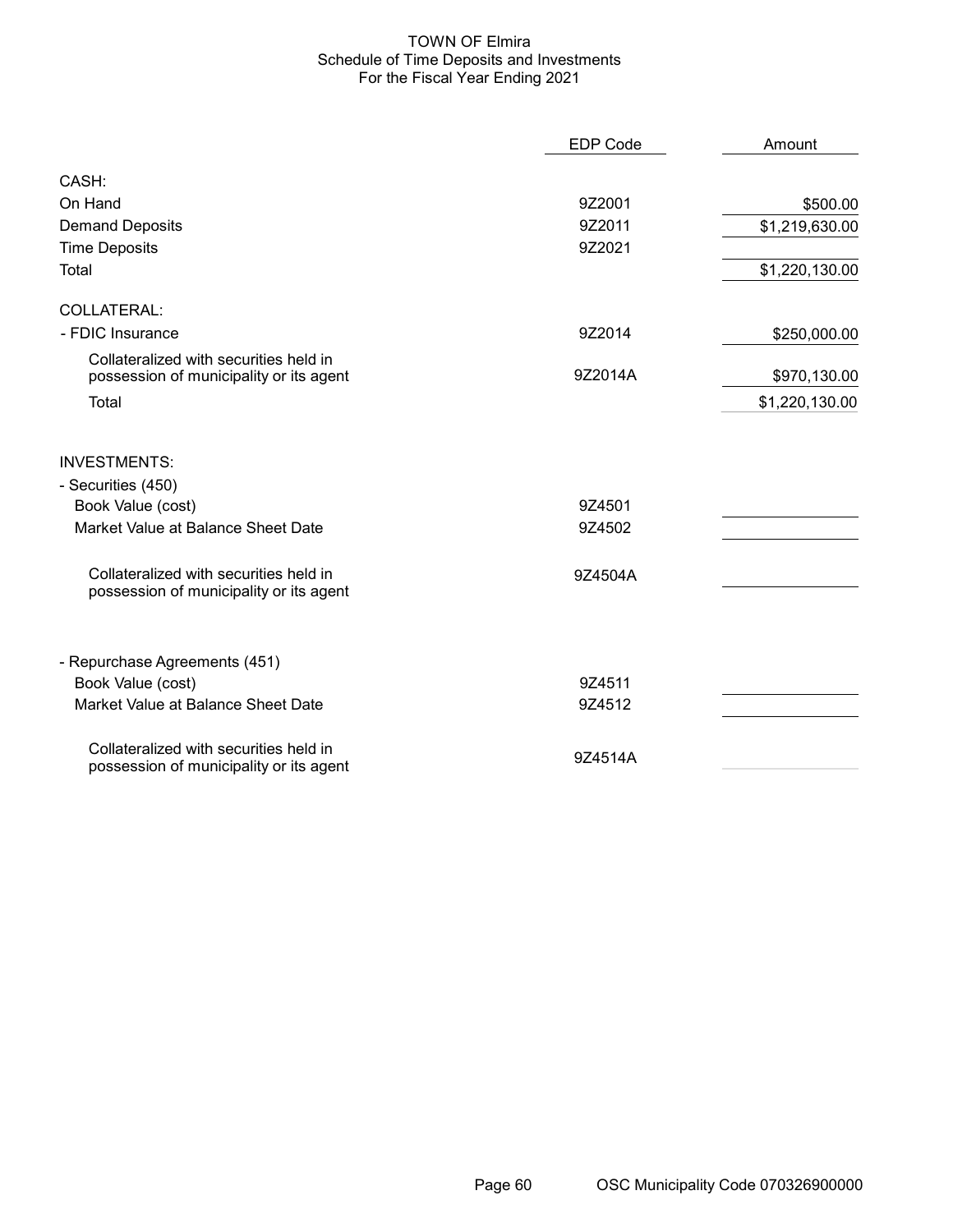# TOWN OF Elmira
## Schedule of Time Deposits and Investments
### For the Fiscal Year Ending 2021

| | EDP Code | Amount |
|---|---|---|
| **CASH:** | | |
| On Hand | 9Z2001 | $500.00 |
| Demand Deposits | 9Z2011 | $1,219,630.00 |
| Time Deposits | 9Z2021 | |
| Total | | $1,220,130.00 |
| **COLLATERAL:** | | |
| - FDIC Insurance | 9Z2014 | $250,000.00 |
| Collateralized with securities held in possession of municipality or its agent | 9Z2014A | $970,130.00 |
| Total | | $1,220,130.00 |
| **INVESTMENTS:** | | |
| - Securities (450) | | |
| Book Value (cost) | 9Z4501 | |
| Market Value at Balance Sheet Date | 9Z4502 | |
| Collateralized with securities held in possession of municipality or its agent | 9Z4504A | |
| - Repurchase Agreements (451) | | |
| Book Value (cost) | 9Z4511 | |
| Market Value at Balance Sheet Date | 9Z4512 | |
| Collateralized with securities held in possession of municipality or its agent | 9Z4514A | |

OSC Municipality Code 070326900000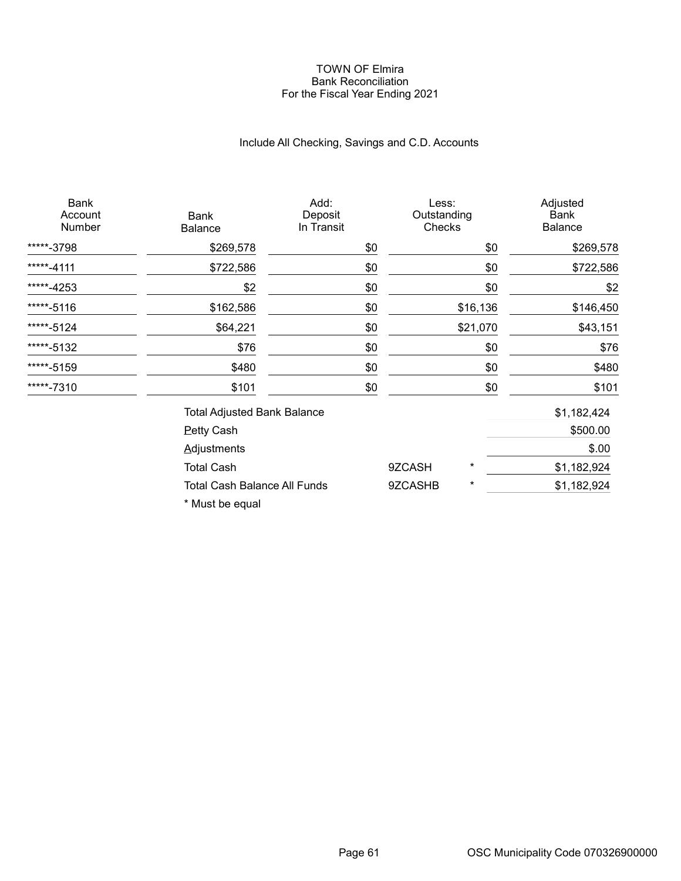# TOWN OF Elmira
## Bank Reconciliation
### For the Fiscal Year Ending 2021

Include All Checking, Savings and C.D. Accounts

| Bank Account Number | Bank Balance | Add: Deposit In Transit | Less: Outstanding Checks | Adjusted Bank Balance |
|---|---|---|---|---|
| *****-3798 | $269,578 | $0 | $0 | $269,578 |
| *****-4111 | $722,586 | $0 | $0 | $722,586 |
| *****-4253 | $2 | $0 | $0 | $2 |
| *****-5116 | $162,586 | $0 | $16,136 | $146,450 |
| *****-5124 | $64,221 | $0 | $21,070 | $43,151 |
| *****-5132 | $76 | $0 | $0 | $76 |
| *****-5159 | $480 | $0 | $0 | $480 |
| *****-7310 | $101 | $0 | $0 | $101 |

| | | | |
|---|---|---|---|
| Total Adjusted Bank Balance | | | $1,182,424 |
| Petty Cash | | | $500.00 |
| Adjustments | | | $.00 |
| Total Cash | 9ZCASH | * | $1,182,924 |
| Total Cash Balance All Funds | 9ZCASHB | * | $1,182,924 |

* Must be equal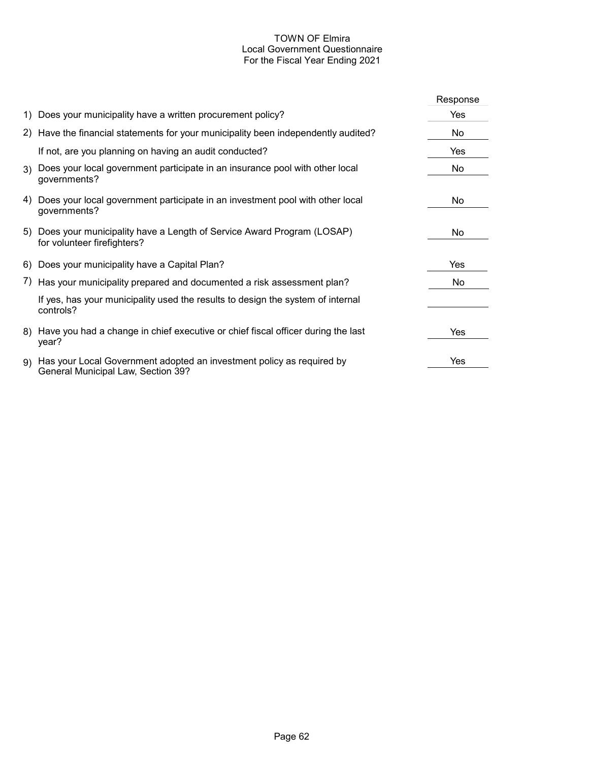# TOWN OF Elmira
## Local Government Questionnaire
### For the Fiscal Year Ending 2021

| | Question | Response |
|---|---|---|
| 1) | Does your municipality have a written procurement policy? | Yes |
| 2) | Have the financial statements for your municipality been independently audited? | No |
| | If not, are you planning on having an audit conducted? | Yes |
| 3) | Does your local government participate in an insurance pool with other local governments? | No |
| 4) | Does your local government participate in an investment pool with other local governments? | No |
| 5) | Does your municipality have a Length of Service Award Program (LOSAP) for volunteer firefighters? | No |
| 6) | Does your municipality have a Capital Plan? | Yes |
| 7) | Has your municipality prepared and documented a risk assessment plan? | No |
| | If yes, has your municipality used the results to design the system of internal controls? | |
| 8) | Have you had a change in chief executive or chief fiscal officer during the last year? | Yes |
| 9) | Has your Local Government adopted an investment policy as required by General Municipal Law, Section 39? | Yes |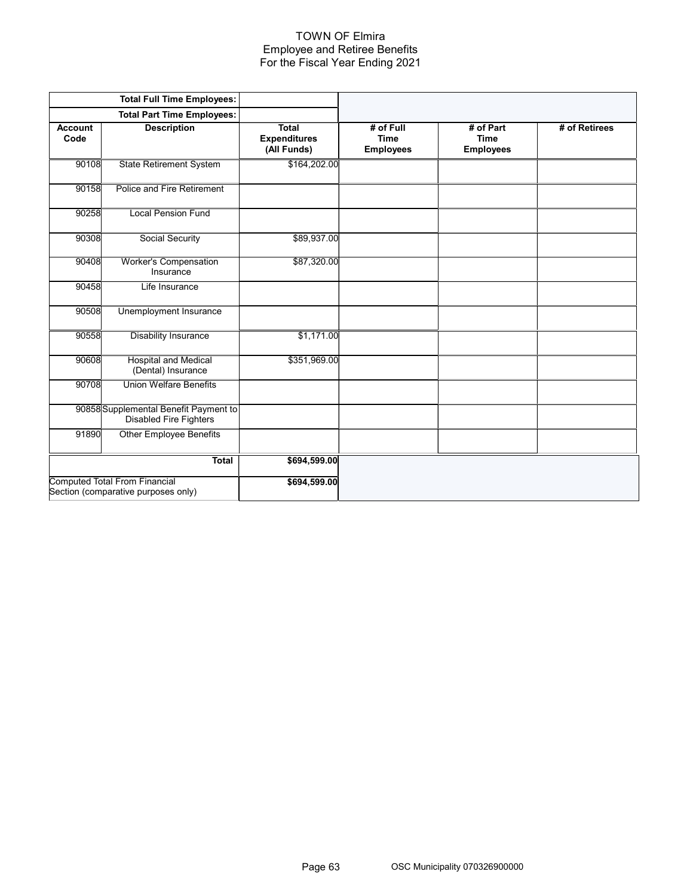# TOWN OF Elmira
## Employee and Retiree Benefits
## For the Fiscal Year Ending 2021

| | Total Full Time Employees: | | | | |
|---|---|---|---|---|---|
| | **Total Part Time Employees:** | | | | |
| **Account Code** | **Description** | **Total Expenditures (All Funds)** | **# of Full Time Employees** | **# of Part Time Employees** | **# of Retirees** |
| 90108 | State Retirement System | $164,202.00 | | | |
| 90158 | Police and Fire Retirement | | | | |
| 90258 | Local Pension Fund | | | | |
| 90308 | Social Security | $89,937.00 | | | |
| 90408 | Worker's Compensation Insurance | $87,320.00 | | | |
| 90458 | Life Insurance | | | | |
| 90508 | Unemployment Insurance | | | | |
| 90558 | Disability Insurance | $1,171.00 | | | |
| 90608 | Hospital and Medical (Dental) Insurance | $351,969.00 | | | |
| 90708 | Union Welfare Benefits | | | | |
| 90858 | Supplemental Benefit Payment to Disabled Fire Fighters | | | | |
| 91890 | Other Employee Benefits | | | | |
| | **Total** | **$694,599.00** | | | |
| Computed Total From Financial Section (comparative purposes only) | | **$694,599.00** | | | |

OSC Municipality 070326900000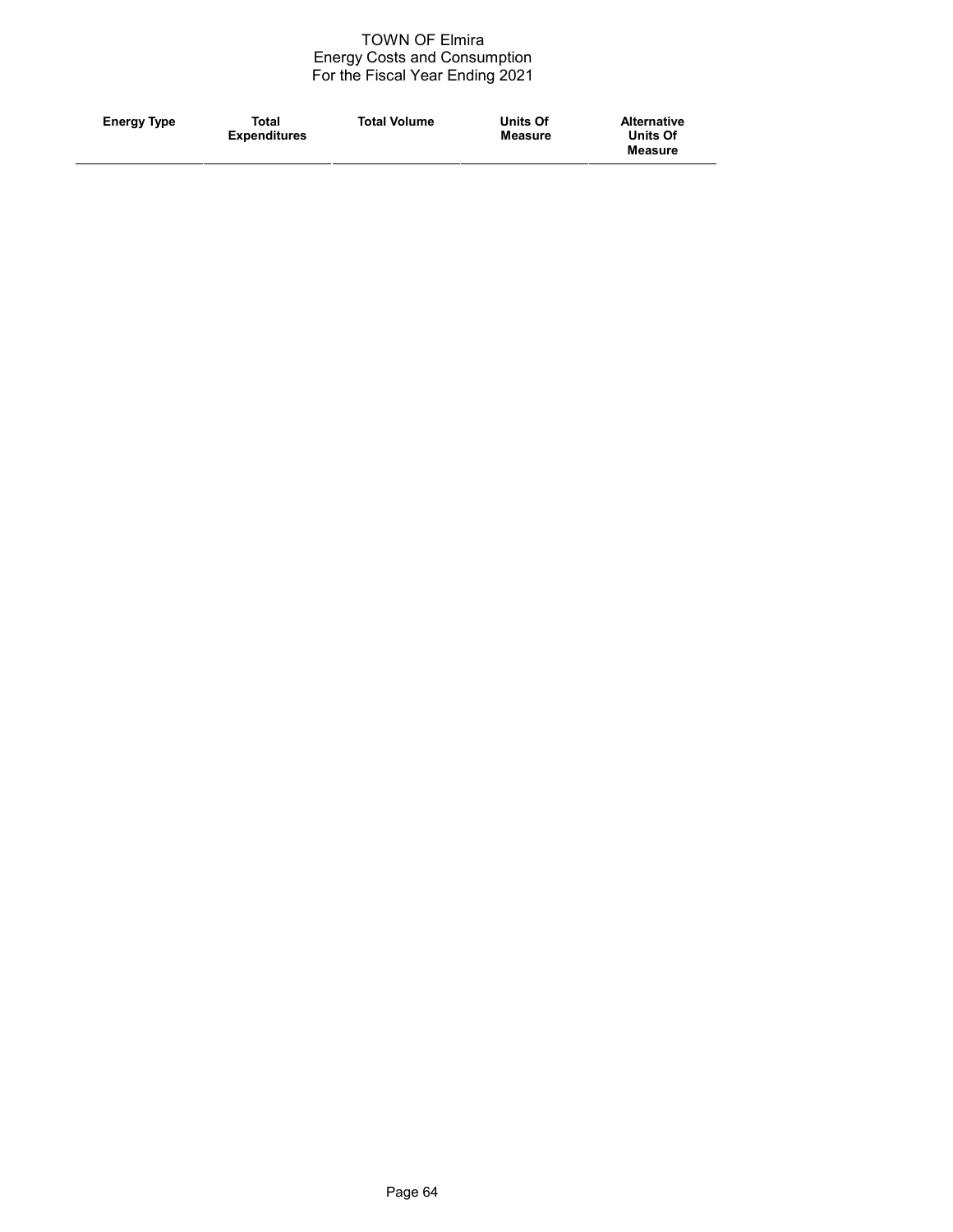TOWN OF Elmira
Energy Costs and Consumption
For the Fiscal Year Ending 2021

| Energy Type | Total Expenditures | Total Volume | Units Of Measure | Alternative Units Of Measure |
| --- | --- | --- | --- | --- |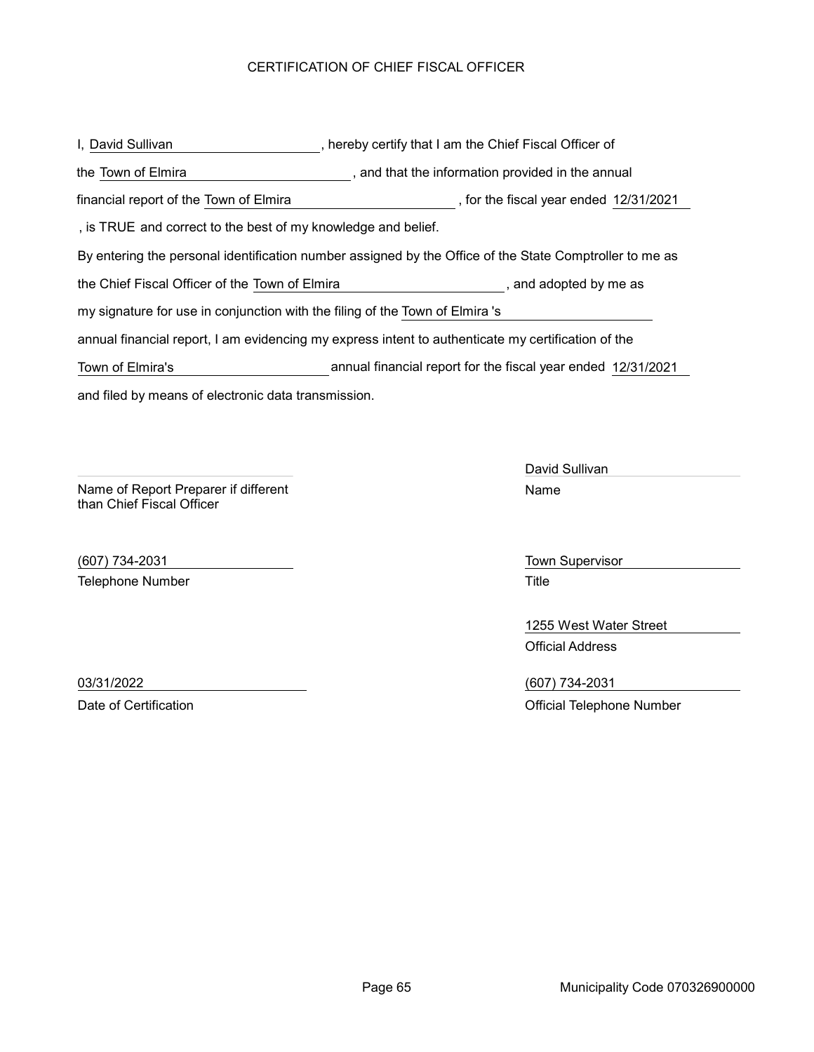# CERTIFICATION OF CHIEF FISCAL OFFICER

I, David Sullivan, hereby certify that I am the Chief Fiscal Officer of the Town of Elmira, and that the information provided in the annual financial report of the Town of Elmira, for the fiscal year ended 12/31/2021, is TRUE and correct to the best of my knowledge and belief.

By entering the personal identification number assigned by the Office of the State Comptroller to me as the Chief Fiscal Officer of the Town of Elmira, and adopted by me as my signature for use in conjunction with the filing of the Town of Elmira 's annual financial report, I am evidencing my express intent to authenticate my certification of the Town of Elmira's annual financial report for the fiscal year ended 12/31/2021 and filed by means of electronic data transmission.

| | |
|---|---|
| | David Sullivan |
| Name of Report Preparer if different than Chief Fiscal Officer | Name |
| (607) 734-2031 | Town Supervisor |
| Telephone Number | Title |
| | 1255 West Water Street |
| | Official Address |
| 03/31/2022 | (607) 734-2031 |
| Date of Certification | Official Telephone Number |

Municipality Code 070326900000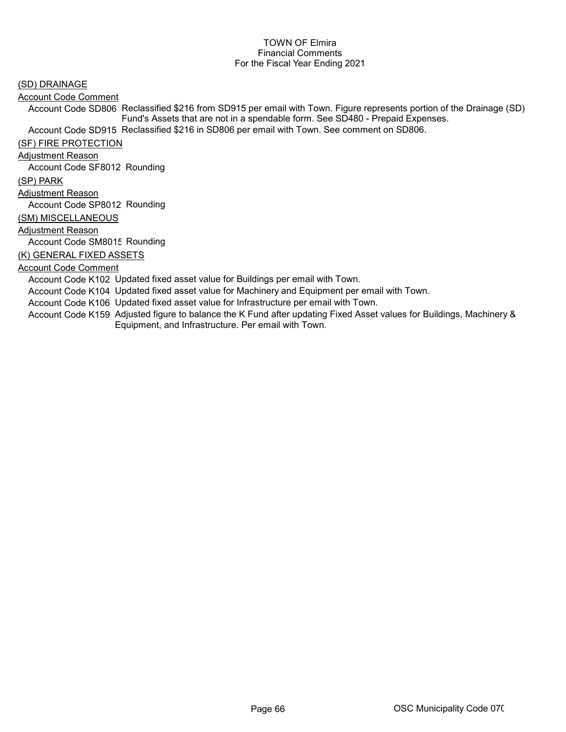TOWN OF Elmira
Financial Comments
For the Fiscal Year Ending 2021

(SD) DRAINAGE

Account Code Comment

Account Code SD806 Reclassified $216 from SD915 per email with Town. Figure represents portion of the Drainage (SD) Fund's Assets that are not in a spendable form. See SD480 - Prepaid Expenses.

Account Code SD915 Reclassified $216 in SD806 per email with Town. See comment on SD806.

(SF) FIRE PROTECTION

Adjustment Reason

Account Code SF8012 Rounding

(SP) PARK

Adjustment Reason

Account Code SP8012 Rounding

(SM) MISCELLANEOUS

Adjustment Reason

Account Code SM8015 Rounding

(K) GENERAL FIXED ASSETS

Account Code Comment

Account Code K102 Updated fixed asset value for Buildings per email with Town.

Account Code K104 Updated fixed asset value for Machinery and Equipment per email with Town.

Account Code K106 Updated fixed asset value for Infrastructure per email with Town.

Account Code K159 Adjusted figure to balance the K Fund after updating Fixed Asset values for Buildings, Machinery & Equipment, and Infrastructure. Per email with Town.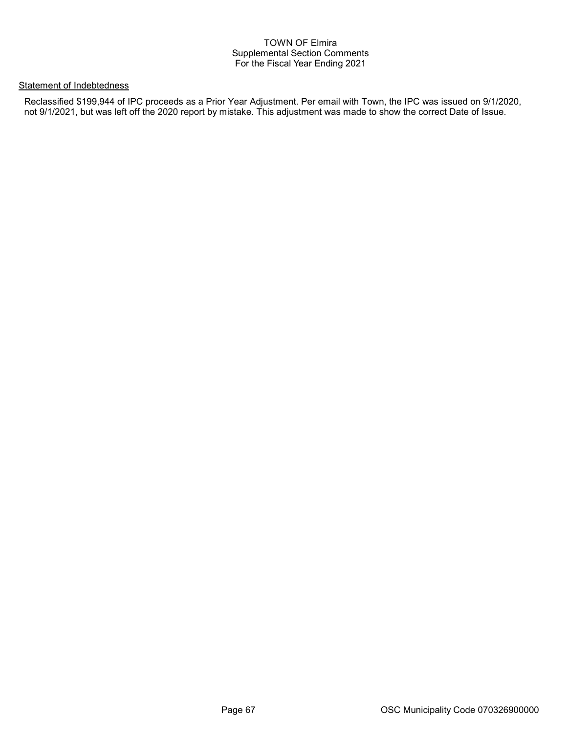TOWN OF Elmira
Supplemental Section Comments
For the Fiscal Year Ending 2021

Statement of Indebtedness

Reclassified $199,944 of IPC proceeds as a Prior Year Adjustment. Per email with Town, the IPC was issued on 9/1/2020, not 9/1/2021, but was left off the 2020 report by mistake. This adjustment was made to show the correct Date of Issue.